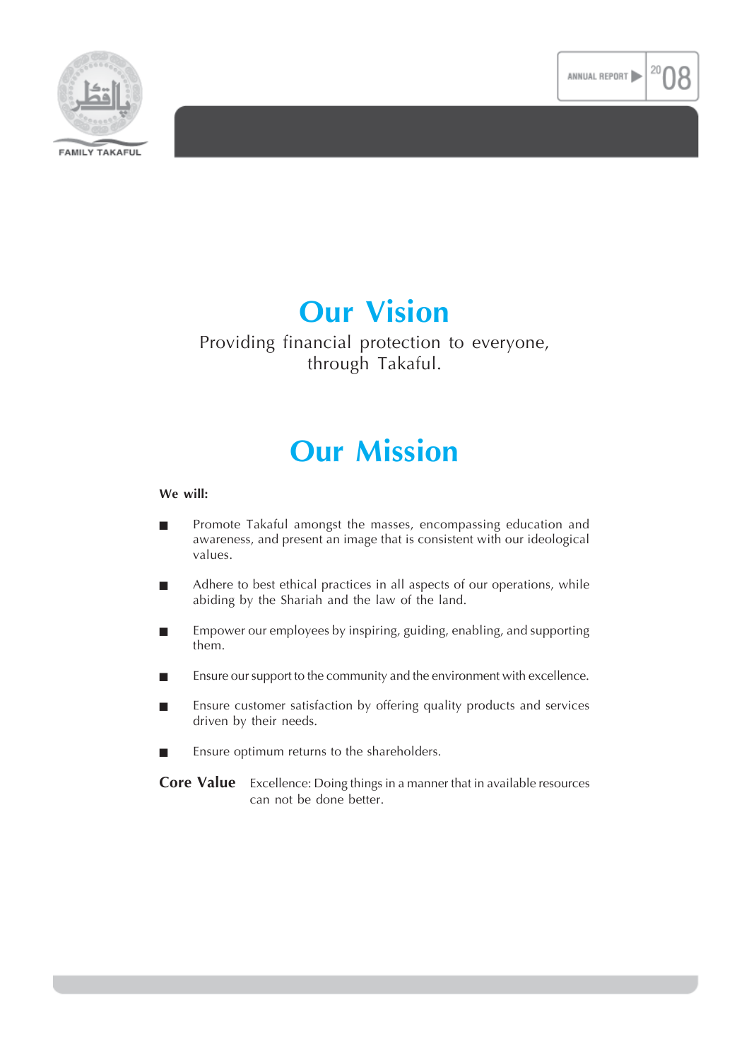# Our Vision

Providing financial protection to everyone, through Takaful.

# Our Mission

**We will:**

- Promote Takaful amongst the masses, encompassing education and awareness, and present an image that is consistent with our ideological values.
- Adhere to best ethical practices in all aspects of our operations, while abiding by the Shariah and the law of the land.
- Empower our employees by inspiring, guiding, enabling, and supporting them.
- Ensure our support to the community and the environment with excellence.
- Ensure customer satisfaction by offering quality products and services driven by their needs.
- Ensure optimum returns to the shareholders.

**Core Value** Excellence: Doing things in a manner that in available resources can not be done better.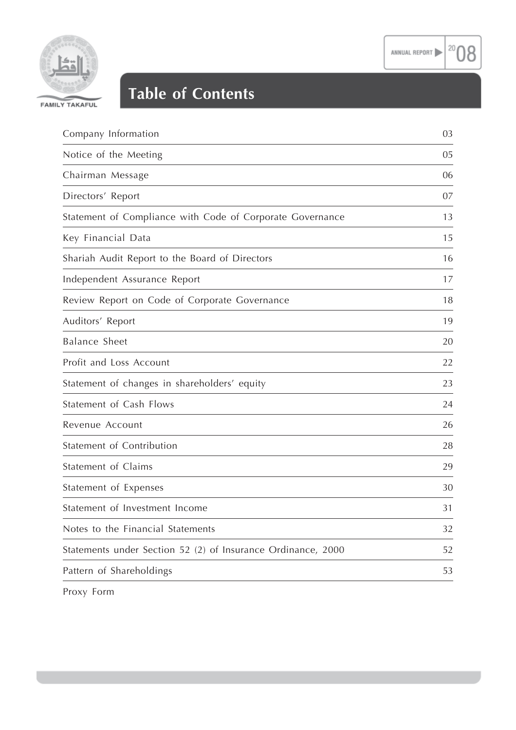# Table of Contents

| | |
|---|---|
| Company Information | 03 |
| Notice of the Meeting | 05 |
| Chairman Message | 06 |
| Directors' Report | 07 |
| Statement of Compliance with Code of Corporate Governance | 13 |
| Key Financial Data | 15 |
| Shariah Audit Report to the Board of Directors | 16 |
| Independent Assurance Report | 17 |
| Review Report on Code of Corporate Governance | 18 |
| Auditors' Report | 19 |
| Balance Sheet | 20 |
| Profit and Loss Account | 22 |
| Statement of changes in shareholders' equity | 23 |
| Statement of Cash Flows | 24 |
| Revenue Account | 26 |
| Statement of Contribution | 28 |
| Statement of Claims | 29 |
| Statement of Expenses | 30 |
| Statement of Investment Income | 31 |
| Notes to the Financial Statements | 32 |
| Statements under Section 52 (2) of Insurance Ordinance, 2000 | 52 |
| Pattern of Shareholdings | 53 |
| Proxy Form | |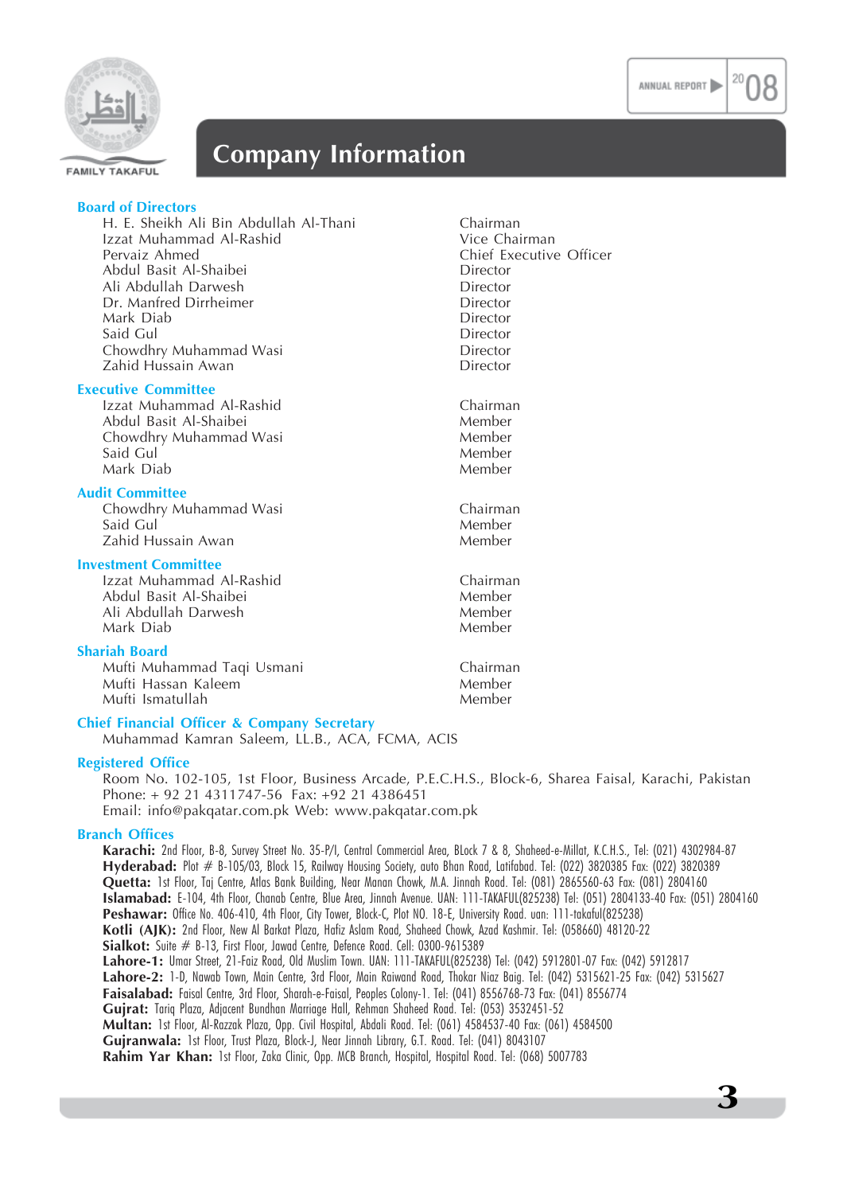# Company Information

## Board of Directors

| | |
|---|---|
| H. E. Sheikh Ali Bin Abdullah Al-Thani | Chairman |
| Izzat Muhammad Al-Rashid | Vice Chairman |
| Pervaiz Ahmed | Chief Executive Officer |
| Abdul Basit Al-Shaibei | Director |
| Ali Abdullah Darwesh | Director |
| Dr. Manfred Dirrheimer | Director |
| Mark Diab | Director |
| Said Gul | Director |
| Chowdhry Muhammad Wasi | Director |
| Zahid Hussain Awan | Director |

## Executive Committee

| | |
|---|---|
| Izzat Muhammad Al-Rashid | Chairman |
| Abdul Basit Al-Shaibei | Member |
| Chowdhry Muhammad Wasi | Member |
| Said Gul | Member |
| Mark Diab | Member |

## Audit Committee

| | |
|---|---|
| Chowdhry Muhammad Wasi | Chairman |
| Said Gul | Member |
| Zahid Hussain Awan | Member |

## Investment Committee

| | |
|---|---|
| Izzat Muhammad Al-Rashid | Chairman |
| Abdul Basit Al-Shaibei | Member |
| Ali Abdullah Darwesh | Member |
| Mark Diab | Member |

## Shariah Board

| | |
|---|---|
| Mufti Muhammad Taqi Usmani | Chairman |
| Mufti Hassan Kaleem | Member |
| Mufti Ismatullah | Member |

## Chief Financial Officer & Company Secretary

Muhammad Kamran Saleem, LL.B., ACA, FCMA, ACIS

## Registered Office

Room No. 102-105, 1st Floor, Business Arcade, P.E.C.H.S., Block-6, Sharea Faisal, Karachi, Pakistan
Phone: + 92 21 4311747-56 Fax: +92 21 4386451
Email: info@pakqatar.com.pk Web: www.pakqatar.com.pk

## Branch Offices

**Karachi:** 2nd Floor, B-8, Survey Street No. 35-P/I, Central Commercial Area, BLock 7 & 8, Shaheed-e-Millat, K.C.H.S., Tel: (021) 4302984-87
**Hyderabad:** Plot # B-105/03, Block 15, Railway Housing Society, auto Bhan Road, Latifabad. Tel: (022) 3820385 Fax: (022) 3820389
**Quetta:** 1st Floor, Taj Centre, Atlas Bank Building, Near Manan Chowk, M.A. Jinnah Road. Tel: (081) 2865560-63 Fax: (081) 2804160
**Islamabad:** E-104, 4th Floor, Chanab Centre, Blue Area, Jinnah Avenue. UAN: 111-TAKAFUL(825238) Tel: (051) 2804133-40 Fax: (051) 2804160
**Peshawar:** Office No. 406-410, 4th Floor, City Tower, Block-C, Plot NO. 18-E, University Road. uan: 111-takaful(825238)
**Kotli (AJK):** 2nd Floor, New Al Barkat Plaza, Hafiz Aslam Road, Shaheed Chowk, Azad Kashmir. Tel: (058660) 48120-22
**Sialkot:** Suite # B-13, First Floor, Jawad Centre, Defence Road. Cell: 0300-9615389
**Lahore-1:** Umar Street, 21-Faiz Road, Old Muslim Town. UAN: 111-TAKAFUL(825238) Tel: (042) 5912801-07 Fax: (042) 5912817
**Lahore-2:** 1-D, Nawab Town, Main Centre, 3rd Floor, Main Raiwand Road, Thokar Niaz Baig. Tel: (042) 5315621-25 Fax: (042) 5315627
**Faisalabad:** Faisal Centre, 3rd Floor, Sharah-e-Faisal, Peoples Colony-1. Tel: (041) 8556768-73 Fax: (041) 8556774
**Gujrat:** Tariq Plaza, Adjacent Bundhan Marriage Hall, Rehman Shaheed Road. Tel: (053) 3532451-52
**Multan:** 1st Floor, Al-Razzak Plaza, Opp. Civil Hospital, Abdali Road. Tel: (061) 4584537-40 Fax: (061) 4584500
**Gujranwala:** 1st Floor, Trust Plaza, Block-J, Near Jinnah Library, G.T. Road. Tel: (041) 8043107
**Rahim Yar Khan:** 1st Floor, Zaka Clinic, Opp. MCB Branch, Hospital, Hospital Road. Tel: (068) 5007783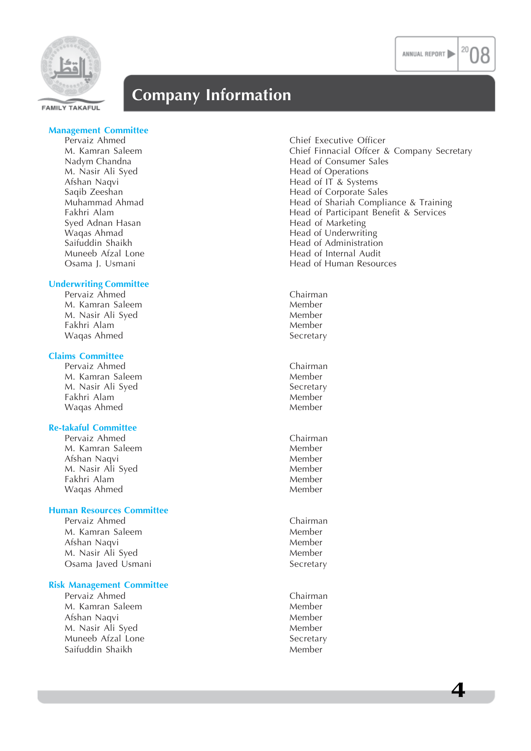# Company Information

## Management Committee

| | |
|---|---|
| Pervaiz Ahmed | Chief Executive Officer |
| M. Kamran Saleem | Chief Finnacial Offcer & Company Secretary |
| Nadym Chandna | Head of Consumer Sales |
| M. Nasir Ali Syed | Head of Operations |
| Afshan Naqvi | Head of IT & Systems |
| Saqib Zeeshan | Head of Corporate Sales |
| Muhammad Ahmad | Head of Shariah Compliance & Training |
| Fakhri Alam | Head of Participant Benefit & Services |
| Syed Adnan Hasan | Head of Marketing |
| Waqas Ahmad | Head of Underwriting |
| Saifuddin Shaikh | Head of Administration |
| Muneeb Afzal Lone | Head of Internal Audit |
| Osama J. Usmani | Head of Human Resources |

## Underwriting Committee

| | |
|---|---|
| Pervaiz Ahmed | Chairman |
| M. Kamran Saleem | Member |
| M. Nasir Ali Syed | Member |
| Fakhri Alam | Member |
| Waqas Ahmed | Secretary |

## Claims Committee

| | |
|---|---|
| Pervaiz Ahmed | Chairman |
| M. Kamran Saleem | Member |
| M. Nasir Ali Syed | Secretary |
| Fakhri Alam | Member |
| Waqas Ahmed | Member |

## Re-takaful Committee

| | |
|---|---|
| Pervaiz Ahmed | Chairman |
| M. Kamran Saleem | Member |
| Afshan Naqvi | Member |
| M. Nasir Ali Syed | Member |
| Fakhri Alam | Member |
| Waqas Ahmed | Member |

## Human Resources Committee

| | |
|---|---|
| Pervaiz Ahmed | Chairman |
| M. Kamran Saleem | Member |
| Afshan Naqvi | Member |
| M. Nasir Ali Syed | Member |
| Osama Javed Usmani | Secretary |

## Risk Management Committee

| | |
|---|---|
| Pervaiz Ahmed | Chairman |
| M. Kamran Saleem | Member |
| Afshan Naqvi | Member |
| M. Nasir Ali Syed | Member |
| Muneeb Afzal Lone | Secretary |
| Saifuddin Shaikh | Member |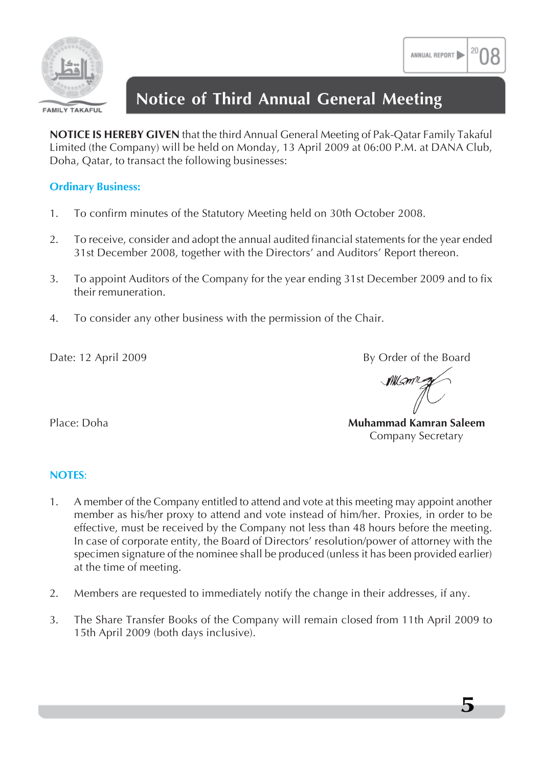# Notice of Third Annual General Meeting

**NOTICE IS HEREBY GIVEN** that the third Annual General Meeting of Pak-Qatar Family Takaful Limited (the Company) will be held on Monday, 13 April 2009 at 06:00 P.M. at DANA Club, Doha, Qatar, to transact the following businesses:

## Ordinary Business:

1. To confirm minutes of the Statutory Meeting held on 30th October 2008.
2. To receive, consider and adopt the annual audited financial statements for the year ended 31st December 2008, together with the Directors' and Auditors' Report thereon.
3. To appoint Auditors of the Company for the year ending 31st December 2009 and to fix their remuneration.
4. To consider any other business with the permission of the Chair.

Date: 12 April 2009

Place: Doha

By Order of the Board

**Muhammad Kamran Saleem**
Company Secretary

## NOTES:

1. A member of the Company entitled to attend and vote at this meeting may appoint another member as his/her proxy to attend and vote instead of him/her. Proxies, in order to be effective, must be received by the Company not less than 48 hours before the meeting. In case of corporate entity, the Board of Directors' resolution/power of attorney with the specimen signature of the nominee shall be produced (unless it has been provided earlier) at the time of meeting.
2. Members are requested to immediately notify the change in their addresses, if any.
3. The Share Transfer Books of the Company will remain closed from 11th April 2009 to 15th April 2009 (both days inclusive).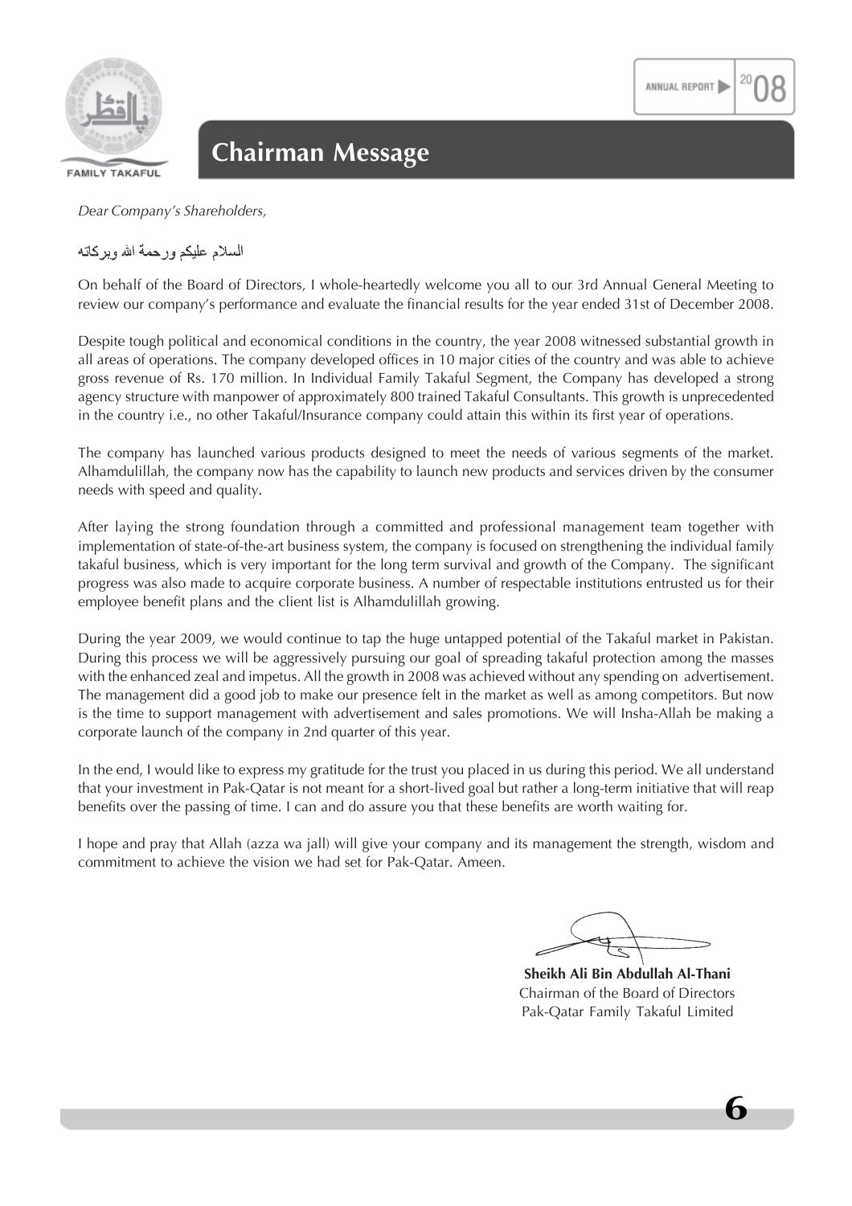# Chairman Message

*Dear Company's Shareholders,*

السلام عليكم ورحمة الله وبركاته

On behalf of the Board of Directors, I whole-heartedly welcome you all to our 3rd Annual General Meeting to review our company's performance and evaluate the financial results for the year ended 31st of December 2008.

Despite tough political and economical conditions in the country, the year 2008 witnessed substantial growth in all areas of operations. The company developed offices in 10 major cities of the country and was able to achieve gross revenue of Rs. 170 million. In Individual Family Takaful Segment, the Company has developed a strong agency structure with manpower of approximately 800 trained Takaful Consultants. This growth is unprecedented in the country i.e., no other Takaful/Insurance company could attain this within its first year of operations.

The company has launched various products designed to meet the needs of various segments of the market. Alhamdulillah, the company now has the capability to launch new products and services driven by the consumer needs with speed and quality.

After laying the strong foundation through a committed and professional management team together with implementation of state-of-the-art business system, the company is focused on strengthening the individual family takaful business, which is very important for the long term survival and growth of the Company. The significant progress was also made to acquire corporate business. A number of respectable institutions entrusted us for their employee benefit plans and the client list is Alhamdulillah growing.

During the year 2009, we would continue to tap the huge untapped potential of the Takaful market in Pakistan. During this process we will be aggressively pursuing our goal of spreading takaful protection among the masses with the enhanced zeal and impetus. All the growth in 2008 was achieved without any spending on advertisement. The management did a good job to make our presence felt in the market as well as among competitors. But now is the time to support management with advertisement and sales promotions. We will Insha-Allah be making a corporate launch of the company in 2nd quarter of this year.

In the end, I would like to express my gratitude for the trust you placed in us during this period. We all understand that your investment in Pak-Qatar is not meant for a short-lived goal but rather a long-term initiative that will reap benefits over the passing of time. I can and do assure you that these benefits are worth waiting for.

I hope and pray that Allah (azza wa jall) will give your company and its management the strength, wisdom and commitment to achieve the vision we had set for Pak-Qatar. Ameen.

**Sheikh Ali Bin Abdullah Al-Thani**
Chairman of the Board of Directors
Pak-Qatar Family Takaful Limited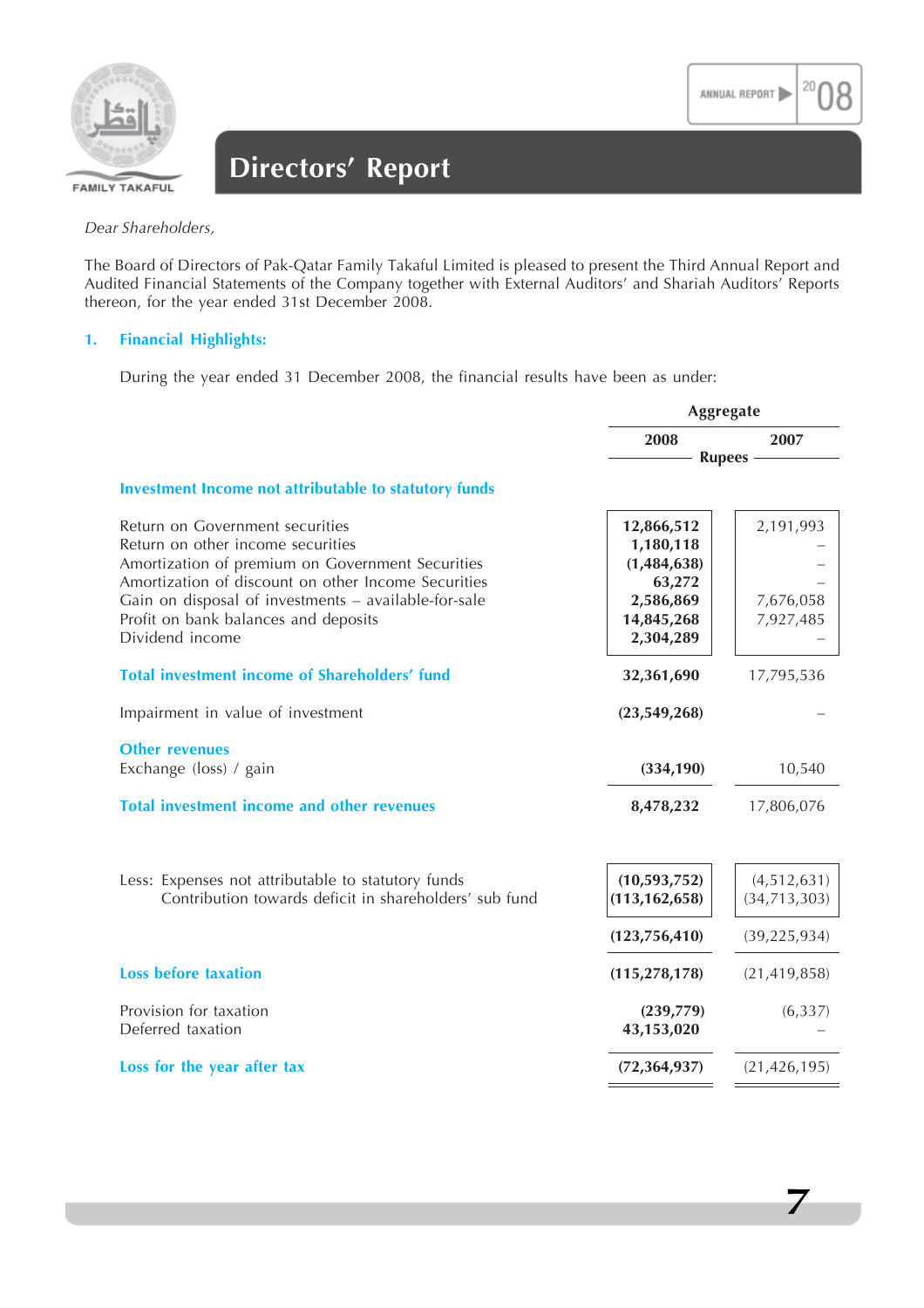# Directors' Report

*Dear Shareholders,*

The Board of Directors of Pak-Qatar Family Takaful Limited is pleased to present the Third Annual Report and Audited Financial Statements of the Company together with External Auditors' and Shariah Auditors' Reports thereon, for the year ended 31st December 2008.

## 1. Financial Highlights:

During the year ended 31 December 2008, the financial results have been as under:

| | Aggregate | |
|---|---|---|
| | **2008** | **2007** |
| | Rupees | |
| **Investment Income not attributable to statutory funds** | | |
| Return on Government securities | **12,866,512** | 2,191,993 |
| Return on other income securities | **1,180,118** | – |
| Amortization of premium on Government Securities | **(1,484,638)** | – |
| Amortization of discount on other Income Securities | **63,272** | – |
| Gain on disposal of investments – available-for-sale | **2,586,869** | 7,676,058 |
| Profit on bank balances and deposits | **14,845,268** | 7,927,485 |
| Dividend income | **2,304,289** | – |
| **Total investment income of Shareholders' fund** | **32,361,690** | 17,795,536 |
| Impairment in value of investment | **(23,549,268)** | – |
| **Other revenues** | | |
| Exchange (loss) / gain | **(334,190)** | 10,540 |
| **Total investment income and other revenues** | **8,478,232** | 17,806,076 |
| Less: Expenses not attributable to statutory funds | **(10,593,752)** | (4,512,631) |
| Contribution towards deficit in shareholders' sub fund | **(113,162,658)** | (34,713,303) |
| | **(123,756,410)** | (39,225,934) |
| **Loss before taxation** | **(115,278,178)** | (21,419,858) |
| Provision for taxation | **(239,779)** | (6,337) |
| Deferred taxation | **43,153,020** | – |
| **Loss for the year after tax** | **(72,364,937)** | (21,426,195) |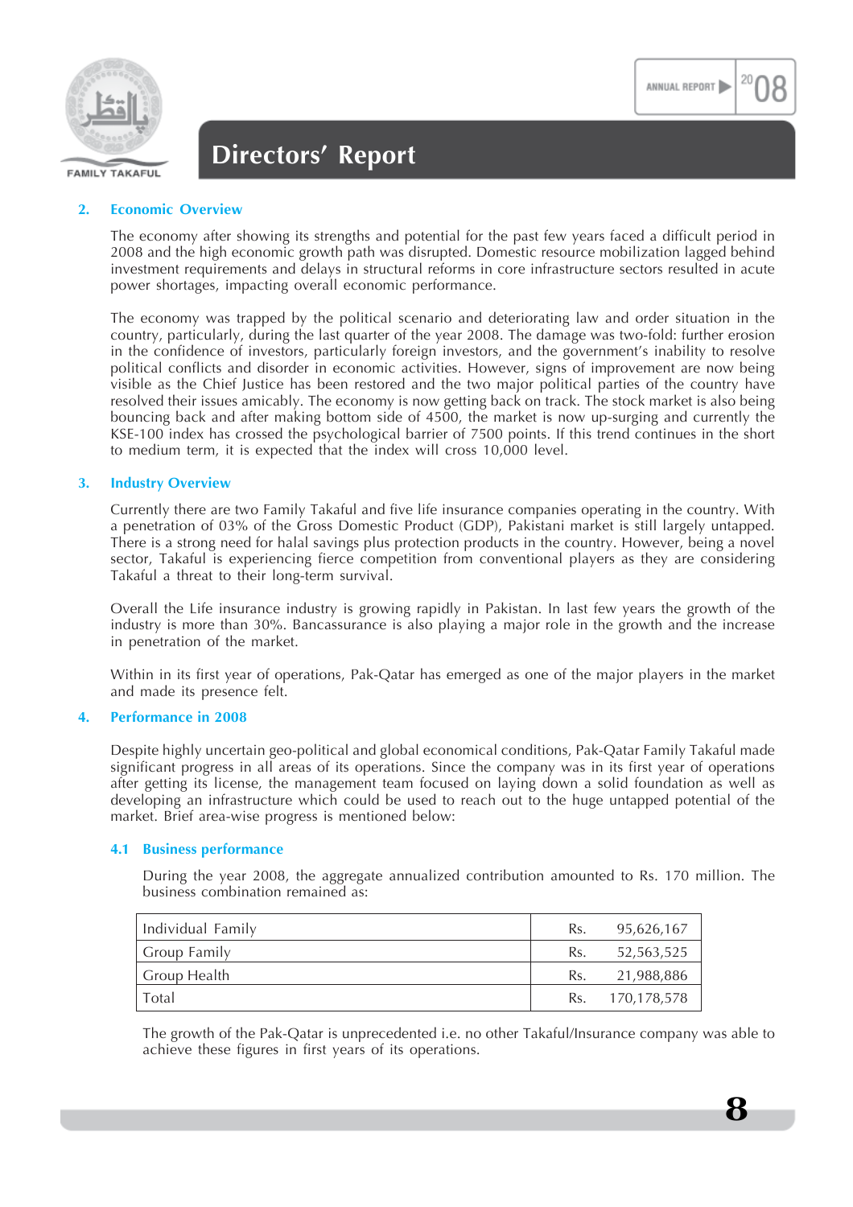## 2. Economic Overview

The economy after showing its strengths and potential for the past few years faced a difficult period in 2008 and the high economic growth path was disrupted. Domestic resource mobilization lagged behind investment requirements and delays in structural reforms in core infrastructure sectors resulted in acute power shortages, impacting overall economic performance.

The economy was trapped by the political scenario and deteriorating law and order situation in the country, particularly, during the last quarter of the year 2008. The damage was two-fold: further erosion in the confidence of investors, particularly foreign investors, and the government's inability to resolve political conflicts and disorder in economic activities. However, signs of improvement are now being visible as the Chief Justice has been restored and the two major political parties of the country have resolved their issues amicably. The economy is now getting back on track. The stock market is also being bouncing back and after making bottom side of 4500, the market is now up-surging and currently the KSE-100 index has crossed the psychological barrier of 7500 points. If this trend continues in the short to medium term, it is expected that the index will cross 10,000 level.

## 3. Industry Overview

Currently there are two Family Takaful and five life insurance companies operating in the country. With a penetration of 03% of the Gross Domestic Product (GDP), Pakistani market is still largely untapped. There is a strong need for halal savings plus protection products in the country. However, being a novel sector, Takaful is experiencing fierce competition from conventional players as they are considering Takaful a threat to their long-term survival.

Overall the Life insurance industry is growing rapidly in Pakistan. In last few years the growth of the industry is more than 30%. Bancassurance is also playing a major role in the growth and the increase in penetration of the market.

Within in its first year of operations, Pak-Qatar has emerged as one of the major players in the market and made its presence felt.

## 4. Performance in 2008

Despite highly uncertain geo-political and global economical conditions, Pak-Qatar Family Takaful made significant progress in all areas of its operations. Since the company was in its first year of operations after getting its license, the management team focused on laying down a solid foundation as well as developing an infrastructure which could be used to reach out to the huge untapped potential of the market. Brief area-wise progress is mentioned below:

### 4.1 Business performance

During the year 2008, the aggregate annualized contribution amounted to Rs. 170 million. The business combination remained as:

| | | |
|---|---|---|
| Individual Family | Rs. | 95,626,167 |
| Group Family | Rs. | 52,563,525 |
| Group Health | Rs. | 21,988,886 |
| Total | Rs. | 170,178,578 |

The growth of the Pak-Qatar is unprecedented i.e. no other Takaful/Insurance company was able to achieve these figures in first years of its operations.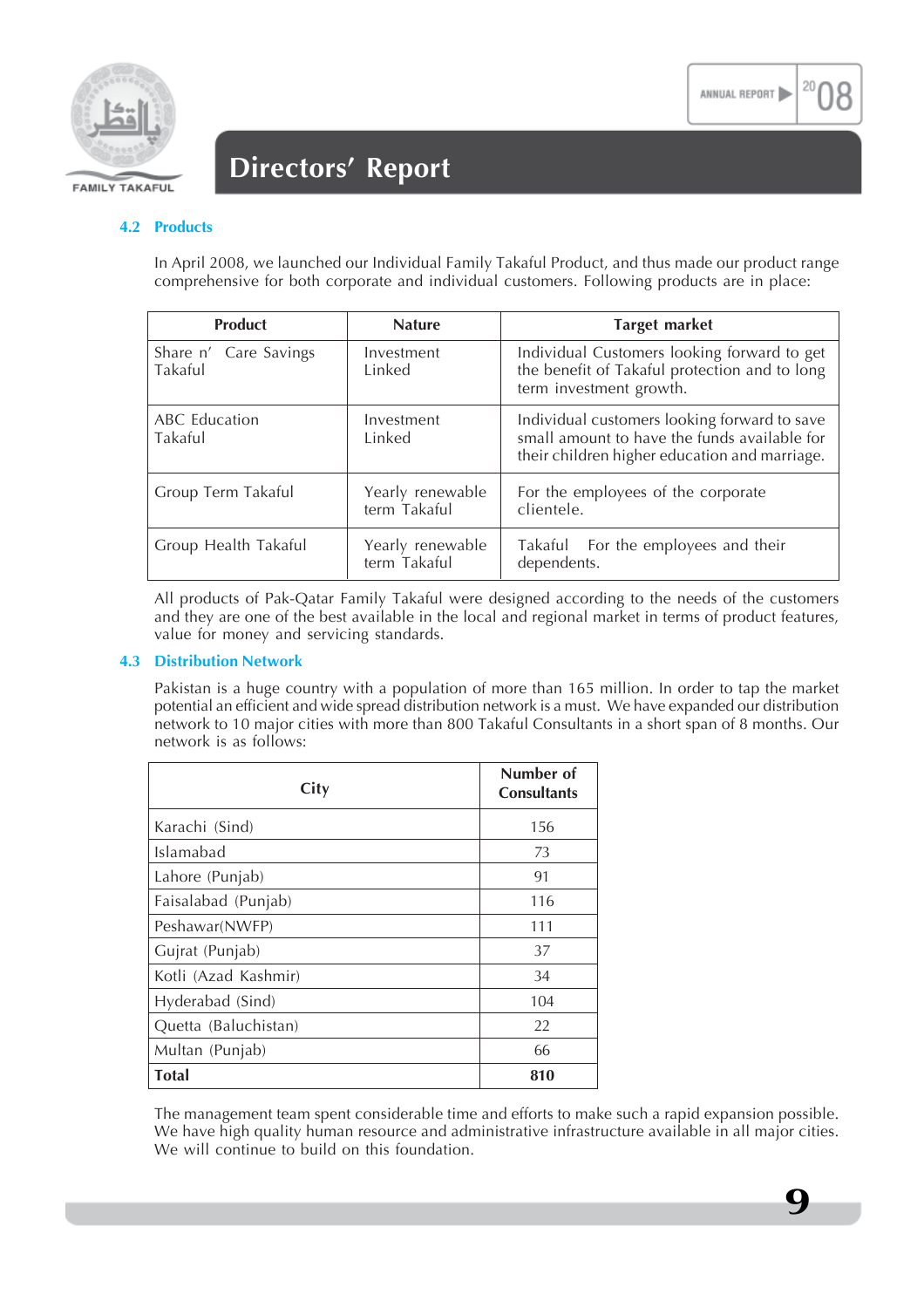### 4.2 Products

In April 2008, we launched our Individual Family Takaful Product, and thus made our product range comprehensive for both corporate and individual customers. Following products are in place:

| Product | Nature | Target market |
|---|---|---|
| Share n' Care Savings Takaful | Investment Linked | Individual Customers looking forward to get the benefit of Takaful protection and to long term investment growth. |
| ABC Education Takaful | Investment Linked | Individual customers looking forward to save small amount to have the funds available for their children higher education and marriage. |
| Group Term Takaful | Yearly renewable term Takaful | For the employees of the corporate clientele. |
| Group Health Takaful | Yearly renewable term Takaful | Takaful For the employees and their dependents. |

All products of Pak-Qatar Family Takaful were designed according to the needs of the customers and they are one of the best available in the local and regional market in terms of product features, value for money and servicing standards.

### 4.3 Distribution Network

Pakistan is a huge country with a population of more than 165 million. In order to tap the market potential an efficient and wide spread distribution network is a must. We have expanded our distribution network to 10 major cities with more than 800 Takaful Consultants in a short span of 8 months. Our network is as follows:

| City | Number of Consultants |
|---|---|
| Karachi (Sind) | 156 |
| Islamabad | 73 |
| Lahore (Punjab) | 91 |
| Faisalabad (Punjab) | 116 |
| Peshawar(NWFP) | 111 |
| Gujrat (Punjab) | 37 |
| Kotli (Azad Kashmir) | 34 |
| Hyderabad (Sind) | 104 |
| Quetta (Baluchistan) | 22 |
| Multan (Punjab) | 66 |
| **Total** | **810** |

The management team spent considerable time and efforts to make such a rapid expansion possible. We have high quality human resource and administrative infrastructure available in all major cities. We will continue to build on this foundation.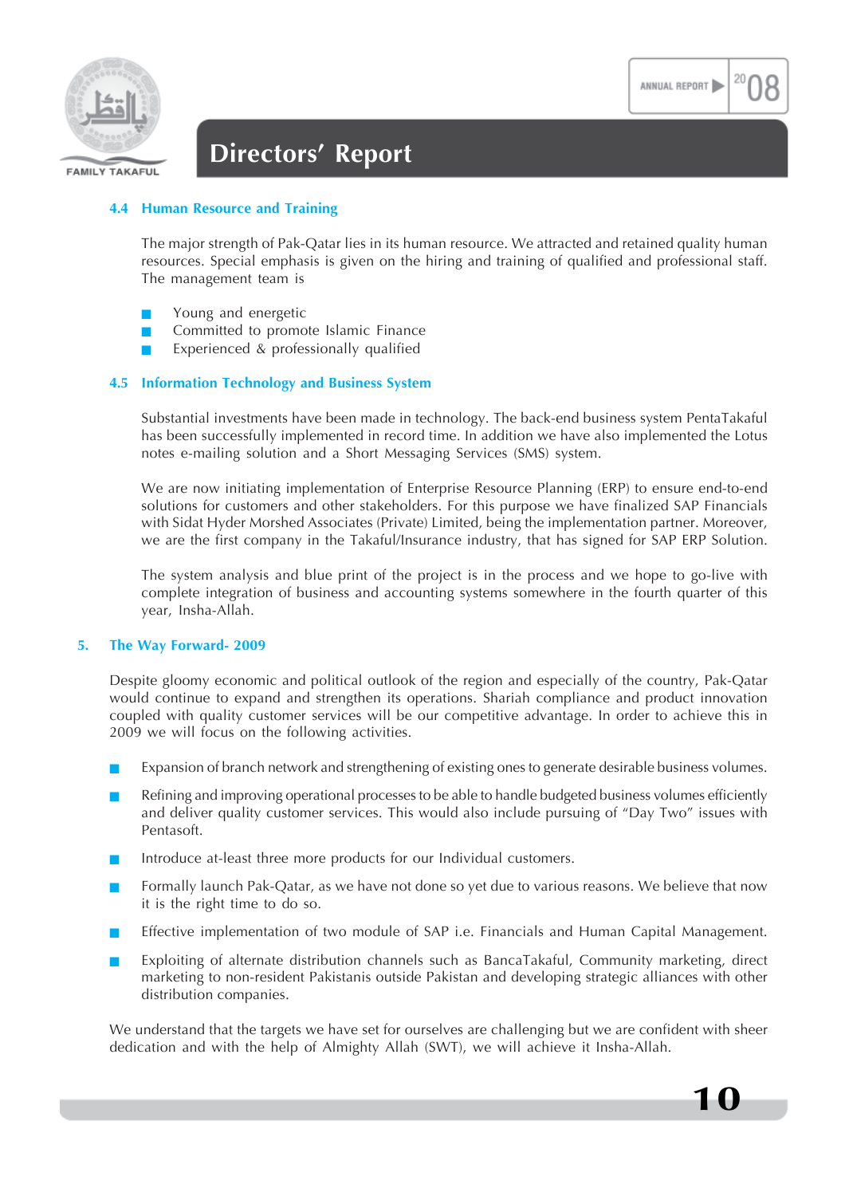### 4.4 Human Resource and Training

The major strength of Pak-Qatar lies in its human resource. We attracted and retained quality human resources. Special emphasis is given on the hiring and training of qualified and professional staff. The management team is

- Young and energetic
- Committed to promote Islamic Finance
- Experienced & professionally qualified

### 4.5 Information Technology and Business System

Substantial investments have been made in technology. The back-end business system PentaTakaful has been successfully implemented in record time. In addition we have also implemented the Lotus notes e-mailing solution and a Short Messaging Services (SMS) system.

We are now initiating implementation of Enterprise Resource Planning (ERP) to ensure end-to-end solutions for customers and other stakeholders. For this purpose we have finalized SAP Financials with Sidat Hyder Morshed Associates (Private) Limited, being the implementation partner. Moreover, we are the first company in the Takaful/Insurance industry, that has signed for SAP ERP Solution.

The system analysis and blue print of the project is in the process and we hope to go-live with complete integration of business and accounting systems somewhere in the fourth quarter of this year, Insha-Allah.

## 5. The Way Forward- 2009

Despite gloomy economic and political outlook of the region and especially of the country, Pak-Qatar would continue to expand and strengthen its operations. Shariah compliance and product innovation coupled with quality customer services will be our competitive advantage. In order to achieve this in 2009 we will focus on the following activities.

- Expansion of branch network and strengthening of existing ones to generate desirable business volumes.
- Refining and improving operational processes to be able to handle budgeted business volumes efficiently and deliver quality customer services. This would also include pursuing of "Day Two" issues with Pentasoft.
- Introduce at-least three more products for our Individual customers.
- Formally launch Pak-Qatar, as we have not done so yet due to various reasons. We believe that now it is the right time to do so.
- Effective implementation of two module of SAP i.e. Financials and Human Capital Management.
- Exploiting of alternate distribution channels such as BancaTakaful, Community marketing, direct marketing to non-resident Pakistanis outside Pakistan and developing strategic alliances with other distribution companies.

We understand that the targets we have set for ourselves are challenging but we are confident with sheer dedication and with the help of Almighty Allah (SWT), we will achieve it Insha-Allah.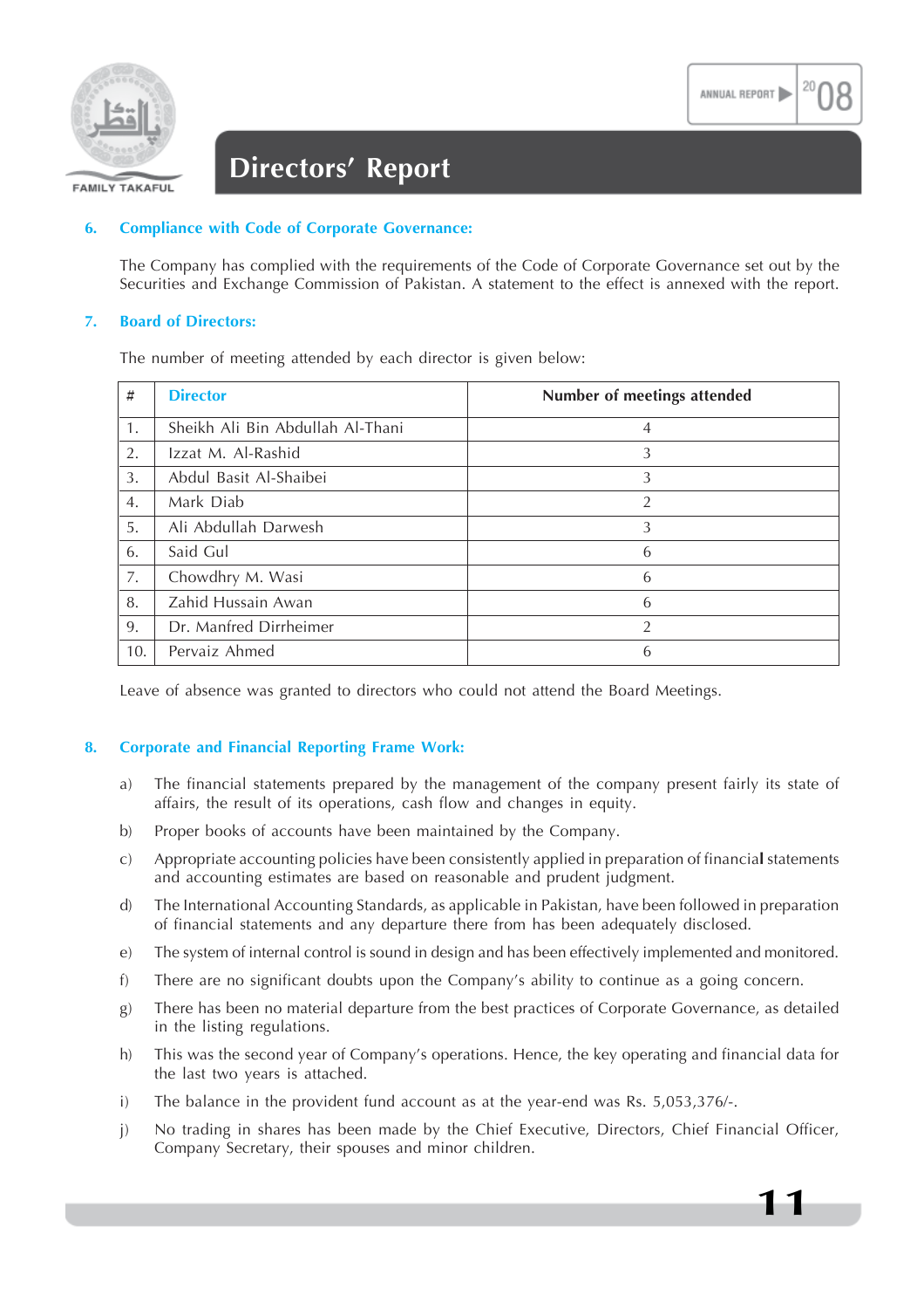# Directors' Report

## 6. Compliance with Code of Corporate Governance:

The Company has complied with the requirements of the Code of Corporate Governance set out by the Securities and Exchange Commission of Pakistan. A statement to the effect is annexed with the report.

## 7. Board of Directors:

The number of meeting attended by each director is given below:

| # | Director | Number of meetings attended |
|---|---|---|
| 1. | Sheikh Ali Bin Abdullah Al-Thani | 4 |
| 2. | Izzat M. Al-Rashid | 3 |
| 3. | Abdul Basit Al-Shaibei | 3 |
| 4. | Mark Diab | 2 |
| 5. | Ali Abdullah Darwesh | 3 |
| 6. | Said Gul | 6 |
| 7. | Chowdhry M. Wasi | 6 |
| 8. | Zahid Hussain Awan | 6 |
| 9. | Dr. Manfred Dirrheimer | 2 |
| 10. | Pervaiz Ahmed | 6 |

Leave of absence was granted to directors who could not attend the Board Meetings.

## 8. Corporate and Financial Reporting Frame Work:

a) The financial statements prepared by the management of the company present fairly its state of affairs, the result of its operations, cash flow and changes in equity.

b) Proper books of accounts have been maintained by the Company.

c) Appropriate accounting policies have been consistently applied in preparation of financial statements and accounting estimates are based on reasonable and prudent judgment.

d) The International Accounting Standards, as applicable in Pakistan, have been followed in preparation of financial statements and any departure there from has been adequately disclosed.

e) The system of internal control is sound in design and has been effectively implemented and monitored.

f) There are no significant doubts upon the Company's ability to continue as a going concern.

g) There has been no material departure from the best practices of Corporate Governance, as detailed in the listing regulations.

h) This was the second year of Company's operations. Hence, the key operating and financial data for the last two years is attached.

i) The balance in the provident fund account as at the year-end was Rs. 5,053,376/-.

j) No trading in shares has been made by the Chief Executive, Directors, Chief Financial Officer, Company Secretary, their spouses and minor children.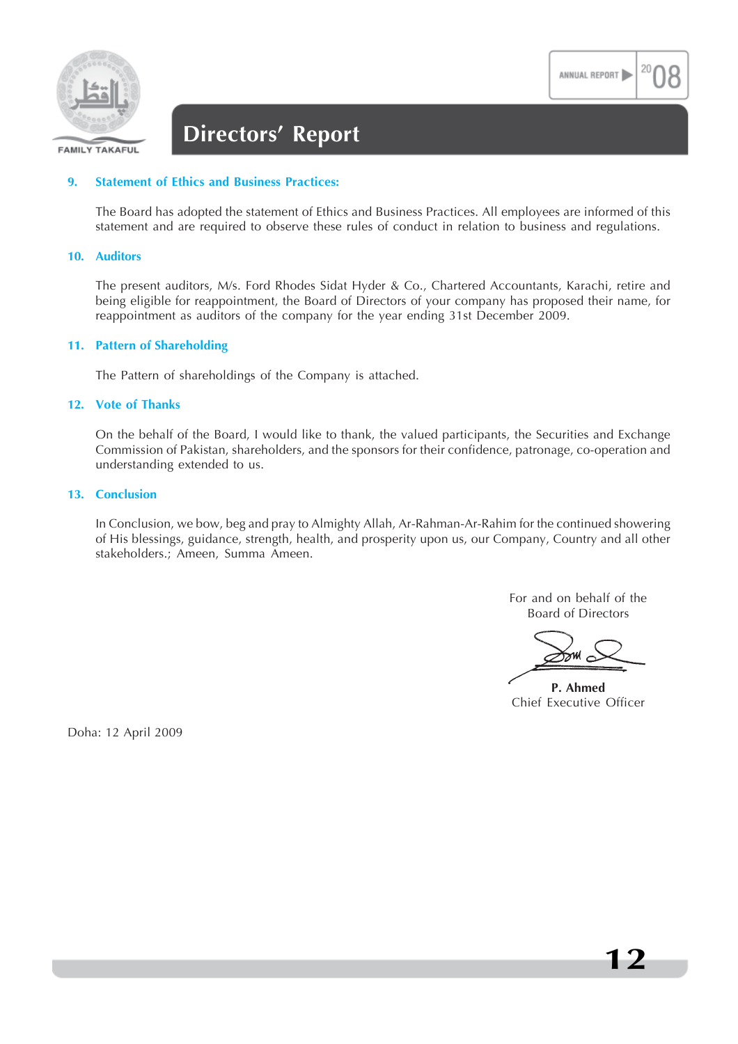## Directors' Report

### 9. Statement of Ethics and Business Practices:

The Board has adopted the statement of Ethics and Business Practices. All employees are informed of this statement and are required to observe these rules of conduct in relation to business and regulations.

### 10. Auditors

The present auditors, M/s. Ford Rhodes Sidat Hyder & Co., Chartered Accountants, Karachi, retire and being eligible for reappointment, the Board of Directors of your company has proposed their name, for reappointment as auditors of the company for the year ending 31st December 2009.

### 11. Pattern of Shareholding

The Pattern of shareholdings of the Company is attached.

### 12. Vote of Thanks

On the behalf of the Board, I would like to thank, the valued participants, the Securities and Exchange Commission of Pakistan, shareholders, and the sponsors for their confidence, patronage, co-operation and understanding extended to us.

### 13. Conclusion

In Conclusion, we bow, beg and pray to Almighty Allah, Ar-Rahman-Ar-Rahim for the continued showering of His blessings, guidance, strength, health, and prosperity upon us, our Company, Country and all other stakeholders.; Ameen, Summa Ameen.

For and on behalf of the
Board of Directors

**P. Ahmed**
Chief Executive Officer

Doha: 12 April 2009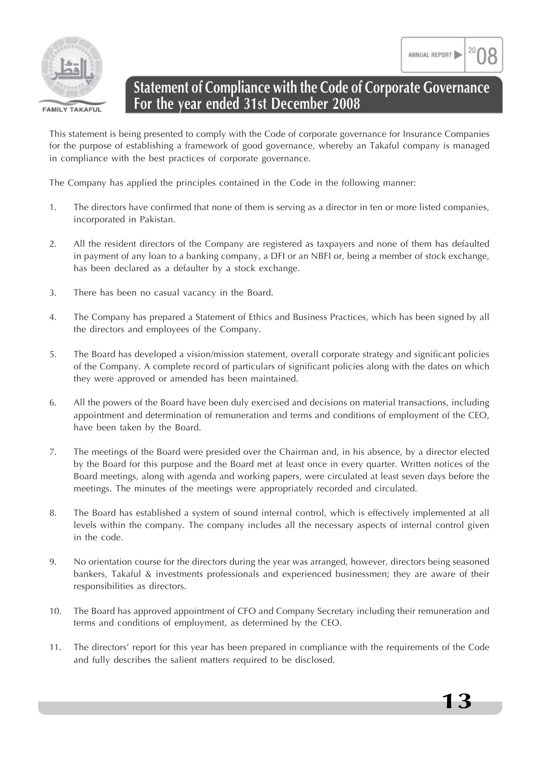# Statement of Compliance with the Code of Corporate Governance For the year ended 31st December 2008

This statement is being presented to comply with the Code of corporate governance for Insurance Companies for the purpose of establishing a framework of good governance, whereby an Takaful company is managed in compliance with the best practices of corporate governance.

The Company has applied the principles contained in the Code in the following manner:

1. The directors have confirmed that none of them is serving as a director in ten or more listed companies, incorporated in Pakistan.

2. All the resident directors of the Company are registered as taxpayers and none of them has defaulted in payment of any loan to a banking company, a DFI or an NBFI or, being a member of stock exchange, has been declared as a defaulter by a stock exchange.

3. There has been no casual vacancy in the Board.

4. The Company has prepared a Statement of Ethics and Business Practices, which has been signed by all the directors and employees of the Company.

5. The Board has developed a vision/mission statement, overall corporate strategy and significant policies of the Company. A complete record of particulars of significant policies along with the dates on which they were approved or amended has been maintained.

6. All the powers of the Board have been duly exercised and decisions on material transactions, including appointment and determination of remuneration and terms and conditions of employment of the CEO, have been taken by the Board.

7. The meetings of the Board were presided over the Chairman and, in his absence, by a director elected by the Board for this purpose and the Board met at least once in every quarter. Written notices of the Board meetings, along with agenda and working papers, were circulated at least seven days before the meetings. The minutes of the meetings were appropriately recorded and circulated.

8. The Board has established a system of sound internal control, which is effectively implemented at all levels within the company. The company includes all the necessary aspects of internal control given in the code.

9. No orientation course for the directors during the year was arranged, however, directors being seasoned bankers, Takaful & investments professionals and experienced businessmen; they are aware of their responsibilities as directors.

10. The Board has approved appointment of CFO and Company Secretary including their remuneration and terms and conditions of employment, as determined by the CEO.

11. The directors' report for this year has been prepared in compliance with the requirements of the Code and fully describes the salient matters required to be disclosed.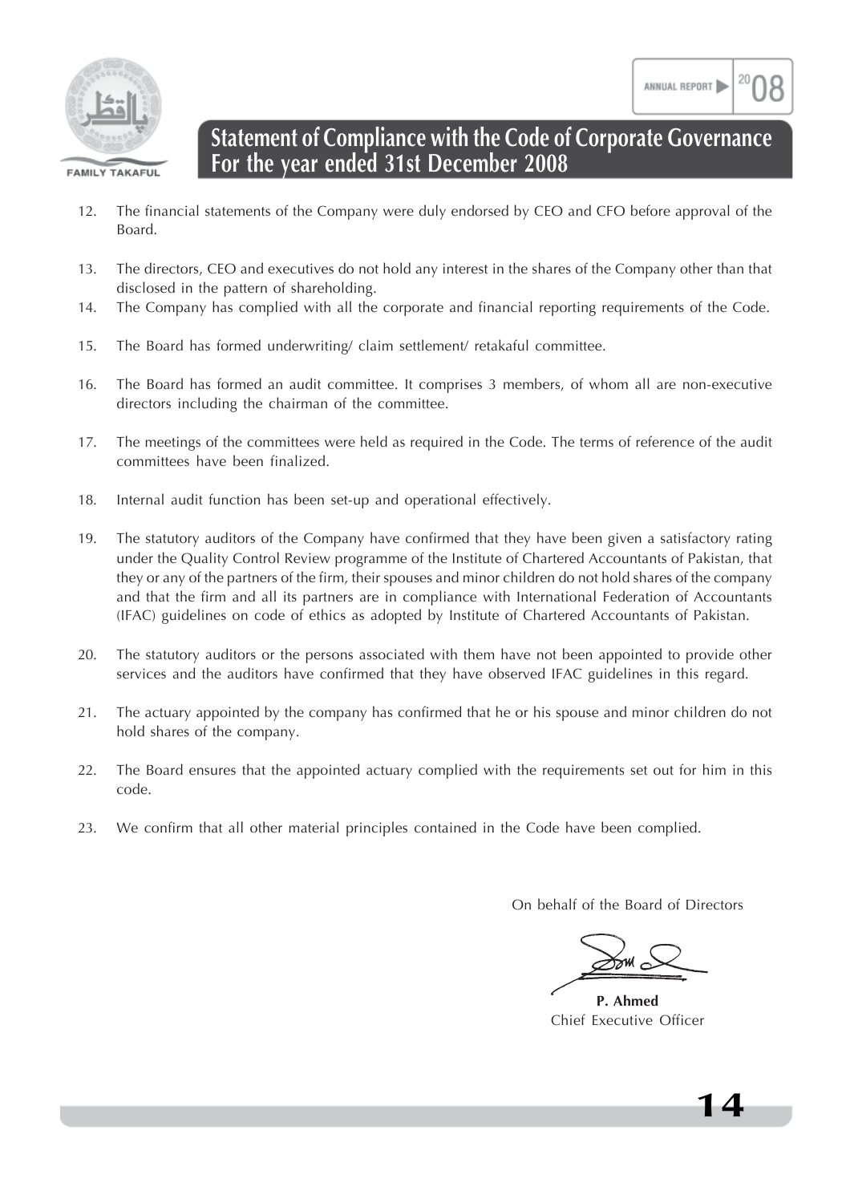## Statement of Compliance with the Code of Corporate Governance For the year ended 31st December 2008

12. The financial statements of the Company were duly endorsed by CEO and CFO before approval of the Board.

13. The directors, CEO and executives do not hold any interest in the shares of the Company other than that disclosed in the pattern of shareholding.

14. The Company has complied with all the corporate and financial reporting requirements of the Code.

15. The Board has formed underwriting/ claim settlement/ retakaful committee.

16. The Board has formed an audit committee. It comprises 3 members, of whom all are non-executive directors including the chairman of the committee.

17. The meetings of the committees were held as required in the Code. The terms of reference of the audit committees have been finalized.

18. Internal audit function has been set-up and operational effectively.

19. The statutory auditors of the Company have confirmed that they have been given a satisfactory rating under the Quality Control Review programme of the Institute of Chartered Accountants of Pakistan, that they or any of the partners of the firm, their spouses and minor children do not hold shares of the company and that the firm and all its partners are in compliance with International Federation of Accountants (IFAC) guidelines on code of ethics as adopted by Institute of Chartered Accountants of Pakistan.

20. The statutory auditors or the persons associated with them have not been appointed to provide other services and the auditors have confirmed that they have observed IFAC guidelines in this regard.

21. The actuary appointed by the company has confirmed that he or his spouse and minor children do not hold shares of the company.

22. The Board ensures that the appointed actuary complied with the requirements set out for him in this code.

23. We confirm that all other material principles contained in the Code have been complied.

On behalf of the Board of Directors

**P. Ahmed**
Chief Executive Officer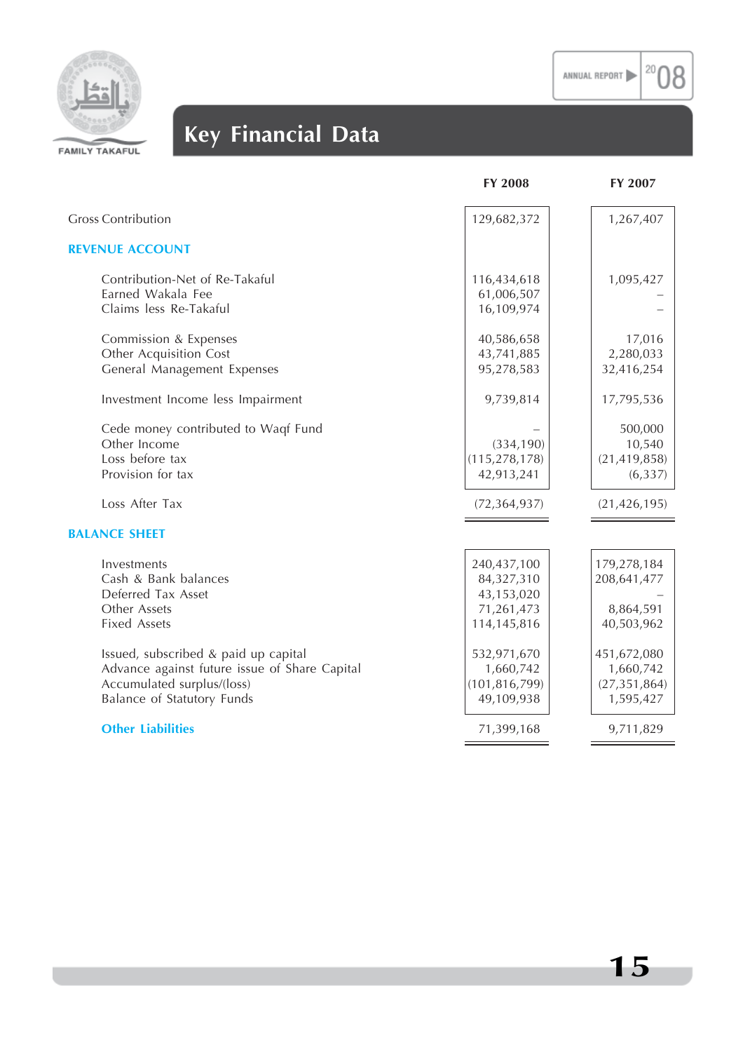# Key Financial Data

| | FY 2008 | FY 2007 |
|---|---|---|
| Gross Contribution | 129,682,372 | 1,267,407 |
| **REVENUE ACCOUNT** | | |
| Contribution-Net of Re-Takaful | 116,434,618 | 1,095,427 |
| Earned Wakala Fee | 61,006,507 | – |
| Claims less Re-Takaful | 16,109,974 | – |
| Commission & Expenses | 40,586,658 | 17,016 |
| Other Acquisition Cost | 43,741,885 | 2,280,033 |
| General Management Expenses | 95,278,583 | 32,416,254 |
| Investment Income less Impairment | 9,739,814 | 17,795,536 |
| Cede money contributed to Waqf Fund | – | 500,000 |
| Other Income | (334,190) | 10,540 |
| Loss before tax | (115,278,178) | (21,419,858) |
| Provision for tax | 42,913,241 | (6,337) |
| Loss After Tax | (72,364,937) | (21,426,195) |
| **BALANCE SHEET** | | |
| Investments | 240,437,100 | 179,278,184 |
| Cash & Bank balances | 84,327,310 | 208,641,477 |
| Deferred Tax Asset | 43,153,020 | – |
| Other Assets | 71,261,473 | 8,864,591 |
| Fixed Assets | 114,145,816 | 40,503,962 |
| Issued, subscribed & paid up capital | 532,971,670 | 451,672,080 |
| Advance against future issue of Share Capital | 1,660,742 | 1,660,742 |
| Accumulated surplus/(loss) | (101,816,799) | (27,351,864) |
| Balance of Statutory Funds | 49,109,938 | 1,595,427 |
| **Other Liabilities** | 71,399,168 | 9,711,829 |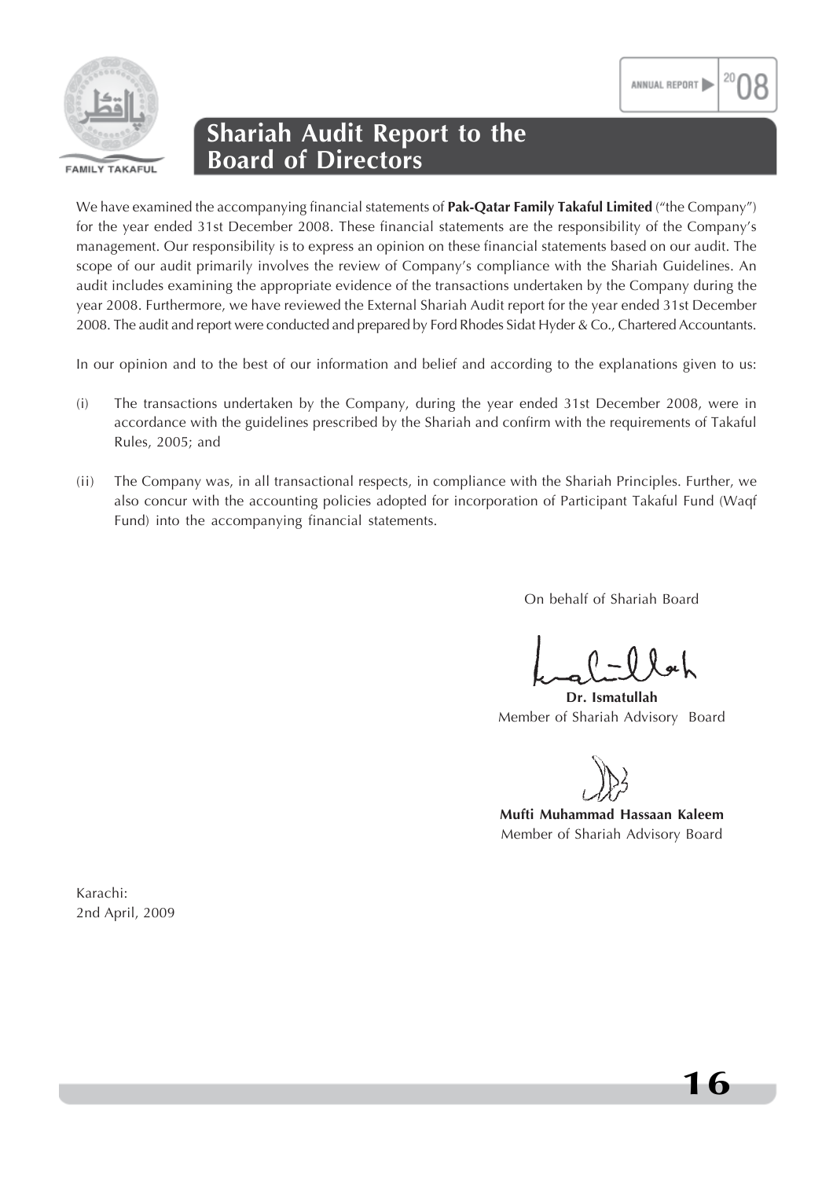# Shariah Audit Report to the Board of Directors

We have examined the accompanying financial statements of **Pak-Qatar Family Takaful Limited** ("the Company") for the year ended 31st December 2008. These financial statements are the responsibility of the Company's management. Our responsibility is to express an opinion on these financial statements based on our audit. The scope of our audit primarily involves the review of Company's compliance with the Shariah Guidelines. An audit includes examining the appropriate evidence of the transactions undertaken by the Company during the year 2008. Furthermore, we have reviewed the External Shariah Audit report for the year ended 31st December 2008. The audit and report were conducted and prepared by Ford Rhodes Sidat Hyder & Co., Chartered Accountants.

In our opinion and to the best of our information and belief and according to the explanations given to us:

(i) The transactions undertaken by the Company, during the year ended 31st December 2008, were in accordance with the guidelines prescribed by the Shariah and confirm with the requirements of Takaful Rules, 2005; and

(ii) The Company was, in all transactional respects, in compliance with the Shariah Principles. Further, we also concur with the accounting policies adopted for incorporation of Participant Takaful Fund (Waqf Fund) into the accompanying financial statements.

On behalf of Shariah Board

**Dr. Ismatullah**
Member of Shariah Advisory Board

**Mufti Muhammad Hassaan Kaleem**
Member of Shariah Advisory Board

Karachi:
2nd April, 2009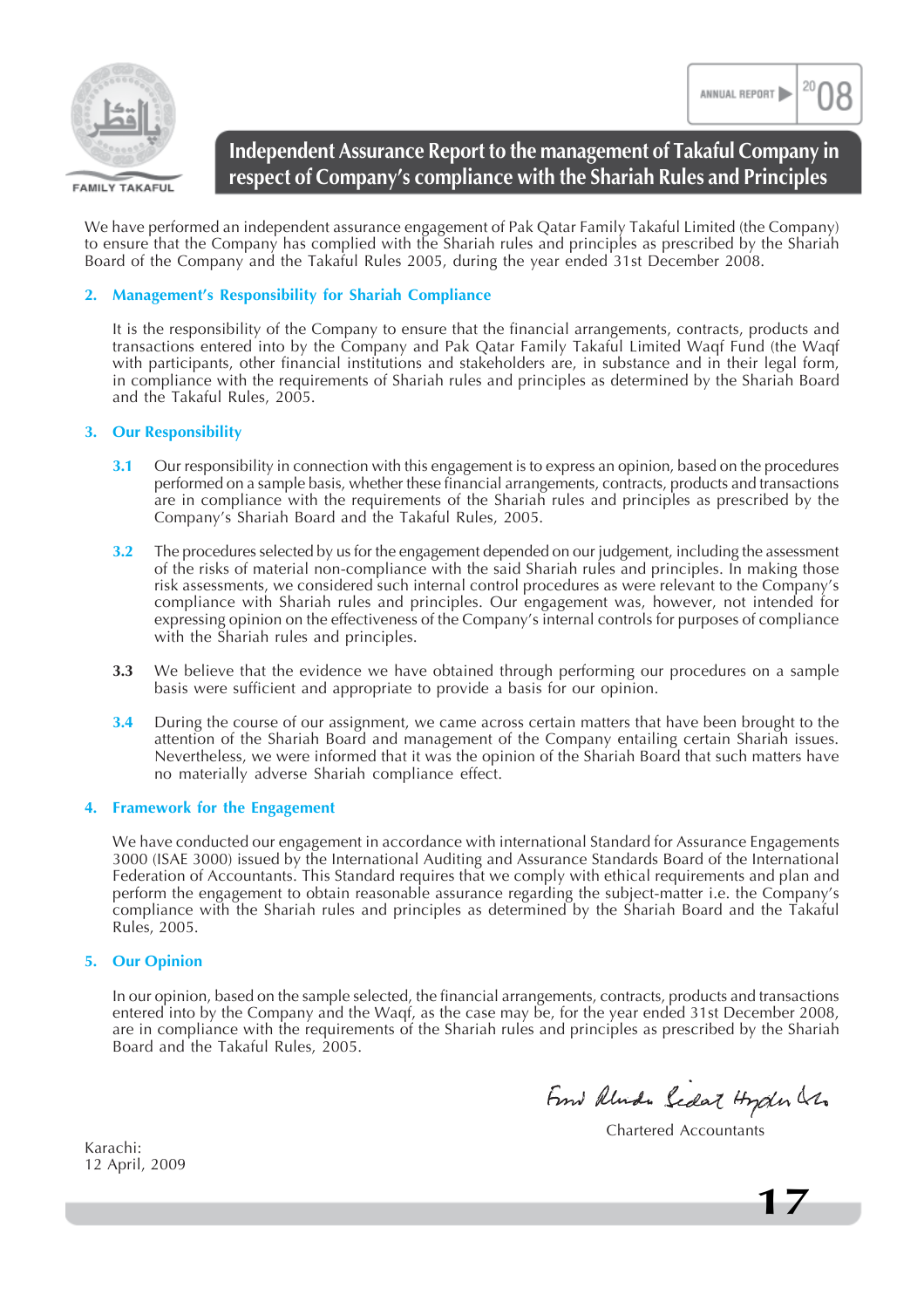# Independent Assurance Report to the management of Takaful Company in respect of Company's compliance with the Shariah Rules and Principles

We have performed an independent assurance engagement of Pak Qatar Family Takaful Limited (the Company) to ensure that the Company has complied with the Shariah rules and principles as prescribed by the Shariah Board of the Company and the Takaful Rules 2005, during the year ended 31st December 2008.

## 2. Management's Responsibility for Shariah Compliance

It is the responsibility of the Company to ensure that the financial arrangements, contracts, products and transactions entered into by the Company and Pak Qatar Family Takaful Limited Waqf Fund (the Waqf with participants, other financial institutions and stakeholders are, in substance and in their legal form, in compliance with the requirements of Shariah rules and principles as determined by the Shariah Board and the Takaful Rules, 2005.

## 3. Our Responsibility

**3.1** Our responsibility in connection with this engagement is to express an opinion, based on the procedures performed on a sample basis, whether these financial arrangements, contracts, products and transactions are in compliance with the requirements of the Shariah rules and principles as prescribed by the Company's Shariah Board and the Takaful Rules, 2005.

**3.2** The procedures selected by us for the engagement depended on our judgement, including the assessment of the risks of material non-compliance with the said Shariah rules and principles. In making those risk assessments, we considered such internal control procedures as were relevant to the Company's compliance with Shariah rules and principles. Our engagement was, however, not intended for expressing opinion on the effectiveness of the Company's internal controls for purposes of compliance with the Shariah rules and principles.

**3.3** We believe that the evidence we have obtained through performing our procedures on a sample basis were sufficient and appropriate to provide a basis for our opinion.

**3.4** During the course of our assignment, we came across certain matters that have been brought to the attention of the Shariah Board and management of the Company entailing certain Shariah issues. Nevertheless, we were informed that it was the opinion of the Shariah Board that such matters have no materially adverse Shariah compliance effect.

## 4. Framework for the Engagement

We have conducted our engagement in accordance with international Standard for Assurance Engagements 3000 (ISAE 3000) issued by the International Auditing and Assurance Standards Board of the International Federation of Accountants. This Standard requires that we comply with ethical requirements and plan and perform the engagement to obtain reasonable assurance regarding the subject-matter i.e. the Company's compliance with the Shariah rules and principles as determined by the Shariah Board and the Takaful Rules, 2005.

## 5. Our Opinion

In our opinion, based on the sample selected, the financial arrangements, contracts, products and transactions entered into by the Company and the Waqf, as the case may be, for the year ended 31st December 2008, are in compliance with the requirements of the Shariah rules and principles as prescribed by the Shariah Board and the Takaful Rules, 2005.

Ford Rhodes Sidat Hyder & Co.
Chartered Accountants

Karachi:
12 April, 2009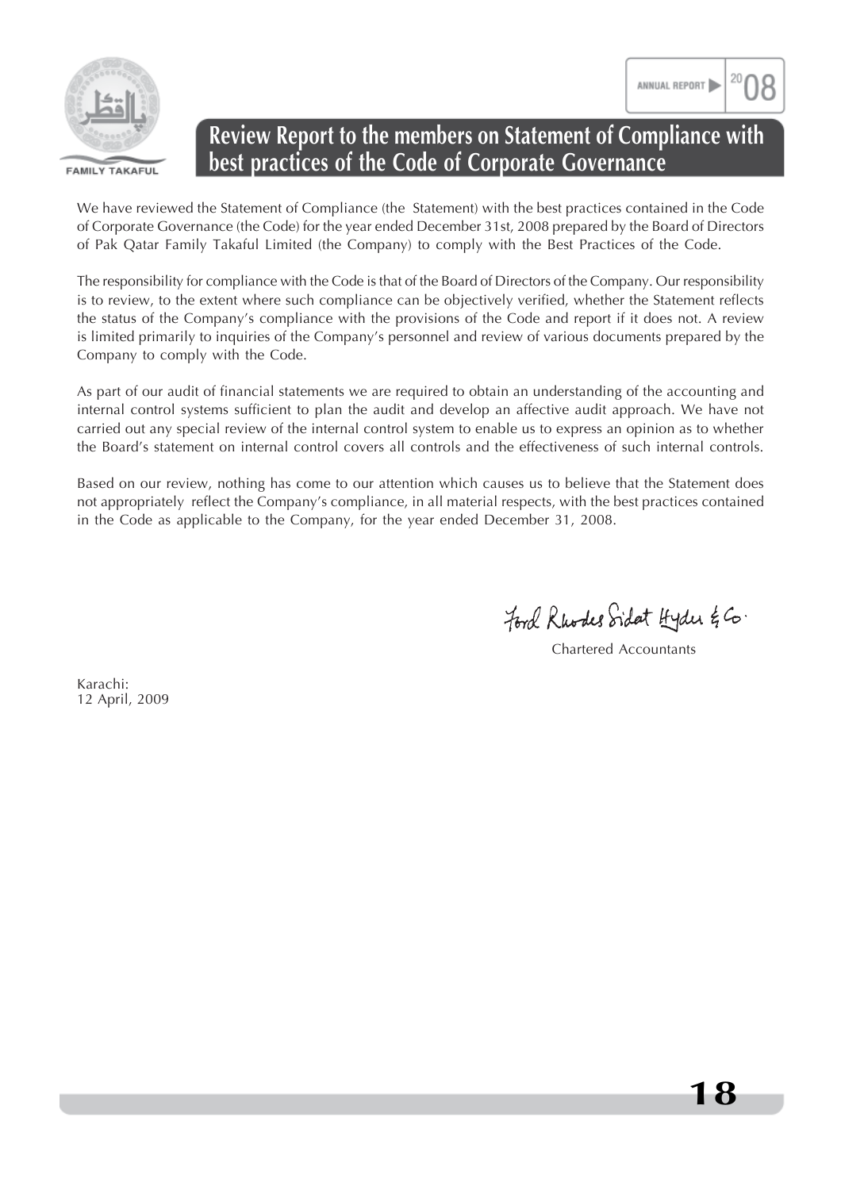# Review Report to the members on Statement of Compliance with best practices of the Code of Corporate Governance

We have reviewed the Statement of Compliance (the Statement) with the best practices contained in the Code of Corporate Governance (the Code) for the year ended December 31st, 2008 prepared by the Board of Directors of Pak Qatar Family Takaful Limited (the Company) to comply with the Best Practices of the Code.

The responsibility for compliance with the Code is that of the Board of Directors of the Company. Our responsibility is to review, to the extent where such compliance can be objectively verified, whether the Statement reflects the status of the Company's compliance with the provisions of the Code and report if it does not. A review is limited primarily to inquiries of the Company's personnel and review of various documents prepared by the Company to comply with the Code.

As part of our audit of financial statements we are required to obtain an understanding of the accounting and internal control systems sufficient to plan the audit and develop an affective audit approach. We have not carried out any special review of the internal control system to enable us to express an opinion as to whether the Board's statement on internal control covers all controls and the effectiveness of such internal controls.

Based on our review, nothing has come to our attention which causes us to believe that the Statement does not appropriately reflect the Company's compliance, in all material respects, with the best practices contained in the Code as applicable to the Company, for the year ended December 31, 2008.

Ford Rhodes Sidat Hyder & Co.

Chartered Accountants

Karachi:
12 April, 2009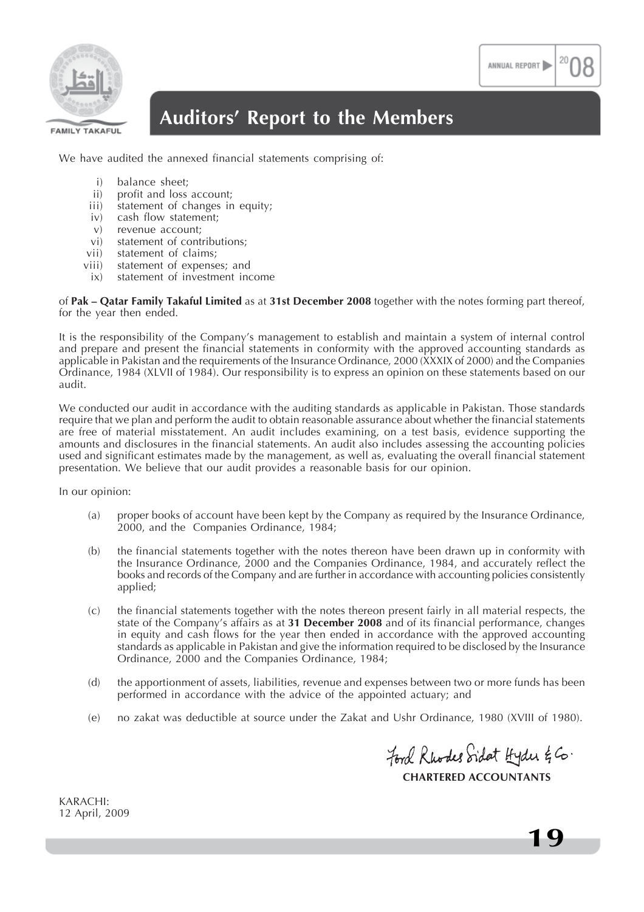# Auditors' Report to the Members

We have audited the annexed financial statements comprising of:

i) balance sheet;
ii) profit and loss account;
iii) statement of changes in equity;
iv) cash flow statement;
v) revenue account;
vi) statement of contributions;
vii) statement of claims;
viii) statement of expenses; and
ix) statement of investment income

of **Pak – Qatar Family Takaful Limited** as at **31st December 2008** together with the notes forming part thereof, for the year then ended.

It is the responsibility of the Company's management to establish and maintain a system of internal control and prepare and present the financial statements in conformity with the approved accounting standards as applicable in Pakistan and the requirements of the Insurance Ordinance, 2000 (XXXIX of 2000) and the Companies Ordinance, 1984 (XLVII of 1984). Our responsibility is to express an opinion on these statements based on our audit.

We conducted our audit in accordance with the auditing standards as applicable in Pakistan. Those standards require that we plan and perform the audit to obtain reasonable assurance about whether the financial statements are free of material misstatement. An audit includes examining, on a test basis, evidence supporting the amounts and disclosures in the financial statements. An audit also includes assessing the accounting policies used and significant estimates made by the management, as well as, evaluating the overall financial statement presentation. We believe that our audit provides a reasonable basis for our opinion.

In our opinion:

(a) proper books of account have been kept by the Company as required by the Insurance Ordinance, 2000, and the Companies Ordinance, 1984;

(b) the financial statements together with the notes thereon have been drawn up in conformity with the Insurance Ordinance, 2000 and the Companies Ordinance, 1984, and accurately reflect the books and records of the Company and are further in accordance with accounting policies consistently applied;

(c) the financial statements together with the notes thereon present fairly in all material respects, the state of the Company's affairs as at **31 December 2008** and of its financial performance, changes in equity and cash flows for the year then ended in accordance with the approved accounting standards as applicable in Pakistan and give the information required to be disclosed by the Insurance Ordinance, 2000 and the Companies Ordinance, 1984;

(d) the apportionment of assets, liabilities, revenue and expenses between two or more funds has been performed in accordance with the advice of the appointed actuary; and

(e) no zakat was deductible at source under the Zakat and Ushr Ordinance, 1980 (XVIII of 1980).

Ford Rhodes Sidat Hyder & Co.

**CHARTERED ACCOUNTANTS**

KARACHI:
12 April, 2009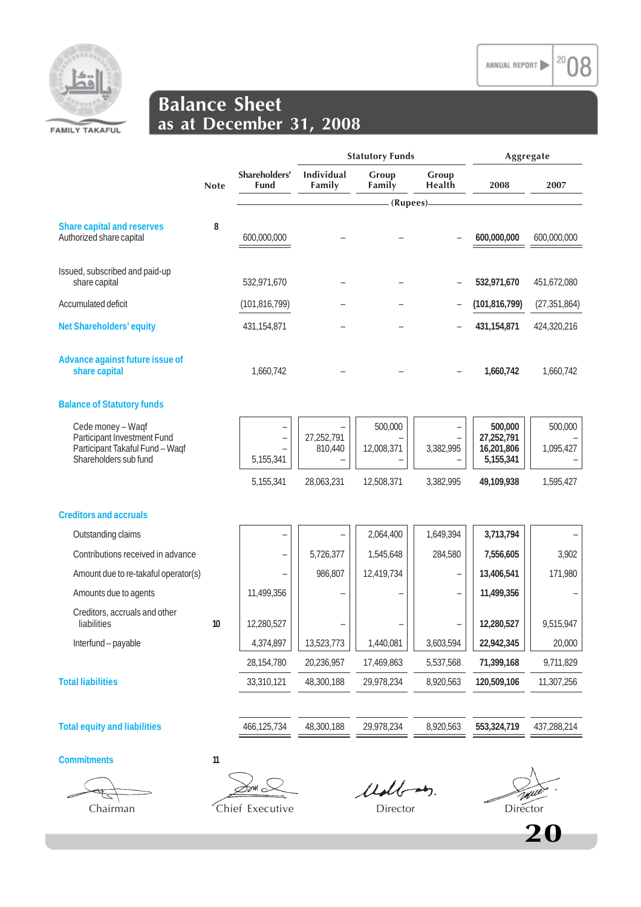# Balance Sheet
## as at December 31, 2008

| | Note | Shareholders' Fund | Individual Family | Group Family | Group Health | 2008 | 2007 |
|---|---|---|---|---|---|---|---|
| | | | Statutory Funds | | | Aggregate | |
| | | (Rupees) | | | | | |
| **Share capital and reserves** | 8 | | | | | | |
| Authorized share capital | | 600,000,000 | – | – | – | **600,000,000** | 600,000,000 |
| Issued, subscribed and paid-up share capital | | 532,971,670 | – | – | – | **532,971,670** | 451,672,080 |
| Accumulated deficit | | (101,816,799) | – | – | – | **(101,816,799)** | (27,351,864) |
| **Net Shareholders' equity** | | 431,154,871 | – | – | – | **431,154,871** | 424,320,216 |
| **Advance against future issue of share capital** | | 1,660,742 | – | – | – | **1,660,742** | 1,660,742 |
| **Balance of Statutory funds** | | | | | | | |
| Cede money – Waqf | | – | – | 500,000 | – | **500,000** | 500,000 |
| Participant Investment Fund | | – | 27,252,791 | – | – | **27,252,791** | – |
| Participant Takaful Fund – Waqf | | – | 810,440 | 12,008,371 | 3,382,995 | **16,201,806** | 1,095,427 |
| Shareholders sub fund | | 5,155,341 | – | – | – | **5,155,341** | – |
| | | 5,155,341 | 28,063,231 | 12,508,371 | 3,382,995 | **49,109,938** | 1,595,427 |
| **Creditors and accruals** | | | | | | | |
| Outstanding claims | | – | – | 2,064,400 | 1,649,394 | **3,713,794** | – |
| Contributions received in advance | | – | 5,726,377 | 1,545,648 | 284,580 | **7,556,605** | 3,902 |
| Amount due to re-takaful operator(s) | | – | 986,807 | 12,419,734 | – | **13,406,541** | 171,980 |
| Amounts due to agents | | 11,499,356 | – | – | – | **11,499,356** | – |
| Creditors, accruals and other liabilities | 10 | 12,280,527 | – | – | – | **12,280,527** | 9,515,947 |
| Interfund – payable | | 4,374,897 | 13,523,773 | 1,440,081 | 3,603,594 | **22,942,345** | 20,000 |
| | | 28,154,780 | 20,236,957 | 17,469,863 | 5,537,568 | **71,399,168** | 9,711,829 |
| **Total liabilities** | | 33,310,121 | 48,300,188 | 29,978,234 | 8,920,563 | **120,509,106** | 11,307,256 |
| **Total equity and liabilities** | | 466,125,734 | 48,300,188 | 29,978,234 | 8,920,563 | **553,324,719** | 437,288,214 |

**Commitments** 11

Chairman | Chief Executive | Director | Director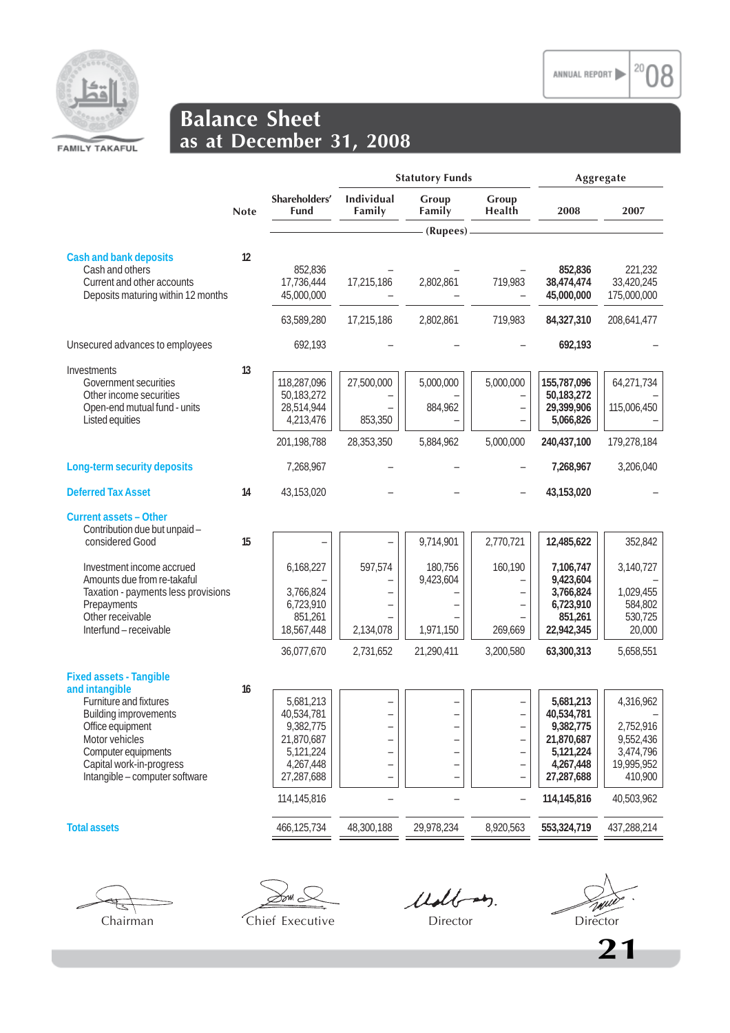# Balance Sheet
## as at December 31, 2008

| | Note | Shareholders' Fund | Statutory Funds | | | Aggregate | |
|---|---|---|---|---|---|---|---|
| | | | Individual Family | Group Family | Group Health | 2008 | 2007 |
| | | (Rupees) | | | | | |
| **Cash and bank deposits** | 12 | | | | | | |
| Cash and others | | 852,836 | – | – | – | **852,836** | 221,232 |
| Current and other accounts | | 17,736,444 | 17,215,186 | 2,802,861 | 719,983 | **38,474,474** | 33,420,245 |
| Deposits maturing within 12 months | | 45,000,000 | – | – | – | **45,000,000** | 175,000,000 |
| | | 63,589,280 | 17,215,186 | 2,802,861 | 719,983 | **84,327,310** | 208,641,477 |
| Unsecured advances to employees | | 692,193 | – | – | – | **692,193** | – |
| Investments | 13 | | | | | | |
| Government securities | | 118,287,096 | 27,500,000 | 5,000,000 | 5,000,000 | **155,787,096** | 64,271,734 |
| Other income securities | | 50,183,272 | – | – | – | **50,183,272** | – |
| Open-end mutual fund - units | | 28,514,944 | – | 884,962 | – | **29,399,906** | 115,006,450 |
| Listed equities | | 4,213,476 | 853,350 | – | – | **5,066,826** | – |
| | | 201,198,788 | 28,353,350 | 5,884,962 | 5,000,000 | **240,437,100** | 179,278,184 |
| **Long-term security deposits** | | 7,268,967 | – | – | – | **7,268,967** | 3,206,040 |
| **Deferred Tax Asset** | 14 | 43,153,020 | – | – | – | **43,153,020** | – |
| **Current assets – Other** | | | | | | | |
| Contribution due but unpaid – considered Good | 15 | – | – | 9,714,901 | 2,770,721 | **12,485,622** | 352,842 |
| Investment income accrued | | 6,168,227 | 597,574 | 180,756 | 160,190 | **7,106,747** | 3,140,727 |
| Amounts due from re-takaful | | – | – | 9,423,604 | – | **9,423,604** | – |
| Taxation - payments less provisions | | 3,766,824 | – | – | – | **3,766,824** | 1,029,455 |
| Prepayments | | 6,723,910 | – | – | – | **6,723,910** | 584,802 |
| Other receivable | | 851,261 | – | – | – | **851,261** | 530,725 |
| Interfund – receivable | | 18,567,448 | 2,134,078 | 1,971,150 | 269,669 | **22,942,345** | 20,000 |
| | | 36,077,670 | 2,731,652 | 21,290,411 | 3,200,580 | **63,300,313** | 5,658,551 |
| **Fixed assets - Tangible and intangible** | 16 | | | | | | |
| Furniture and fixtures | | 5,681,213 | – | – | – | **5,681,213** | 4,316,962 |
| Building improvements | | 40,534,781 | – | – | – | **40,534,781** | – |
| Office equipment | | 9,382,775 | – | – | – | **9,382,775** | 2,752,916 |
| Motor vehicles | | 21,870,687 | – | – | – | **21,870,687** | 9,552,436 |
| Computer equipments | | 5,121,224 | – | – | – | **5,121,224** | 3,474,796 |
| Capital work-in-progress | | 4,267,448 | – | – | – | **4,267,448** | 19,995,952 |
| Intangible – computer software | | 27,287,688 | – | – | – | **27,287,688** | 410,900 |
| | | 114,145,816 | – | – | – | **114,145,816** | 40,503,962 |
| **Total assets** | | 466,125,734 | 48,300,188 | 29,978,234 | 8,920,563 | **553,324,719** | 437,288,214 |

Chairman | Chief Executive | Director | Director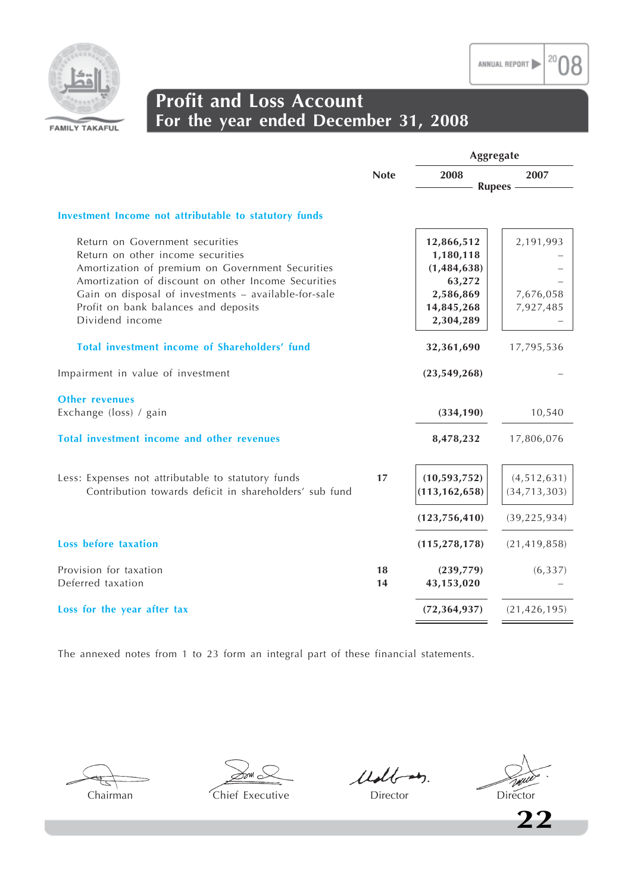FAMILY TAKAFUL

# Profit and Loss Account
## For the year ended December 31, 2008

| | Note | Aggregate 2008 | Aggregate 2007 |
|---|---|---|---|
| | | Rupees | Rupees |
| **Investment Income not attributable to statutory funds** | | | |
| Return on Government securities | | **12,866,512** | 2,191,993 |
| Return on other income securities | | **1,180,118** | – |
| Amortization of premium on Government Securities | | **(1,484,638)** | – |
| Amortization of discount on other Income Securities | | **63,272** | – |
| Gain on disposal of investments – available-for-sale | | **2,586,869** | 7,676,058 |
| Profit on bank balances and deposits | | **14,845,268** | 7,927,485 |
| Dividend income | | **2,304,289** | – |
| **Total investment income of Shareholders' fund** | | **32,361,690** | 17,795,536 |
| Impairment in value of investment | | **(23,549,268)** | – |
| **Other revenues** | | | |
| Exchange (loss) / gain | | **(334,190)** | 10,540 |
| **Total investment income and other revenues** | | **8,478,232** | 17,806,076 |
| Less: Expenses not attributable to statutory funds | 17 | **(10,593,752)** | (4,512,631) |
| Contribution towards deficit in shareholders' sub fund | | **(113,162,658)** | (34,713,303) |
| | | **(123,756,410)** | (39,225,934) |
| **Loss before taxation** | | **(115,278,178)** | (21,419,858) |
| Provision for taxation | 18 | **(239,779)** | (6,337) |
| Deferred taxation | 14 | **43,153,020** | – |
| **Loss for the year after tax** | | **(72,364,937)** | (21,426,195) |

The annexed notes from 1 to 23 form an integral part of these financial statements.

Chairman — Chief Executive — Director — Director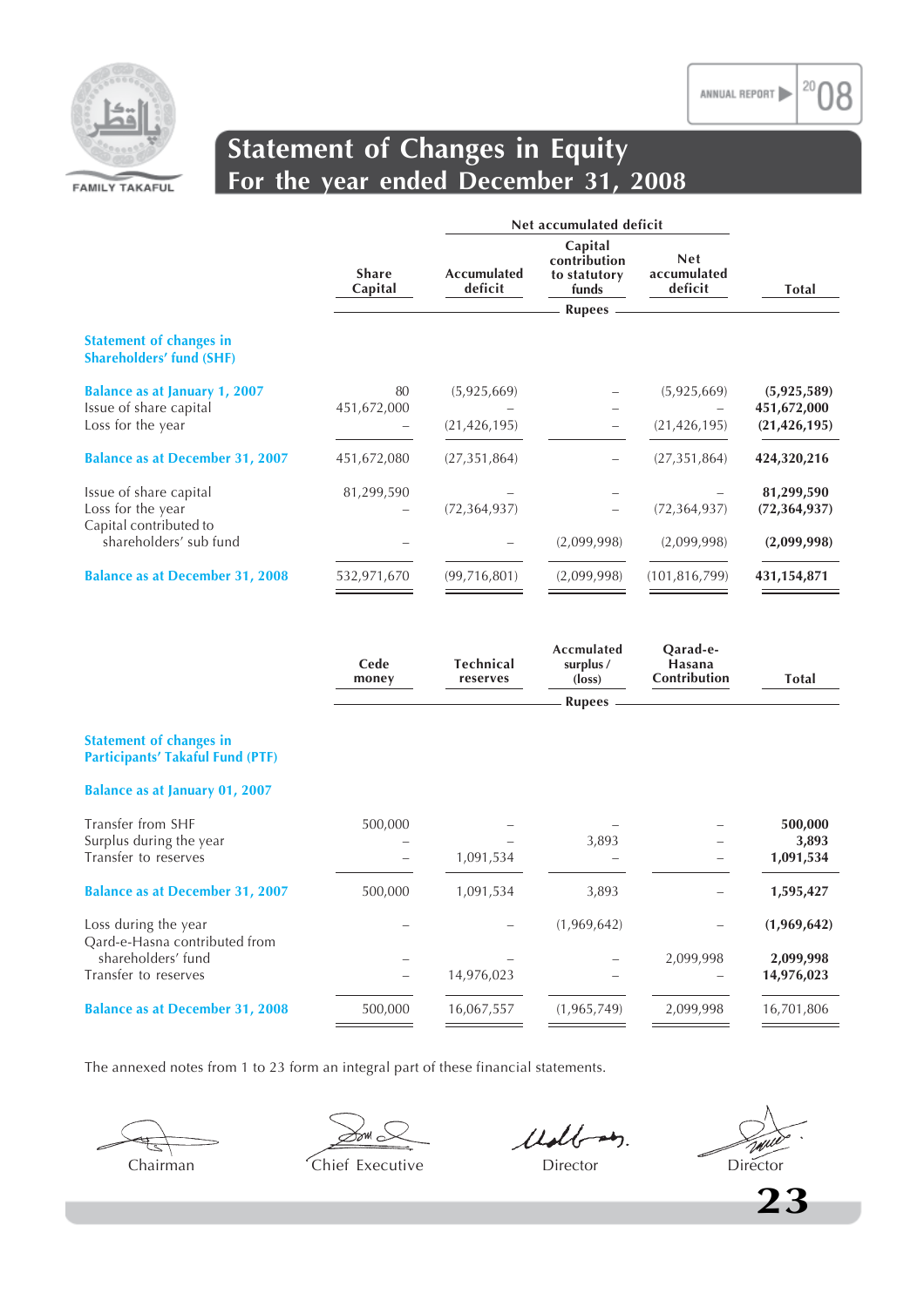# Statement of Changes in Equity
## For the year ended December 31, 2008

| | Share Capital | Net accumulated deficit | | | Total |
|---|---|---|---|---|---|
| | | Accumulated deficit | Capital contribution to statutory funds | Net accumulated deficit | |
| | Rupees | | | | |
| **Statement of changes in Shareholders' fund (SHF)** | | | | | |
| **Balance as at January 1, 2007** | 80 | (5,925,669) | – | (5,925,669) | **(5,925,589)** |
| Issue of share capital | 451,672,000 | – | – | – | **451,672,000** |
| Loss for the year | – | (21,426,195) | – | (21,426,195) | **(21,426,195)** |
| **Balance as at December 31, 2007** | 451,672,080 | (27,351,864) | – | (27,351,864) | **424,320,216** |
| Issue of share capital | 81,299,590 | – | – | – | **81,299,590** |
| Loss for the year | – | (72,364,937) | – | (72,364,937) | **(72,364,937)** |
| Capital contributed to shareholders' sub fund | – | – | (2,099,998) | (2,099,998) | **(2,099,998)** |
| **Balance as at December 31, 2008** | 532,971,670 | (99,716,801) | (2,099,998) | (101,816,799) | **431,154,871** |

| | Cede money | Technical reserves | Accmulated surplus / (loss) | Qarad-e-Hasana Contribution | Total |
|---|---|---|---|---|---|
| | Rupees | | | | |
| **Statement of changes in Participants' Takaful Fund (PTF)** | | | | | |
| **Balance as at January 01, 2007** | | | | | |
| Transfer from SHF | 500,000 | – | – | – | **500,000** |
| Surplus during the year | – | – | 3,893 | – | **3,893** |
| Transfer to reserves | – | 1,091,534 | – | – | **1,091,534** |
| **Balance as at December 31, 2007** | 500,000 | 1,091,534 | 3,893 | – | **1,595,427** |
| Loss during the year | – | – | (1,969,642) | – | **(1,969,642)** |
| Qard-e-Hasna contributed from shareholders' fund | – | – | – | 2,099,998 | **2,099,998** |
| Transfer to reserves | – | 14,976,023 | – | – | **14,976,023** |
| **Balance as at December 31, 2008** | 500,000 | 16,067,557 | (1,965,749) | 2,099,998 | 16,701,806 |

The annexed notes from 1 to 23 form an integral part of these financial statements.

Chairman | Chief Executive | Director | Director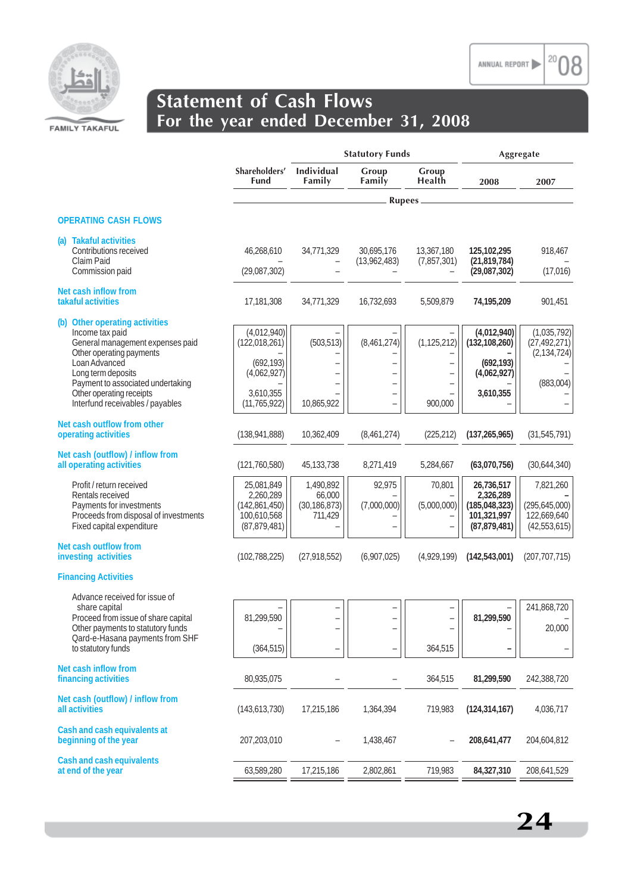# Statement of Cash Flows
## For the year ended December 31, 2008

| | Shareholders' Fund | Statutory Funds | | | Aggregate | |
|---|---|---|---|---|---|---|
| | | Individual Family | Group Family | Group Health | 2008 | 2007 |
| | Rupees | | | | | |
| **OPERATING CASH FLOWS** | | | | | | |
| **(a) Takaful activities** | | | | | | |
| Contributions received | 46,268,610 | 34,771,329 | 30,695,176 | 13,367,180 | **125,102,295** | 918,467 |
| Claim Paid | – | – | (13,962,483) | (7,857,301) | **(21,819,784)** | – |
| Commission paid | (29,087,302) | – | – | – | **(29,087,302)** | (17,016) |
| **Net cash inflow from takaful activities** | 17,181,308 | 34,771,329 | 16,732,693 | 5,509,879 | **74,195,209** | 901,451 |
| **(b) Other operating activities** | | | | | | |
| Income tax paid | (4,012,940) | – | – | – | **(4,012,940)** | (1,035,792) |
| General management expenses paid | (122,018,261) | (503,513) | (8,461,274) | (1,125,212) | **(132,108,260)** | (27,492,271) |
| Other operating payments | – | – | – | – | – | (2,134,724) |
| Loan Advanced | (692,193) | – | – | – | **(692,193)** | – |
| Long term deposits | (4,062,927) | – | – | – | **(4,062,927)** | – |
| Payment to associated undertaking | – | – | – | – | – | (883,004) |
| Other operating receipts | 3,610,355 | – | – | – | **3,610,355** | – |
| Interfund receivables / payables | (11,765,922) | 10,865,922 | – | 900,000 | – | – |
| **Net cash outflow from other operating activities** | (138,941,888) | 10,362,409 | (8,461,274) | (225,212) | **(137,265,965)** | (31,545,791) |
| **Net cash (outflow) / inflow from all operating activities** | (121,760,580) | 45,133,738 | 8,271,419 | 5,284,667 | **(63,070,756)** | (30,644,340) |
| Profit / return received | 25,081,849 | 1,490,892 | 92,975 | 70,801 | **26,736,517** | 7,821,260 |
| Rentals received | 2,260,289 | 66,000 | – | – | **2,326,289** | – |
| Payments for investments | (142,861,450) | (30,186,873) | (7,000,000) | (5,000,000) | **(185,048,323)** | (295,645,000) |
| Proceeds from disposal of investments | 100,610,568 | 711,429 | – | – | **101,321,997** | 122,669,640 |
| Fixed capital expenditure | (87,879,481) | – | – | – | **(87,879,481)** | (42,553,615) |
| **Net cash outflow from investing activities** | (102,788,225) | (27,918,552) | (6,907,025) | (4,929,199) | **(142,543,001)** | (207,707,715) |
| **Financing Activities** | | | | | | |
| Advance received for issue of share capital | – | – | – | – | – | 241,868,720 |
| Proceed from issue of share capital | 81,299,590 | – | – | – | **81,299,590** | – |
| Other payments to statutory funds | – | – | – | – | – | 20,000 |
| Qard-e-Hasana payments from SHF to statutory funds | (364,515) | – | – | 364,515 | **–** | – |
| **Net cash inflow from financing activities** | 80,935,075 | – | – | 364,515 | **81,299,590** | 242,388,720 |
| **Net cash (outflow) / inflow from all activities** | (143,613,730) | 17,215,186 | 1,364,394 | 719,983 | **(124,314,167)** | 4,036,717 |
| **Cash and cash equivalents at beginning of the year** | 207,203,010 | – | 1,438,467 | – | **208,641,477** | 204,604,812 |
| **Cash and cash equivalents at end of the year** | 63,589,280 | 17,215,186 | 2,802,861 | 719,983 | **84,327,310** | 208,641,529 |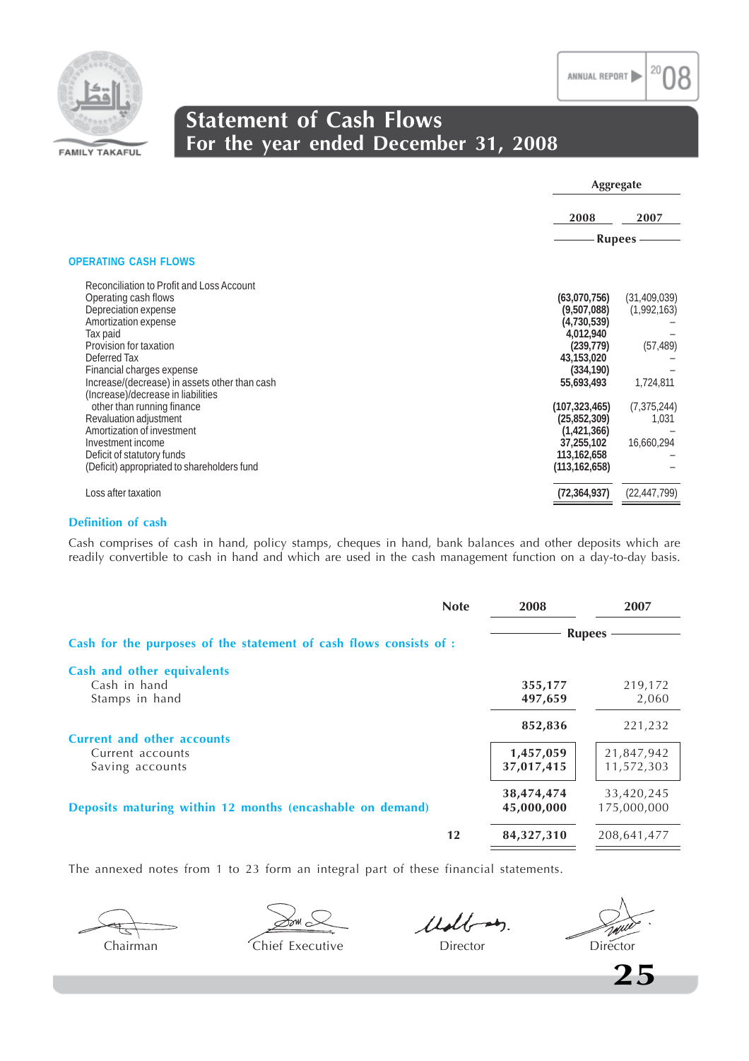# Statement of Cash Flows
## For the year ended December 31, 2008

### OPERATING CASH FLOWS

| | Aggregate | |
|---|---|---|
| | 2008 | 2007 |
| | Rupees | |
| Reconciliation to Profit and Loss Account | | |
| Operating cash flows | (63,070,756) | (31,409,039) |
| Depreciation expense | (9,507,088) | (1,992,163) |
| Amortization expense | (4,730,539) | – |
| Tax paid | 4,012,940 | – |
| Provision for taxation | (239,779) | (57,489) |
| Deferred Tax | 43,153,020 | – |
| Financial charges expense | (334,190) | – |
| Increase/(decrease) in assets other than cash | 55,693,493 | 1,724,811 |
| (Increase)/decrease in liabilities other than running finance | (107,323,465) | (7,375,244) |
| Revaluation adjustment | (25,852,309) | 1,031 |
| Amortization of investment | (1,421,366) | – |
| Investment income | 37,255,102 | 16,660,294 |
| Deficit of statutory funds | 113,162,658 | – |
| (Deficit) appropriated to shareholders fund | (113,162,658) | – |
| Loss after taxation | (72,364,937) | (22,447,799) |

### Definition of cash

Cash comprises of cash in hand, policy stamps, cheques in hand, bank balances and other deposits which are readily convertible to cash in hand and which are used in the cash management function on a day-to-day basis.

| | Note | 2008 | 2007 |
|---|---|---|---|
| | | Rupees | |
| **Cash for the purposes of the statement of cash flows consists of :** | | | |
| **Cash and other equivalents** | | | |
| Cash in hand | | 355,177 | 219,172 |
| Stamps in hand | | 497,659 | 2,060 |
| | | 852,836 | 221,232 |
| **Current and other accounts** | | | |
| Current accounts | | 1,457,059 | 21,847,942 |
| Saving accounts | | 37,017,415 | 11,572,303 |
| | | 38,474,474 | 33,420,245 |
| **Deposits maturing within 12 months (encashable on demand)** | | 45,000,000 | 175,000,000 |
| | 12 | 84,327,310 | 208,641,477 |

The annexed notes from 1 to 23 form an integral part of these financial statements.

| Chairman | Chief Executive | Director | Director |
|---|---|---|---|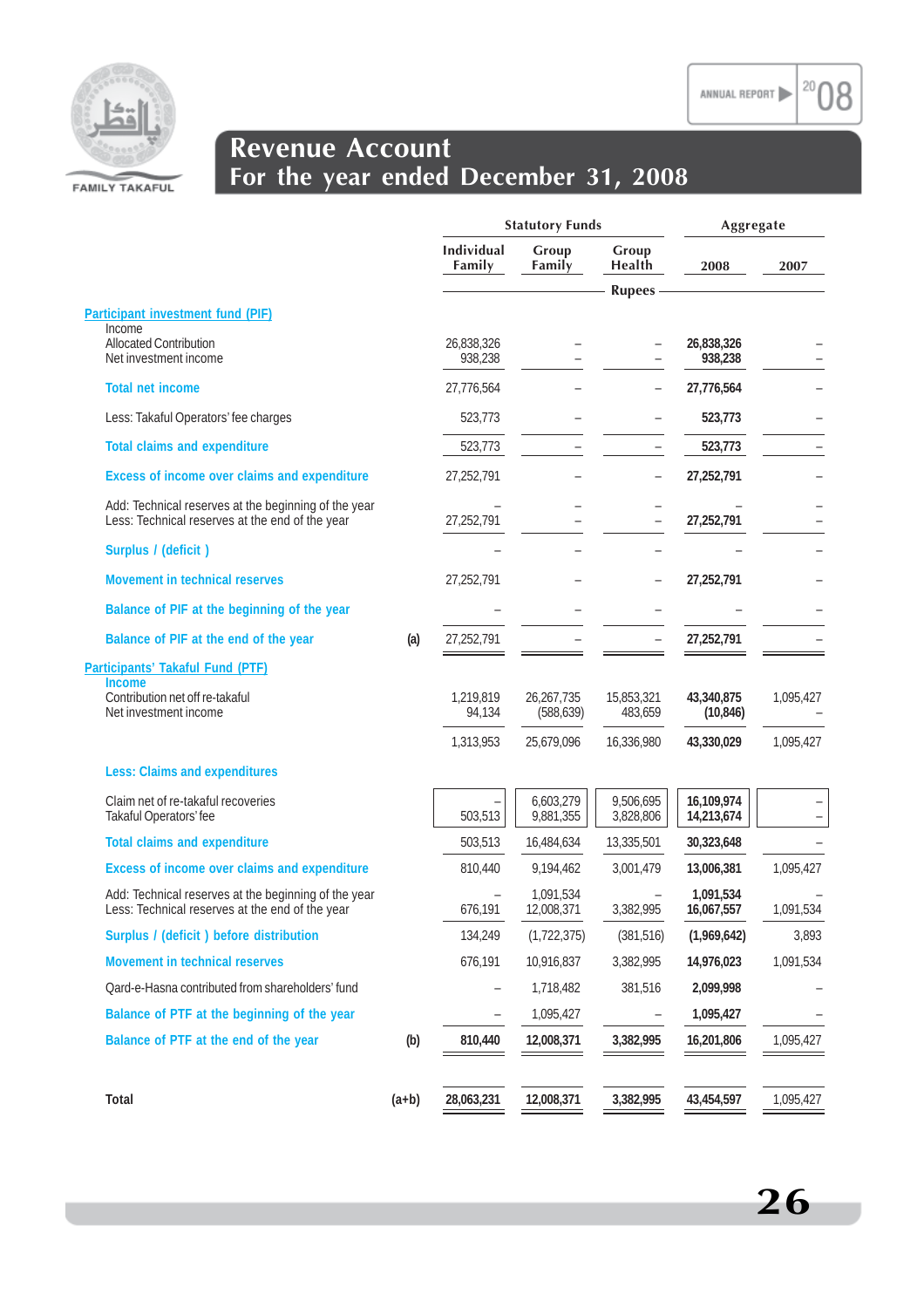# Revenue Account
## For the year ended December 31, 2008

| | | Statutory Funds | | | Aggregate | |
|---|---|---|---|---|---|---|
| | | Individual Family | Group Family | Group Health | 2008 | 2007 |
| | | | | Rupees | | |
| **Participant investment fund (PIF)** | | | | | | |
| Income | | | | | | |
| Allocated Contribution | | 26,838,326 | – | – | **26,838,326** | – |
| Net investment income | | 938,238 | – | – | **938,238** | – |
| **Total net income** | | 27,776,564 | – | – | **27,776,564** | – |
| Less: Takaful Operators' fee charges | | 523,773 | – | – | **523,773** | – |
| **Total claims and expenditure** | | 523,773 | – | – | **523,773** | – |
| **Excess of income over claims and expenditure** | | 27,252,791 | – | – | **27,252,791** | – |
| Add: Technical reserves at the beginning of the year | | – | – | – | – | – |
| Less: Technical reserves at the end of the year | | 27,252,791 | – | – | **27,252,791** | – |
| **Surplus / (deficit )** | | – | – | – | – | – |
| **Movement in technical reserves** | | 27,252,791 | – | – | **27,252,791** | – |
| **Balance of PIF at the beginning of the year** | | – | – | – | – | – |
| **Balance of PIF at the end of the year** | (a) | 27,252,791 | – | – | **27,252,791** | – |
| **Participants' Takaful Fund (PTF)** | | | | | | |
| **Income** | | | | | | |
| Contribution net off re-takaful | | 1,219,819 | 26,267,735 | 15,853,321 | **43,340,875** | 1,095,427 |
| Net investment income | | 94,134 | (588,639) | 483,659 | **(10,846)** | – |
| | | 1,313,953 | 25,679,096 | 16,336,980 | **43,330,029** | 1,095,427 |
| **Less: Claims and expenditures** | | | | | | |
| Claim net of re-takaful recoveries | | – | 6,603,279 | 9,506,695 | **16,109,974** | – |
| Takaful Operators' fee | | 503,513 | 9,881,355 | 3,828,806 | **14,213,674** | – |
| **Total claims and expenditure** | | 503,513 | 16,484,634 | 13,335,501 | **30,323,648** | – |
| **Excess of income over claims and expenditure** | | 810,440 | 9,194,462 | 3,001,479 | **13,006,381** | 1,095,427 |
| Add: Technical reserves at the beginning of the year | | – | 1,091,534 | – | **1,091,534** | – |
| Less: Technical reserves at the end of the year | | 676,191 | 12,008,371 | 3,382,995 | **16,067,557** | 1,091,534 |
| **Surplus / (deficit ) before distribution** | | 134,249 | (1,722,375) | (381,516) | **(1,969,642)** | 3,893 |
| **Movement in technical reserves** | | 676,191 | 10,916,837 | 3,382,995 | **14,976,023** | 1,091,534 |
| Qard-e-Hasna contributed from shareholders' fund | | – | 1,718,482 | 381,516 | **2,099,998** | – |
| **Balance of PTF at the beginning of the year** | | – | 1,095,427 | – | **1,095,427** | – |
| **Balance of PTF at the end of the year** | (b) | **810,440** | **12,008,371** | **3,382,995** | **16,201,806** | 1,095,427 |
| **Total** | (a+b) | **28,063,231** | **12,008,371** | **3,382,995** | **43,454,597** | 1,095,427 |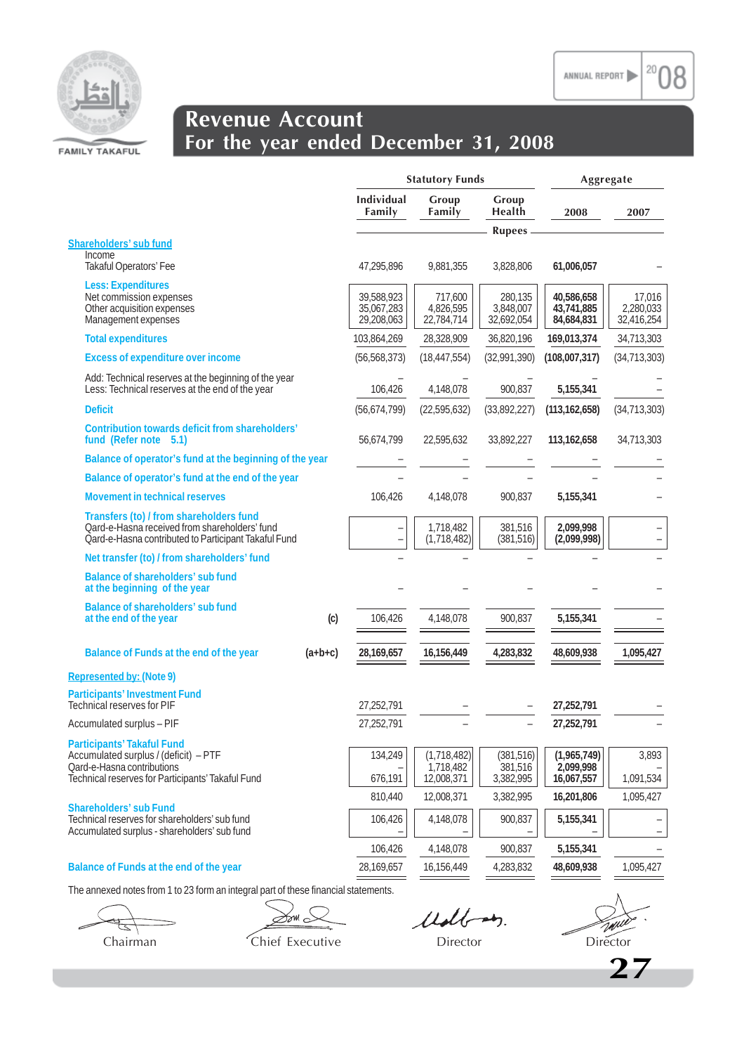# Revenue Account
## For the year ended December 31, 2008

| | | Statutory Funds | | | Aggregate | |
|---|---|---|---|---|---|---|
| | | Individual Family | Group Family | Group Health | 2008 | 2007 |
| | | | | Rupees | | |
| **Shareholders' sub fund** | | | | | | |
| Income | | | | | | |
| Takaful Operators' Fee | | 47,295,896 | 9,881,355 | 3,828,806 | **61,006,057** | – |
| **Less: Expenditures** | | | | | | |
| Net commission expenses | | 39,588,923 | 717,600 | 280,135 | **40,586,658** | 17,016 |
| Other acquisition expenses | | 35,067,283 | 4,826,595 | 3,848,007 | **43,741,885** | 2,280,033 |
| Management expenses | | 29,208,063 | 22,784,714 | 32,692,054 | **84,684,831** | 32,416,254 |
| **Total expenditures** | | 103,864,269 | 28,328,909 | 36,820,196 | **169,013,374** | 34,713,303 |
| **Excess of expenditure over income** | | (56,568,373) | (18,447,554) | (32,991,390) | **(108,007,317)** | (34,713,303) |
| Add: Technical reserves at the beginning of the year | | – | – | – | – | – |
| Less: Technical reserves at the end of the year | | 106,426 | 4,148,078 | 900,837 | **5,155,341** | – |
| **Deficit** | | (56,674,799) | (22,595,632) | (33,892,227) | **(113,162,658)** | (34,713,303) |
| **Contribution towards deficit from shareholders' fund (Refer note 5.1)** | | 56,674,799 | 22,595,632 | 33,892,227 | **113,162,658** | 34,713,303 |
| **Balance of operator's fund at the beginning of the year** | | – | – | – | – | – |
| **Balance of operator's fund at the end of the year** | | – | – | – | – | – |
| **Movement in technical reserves** | | 106,426 | 4,148,078 | 900,837 | **5,155,341** | – |
| **Transfers (to) / from shareholders fund** | | | | | | |
| Qard-e-Hasna received from shareholders' fund | | – | 1,718,482 | 381,516 | **2,099,998** | – |
| Qard-e-Hasna contributed to Participant Takaful Fund | | – | (1,718,482) | (381,516) | **(2,099,998)** | – |
| **Net transfer (to) / from shareholders' fund** | | – | – | – | – | – |
| **Balance of shareholders' sub fund at the beginning of the year** | | – | – | – | – | – |
| **Balance of shareholders' sub fund at the end of the year** | (c) | 106,426 | 4,148,078 | 900,837 | **5,155,341** | – |
| **Balance of Funds at the end of the year** | (a+b+c) | **28,169,657** | **16,156,449** | **4,283,832** | **48,609,938** | **1,095,427** |
| **Represented by: (Note 9)** | | | | | | |
| **Participants' Investment Fund** | | | | | | |
| Technical reserves for PIF | | 27,252,791 | – | – | **27,252,791** | – |
| Accumulated surplus – PIF | | 27,252,791 | – | – | **27,252,791** | – |
| **Participants' Takaful Fund** | | | | | | |
| Accumulated surplus / (deficit) – PTF | | 134,249 | (1,718,482) | (381,516) | **(1,965,749)** | 3,893 |
| Qard-e-Hasna contributions | | – | 1,718,482 | 381,516 | **2,099,998** | – |
| Technical reserves for Participants' Takaful Fund | | 676,191 | 12,008,371 | 3,382,995 | **16,067,557** | 1,091,534 |
| | | 810,440 | 12,008,371 | 3,382,995 | **16,201,806** | 1,095,427 |
| **Shareholders' sub Fund** | | | | | | |
| Technical reserves for shareholders' sub fund | | 106,426 | 4,148,078 | 900,837 | **5,155,341** | – |
| Accumulated surplus - shareholders' sub fund | | – | – | – | – | – |
| | | 106,426 | 4,148,078 | 900,837 | **5,155,341** | – |
| **Balance of Funds at the end of the year** | | 28,169,657 | 16,156,449 | 4,283,832 | **48,609,938** | 1,095,427 |

The annexed notes from 1 to 23 form an integral part of these financial statements.

Chairman | Chief Executive | Director | Director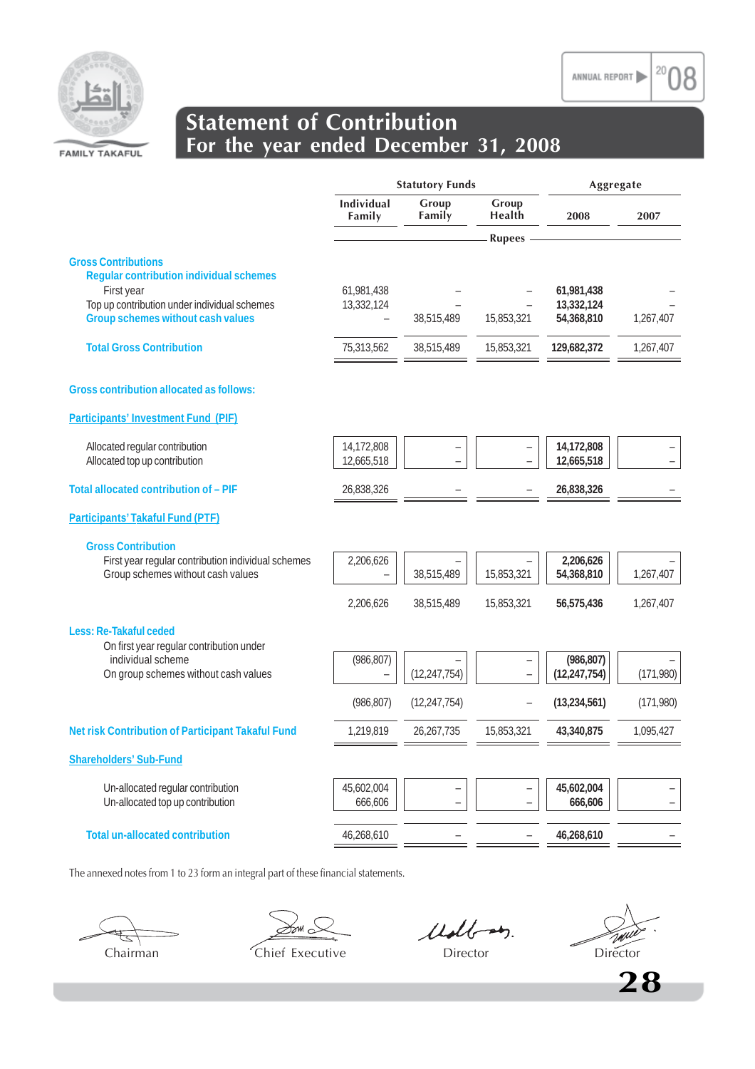# Statement of Contribution
## For the year ended December 31, 2008

| | Statutory Funds | | | Aggregate | |
|---|---|---|---|---|---|
| | Individual Family | Group Family | Group Health | 2008 | 2007 |
| | Rupees | | | | |
| **Gross Contributions** | | | | | |
| **Regular contribution individual schemes** | | | | | |
| First year | 61,981,438 | – | – | **61,981,438** | – |
| Top up contribution under individual schemes | 13,332,124 | – | – | **13,332,124** | – |
| **Group schemes without cash values** | – | 38,515,489 | 15,853,321 | **54,368,810** | 1,267,407 |
| **Total Gross Contribution** | 75,313,562 | 38,515,489 | 15,853,321 | **129,682,372** | 1,267,407 |
| **Gross contribution allocated as follows:** | | | | | |
| **Participants' Investment Fund (PIF)** | | | | | |
| Allocated regular contribution | 14,172,808 | – | – | **14,172,808** | – |
| Allocated top up contribution | 12,665,518 | – | – | **12,665,518** | – |
| **Total allocated contribution of – PIF** | 26,838,326 | – | – | **26,838,326** | – |
| **Participants' Takaful Fund (PTF)** | | | | | |
| **Gross Contribution** | | | | | |
| First year regular contribution individual schemes | 2,206,626 | – | – | **2,206,626** | – |
| Group schemes without cash values | – | 38,515,489 | 15,853,321 | **54,368,810** | 1,267,407 |
| | 2,206,626 | 38,515,489 | 15,853,321 | **56,575,436** | 1,267,407 |
| **Less: Re-Takaful ceded** | | | | | |
| On first year regular contribution under individual scheme | (986,807) | – | – | **(986,807)** | – |
| On group schemes without cash values | – | (12,247,754) | – | **(12,247,754)** | (171,980) |
| | (986,807) | (12,247,754) | – | **(13,234,561)** | (171,980) |
| **Net risk Contribution of Participant Takaful Fund** | 1,219,819 | 26,267,735 | 15,853,321 | **43,340,875** | 1,095,427 |
| **Shareholders' Sub-Fund** | | | | | |
| Un-allocated regular contribution | 45,602,004 | – | – | **45,602,004** | – |
| Un-allocated top up contribution | 666,606 | – | – | **666,606** | – |
| **Total un-allocated contribution** | 46,268,610 | – | – | **46,268,610** | – |

The annexed notes from 1 to 23 form an integral part of these financial statements.

Chairman | Chief Executive | Director | Director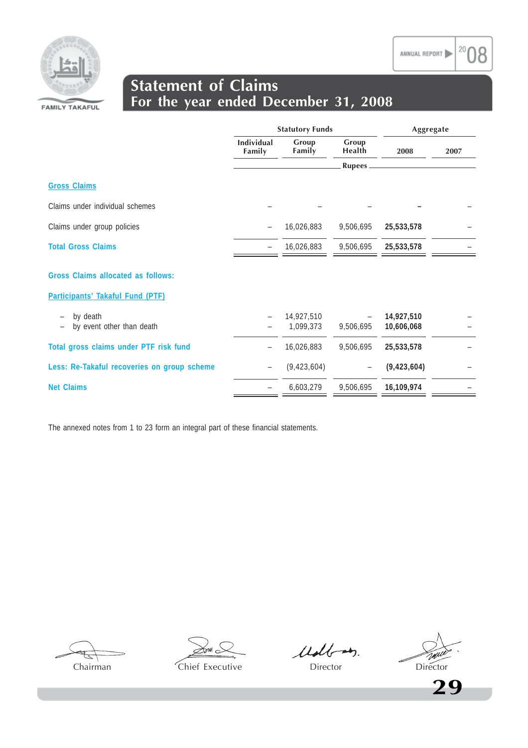# Statement of Claims
## For the year ended December 31, 2008

| | Statutory Funds | | | Aggregate | |
|---|---|---|---|---|---|
| | Individual Family | Group Family | Group Health | 2008 | 2007 |
| | | | Rupees | | |
| **Gross Claims** | | | | | |
| Claims under individual schemes | – | – | – | **–** | – |
| Claims under group policies | – | 16,026,883 | 9,506,695 | **25,533,578** | – |
| **Total Gross Claims** | – | 16,026,883 | 9,506,695 | **25,533,578** | – |
| **Gross Claims allocated as follows:** | | | | | |
| **Participants' Takaful Fund (PTF)** | | | | | |
| – by death | – | 14,927,510 | – | **14,927,510** | – |
| – by event other than death | – | 1,099,373 | 9,506,695 | **10,606,068** | – |
| **Total gross claims under PTF risk fund** | – | 16,026,883 | 9,506,695 | **25,533,578** | – |
| **Less: Re-Takaful recoveries on group scheme** | – | (9,423,604) | – | **(9,423,604)** | – |
| **Net Claims** | – | 6,603,279 | 9,506,695 | **16,109,974** | – |

The annexed notes from 1 to 23 form an integral part of these financial statements.

Chairman    Chief Executive    Director    Director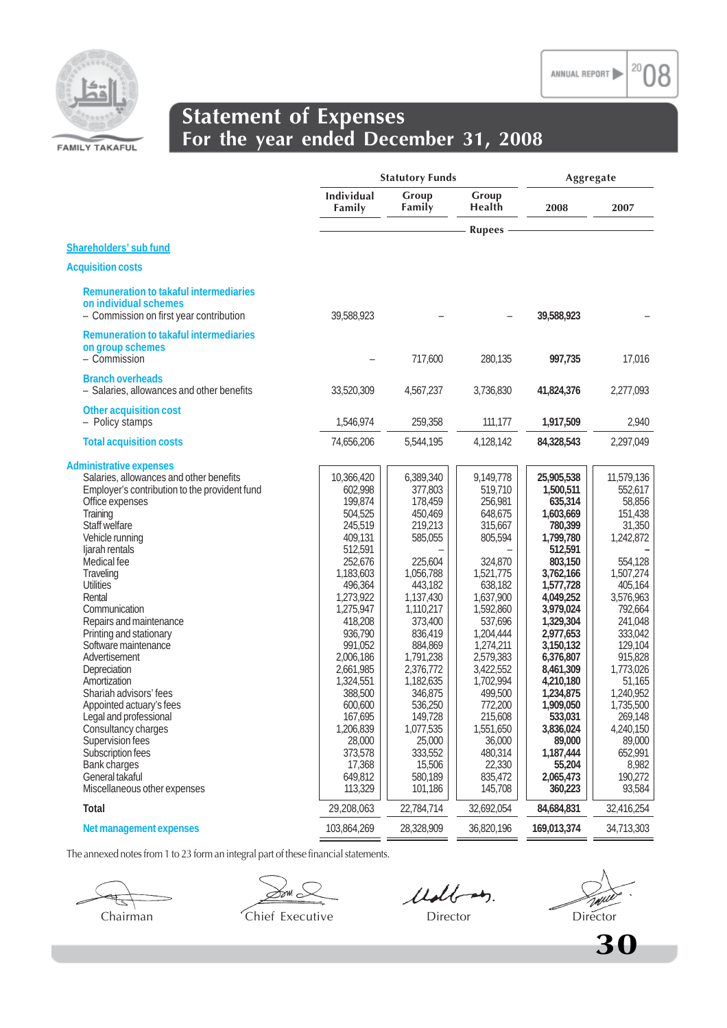# Statement of Expenses
## For the year ended December 31, 2008

| | Statutory Funds | | | Aggregate | |
|---|---|---|---|---|---|
| | Individual Family | Group Family | Group Health | 2008 | 2007 |
| | Rupees | | | | |
| **Shareholders' sub fund** | | | | | |
| **Acquisition costs** | | | | | |
| **Remuneration to takaful intermediaries on individual schemes** | | | | | |
| – Commission on first year contribution | 39,588,923 | – | – | **39,588,923** | – |
| **Remuneration to takaful intermediaries on group schemes** | | | | | |
| – Commission | – | 717,600 | 280,135 | **997,735** | 17,016 |
| **Branch overheads** | | | | | |
| – Salaries, allowances and other benefits | 33,520,309 | 4,567,237 | 3,736,830 | **41,824,376** | 2,277,093 |
| **Other acquisition cost** | | | | | |
| – Policy stamps | 1,546,974 | 259,358 | 111,177 | **1,917,509** | 2,940 |
| **Total acquisition costs** | 74,656,206 | 5,544,195 | 4,128,142 | **84,328,543** | 2,297,049 |
| **Administrative expenses** | | | | | |
| Salaries, allowances and other benefits | 10,366,420 | 6,389,340 | 9,149,778 | **25,905,538** | 11,579,136 |
| Employer's contribution to the provident fund | 602,998 | 377,803 | 519,710 | **1,500,511** | 552,617 |
| Office expenses | 199,874 | 178,459 | 256,981 | **635,314** | 58,856 |
| Training | 504,525 | 450,469 | 648,675 | **1,603,669** | 151,438 |
| Staff welfare | 245,519 | 219,213 | 315,667 | **780,399** | 31,350 |
| Vehicle running | 409,131 | 585,055 | 805,594 | **1,799,780** | 1,242,872 |
| Ijarah rentals | 512,591 | – | – | **512,591** | – |
| Medical fee | 252,676 | 225,604 | 324,870 | **803,150** | 554,128 |
| Traveling | 1,183,603 | 1,056,788 | 1,521,775 | **3,762,166** | 1,507,274 |
| Utilities | 496,364 | 443,182 | 638,182 | **1,577,728** | 405,164 |
| Rental | 1,273,922 | 1,137,430 | 1,637,900 | **4,049,252** | 3,576,963 |
| Communication | 1,275,947 | 1,110,217 | 1,592,860 | **3,979,024** | 792,664 |
| Repairs and maintenance | 418,208 | 373,400 | 537,696 | **1,329,304** | 241,048 |
| Printing and stationary | 936,790 | 836,419 | 1,204,444 | **2,977,653** | 333,042 |
| Software maintenance | 991,052 | 884,869 | 1,274,211 | **3,150,132** | 129,104 |
| Advertisement | 2,006,186 | 1,791,238 | 2,579,383 | **6,376,807** | 915,828 |
| Depreciation | 2,661,985 | 2,376,772 | 3,422,552 | **8,461,309** | 1,773,026 |
| Amortization | 1,324,551 | 1,182,635 | 1,702,994 | **4,210,180** | 51,165 |
| Shariah advisors' fees | 388,500 | 346,875 | 499,500 | **1,234,875** | 1,240,952 |
| Appointed actuary's fees | 600,600 | 536,250 | 772,200 | **1,909,050** | 1,735,500 |
| Legal and professional | 167,695 | 149,728 | 215,608 | **533,031** | 269,148 |
| Consultancy charges | 1,206,839 | 1,077,535 | 1,551,650 | **3,836,024** | 4,240,150 |
| Supervision fees | 28,000 | 25,000 | 36,000 | **89,000** | 89,000 |
| Subscription fees | 373,578 | 333,552 | 480,314 | **1,187,444** | 652,991 |
| Bank charges | 17,368 | 15,506 | 22,330 | **55,204** | 8,982 |
| General takaful | 649,812 | 580,189 | 835,472 | **2,065,473** | 190,272 |
| Miscellaneous other expenses | 113,329 | 101,186 | 145,708 | **360,223** | 93,584 |
| **Total** | 29,208,063 | 22,784,714 | 32,692,054 | **84,684,831** | 32,416,254 |
| **Net management expenses** | 103,864,269 | 28,328,909 | 36,820,196 | **169,013,374** | 34,713,303 |

The annexed notes from 1 to 23 form an integral part of these financial statements.

Chairman | Chief Executive | Director | Director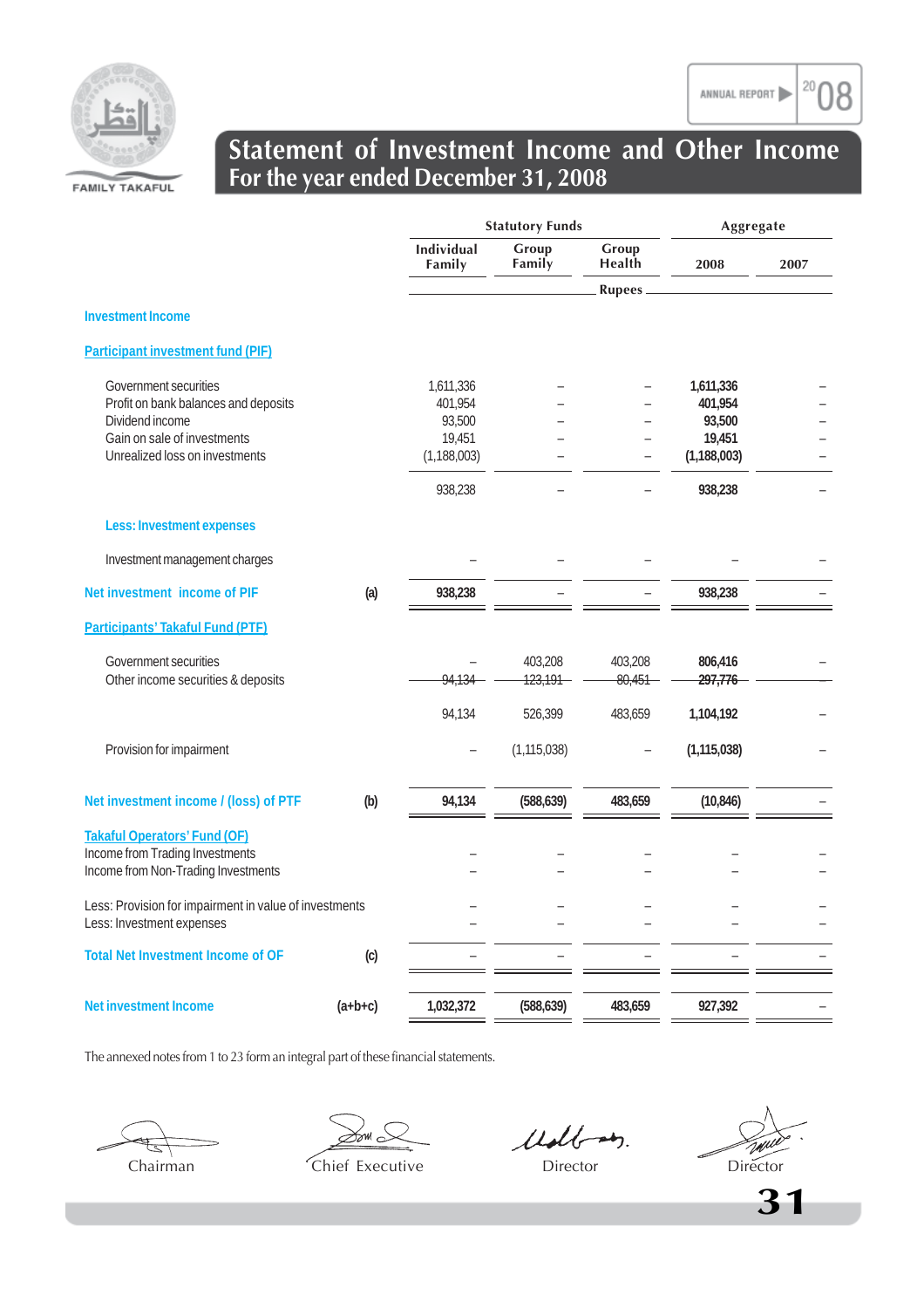# Statement of Investment Income and Other Income
## For the year ended December 31, 2008

| | | Statutory Funds | | | Aggregate | |
|---|---|---|---|---|---|---|
| | | Individual Family | Group Family | Group Health | 2008 | 2007 |
| | | | | Rupees | | |
| **Investment Income** | | | | | | |
| **Participant investment fund (PIF)** | | | | | | |
| Government securities | | 1,611,336 | – | – | **1,611,336** | – |
| Profit on bank balances and deposits | | 401,954 | – | – | **401,954** | – |
| Dividend income | | 93,500 | – | – | **93,500** | – |
| Gain on sale of investments | | 19,451 | – | – | **19,451** | – |
| Unrealized loss on investments | | (1,188,003) | – | – | **(1,188,003)** | – |
| | | 938,238 | – | – | **938,238** | – |
| **Less: Investment expenses** | | | | | | |
| Investment management charges | | – | – | – | – | – |
| **Net investment income of PIF** | (a) | **938,238** | – | – | **938,238** | – |
| **Participants' Takaful Fund (PTF)** | | | | | | |
| Government securities | | – | 403,208 | 403,208 | **806,416** | – |
| Other income securities & deposits | | 94,134 | 123,191 | 80,451 | **297,776** | – |
| | | 94,134 | 526,399 | 483,659 | **1,104,192** | – |
| Provision for impairment | | – | (1,115,038) | – | **(1,115,038)** | – |
| **Net investment income / (loss) of PTF** | (b) | **94,134** | **(588,639)** | **483,659** | **(10,846)** | – |
| **Takaful Operators' Fund (OF)** | | | | | | |
| Income from Trading Investments | | – | – | – | – | – |
| Income from Non-Trading Investments | | – | – | – | – | – |
| Less: Provision for impairment in value of investments | | – | – | – | – | – |
| Less: Investment expenses | | – | – | – | – | – |
| **Total Net Investment Income of OF** | (c) | – | – | – | – | – |
| **Net investment Income** | (a+b+c) | **1,032,372** | **(588,639)** | **483,659** | **927,392** | – |

The annexed notes from 1 to 23 form an integral part of these financial statements.

Chairman | Chief Executive | Director | Director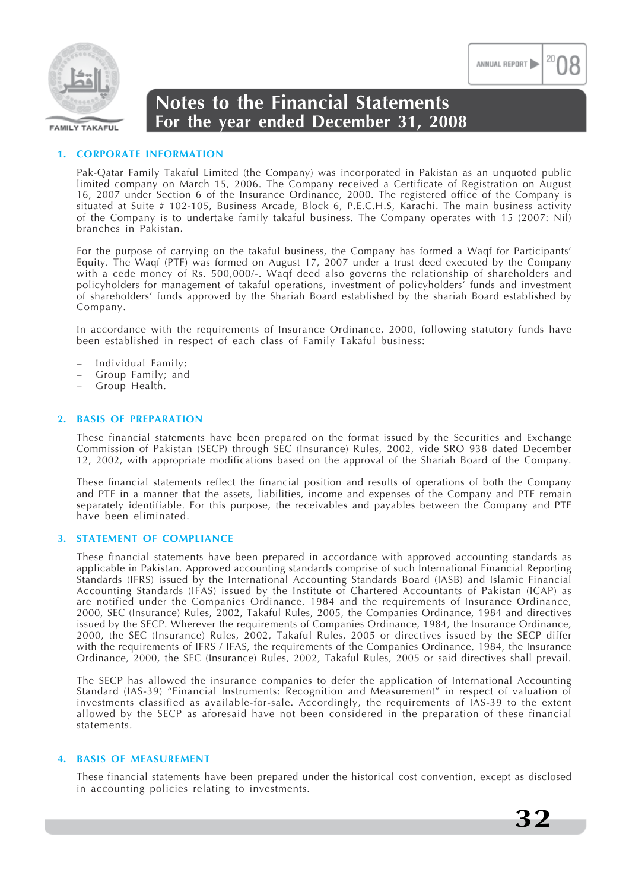# Notes to the Financial Statements
## For the year ended December 31, 2008

### 1. CORPORATE INFORMATION

Pak-Qatar Family Takaful Limited (the Company) was incorporated in Pakistan as an unquoted public limited company on March 15, 2006. The Company received a Certificate of Registration on August 16, 2007 under Section 6 of the Insurance Ordinance, 2000. The registered office of the Company is situated at Suite # 102-105, Business Arcade, Block 6, P.E.C.H.S, Karachi. The main business activity of the Company is to undertake family takaful business. The Company operates with 15 (2007: Nil) branches in Pakistan.

For the purpose of carrying on the takaful business, the Company has formed a Waqf for Participants' Equity. The Waqf (PTF) was formed on August 17, 2007 under a trust deed executed by the Company with a cede money of Rs. 500,000/-. Waqf deed also governs the relationship of shareholders and policyholders for management of takaful operations, investment of policyholders' funds and investment of shareholders' funds approved by the Shariah Board established by the shariah Board established by Company.

In accordance with the requirements of Insurance Ordinance, 2000, following statutory funds have been established in respect of each class of Family Takaful business:

- Individual Family;
- Group Family; and
- Group Health.

### 2. BASIS OF PREPARATION

These financial statements have been prepared on the format issued by the Securities and Exchange Commission of Pakistan (SECP) through SEC (Insurance) Rules, 2002, vide SRO 938 dated December 12, 2002, with appropriate modifications based on the approval of the Shariah Board of the Company.

These financial statements reflect the financial position and results of operations of both the Company and PTF in a manner that the assets, liabilities, income and expenses of the Company and PTF remain separately identifiable. For this purpose, the receivables and payables between the Company and PTF have been eliminated.

### 3. STATEMENT OF COMPLIANCE

These financial statements have been prepared in accordance with approved accounting standards as applicable in Pakistan. Approved accounting standards comprise of such International Financial Reporting Standards (IFRS) issued by the International Accounting Standards Board (IASB) and Islamic Financial Accounting Standards (IFAS) issued by the Institute of Chartered Accountants of Pakistan (ICAP) as are notified under the Companies Ordinance, 1984 and the requirements of Insurance Ordinance, 2000, SEC (Insurance) Rules, 2002, Takaful Rules, 2005, the Companies Ordinance, 1984 and directives issued by the SECP. Wherever the requirements of Companies Ordinance, 1984, the Insurance Ordinance, 2000, the SEC (Insurance) Rules, 2002, Takaful Rules, 2005 or directives issued by the SECP differ with the requirements of IFRS / IFAS, the requirements of the Companies Ordinance, 1984, the Insurance Ordinance, 2000, the SEC (Insurance) Rules, 2002, Takaful Rules, 2005 or said directives shall prevail.

The SECP has allowed the insurance companies to defer the application of International Accounting Standard (IAS-39) "Financial Instruments: Recognition and Measurement" in respect of valuation of investments classified as available-for-sale. Accordingly, the requirements of IAS-39 to the extent allowed by the SECP as aforesaid have not been considered in the preparation of these financial statements.

### 4. BASIS OF MEASUREMENT

These financial statements have been prepared under the historical cost convention, except as disclosed in accounting policies relating to investments.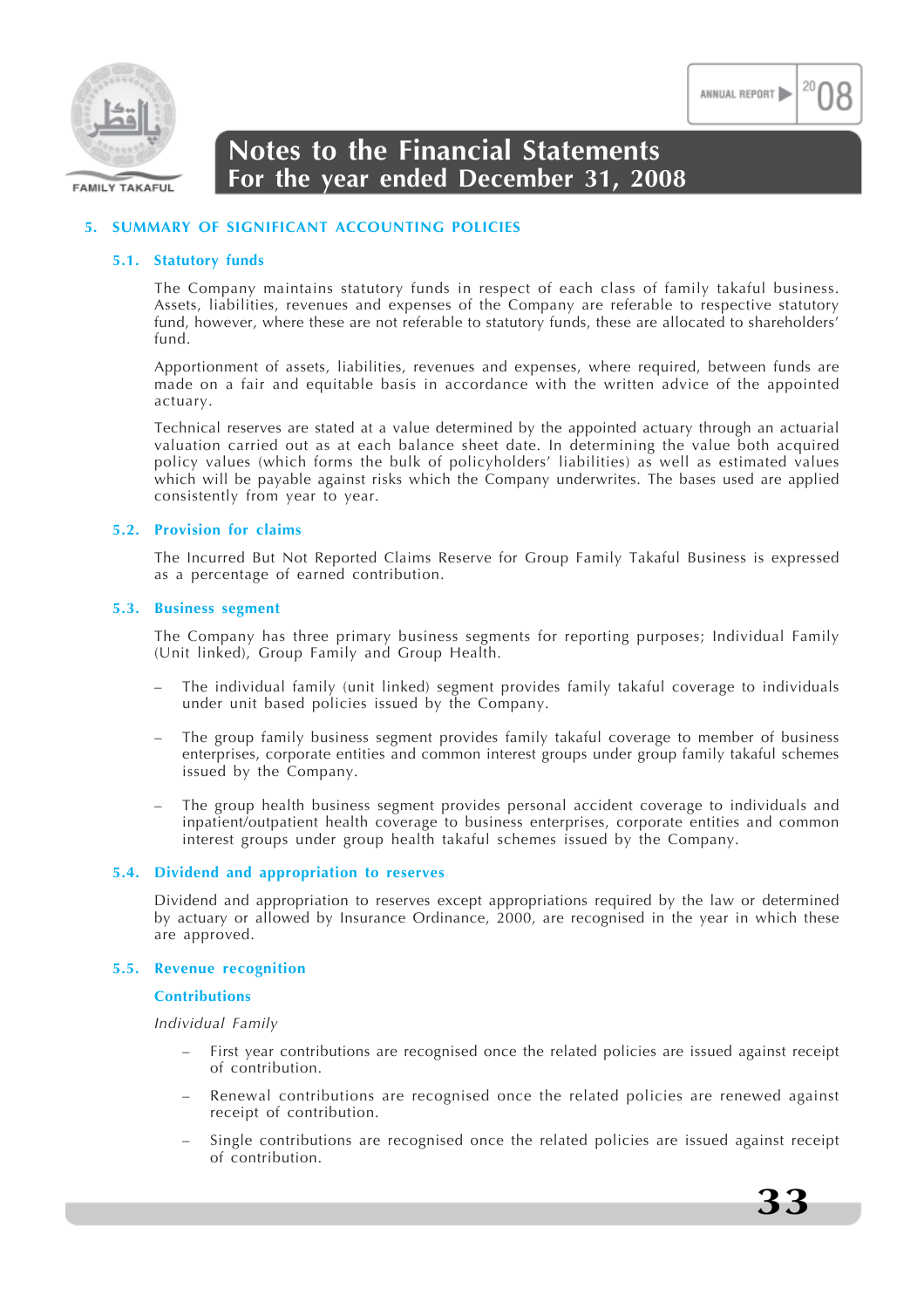## 5. SUMMARY OF SIGNIFICANT ACCOUNTING POLICIES

### 5.1. Statutory funds

The Company maintains statutory funds in respect of each class of family takaful business. Assets, liabilities, revenues and expenses of the Company are referable to respective statutory fund, however, where these are not referable to statutory funds, these are allocated to shareholders' fund.

Apportionment of assets, liabilities, revenues and expenses, where required, between funds are made on a fair and equitable basis in accordance with the written advice of the appointed actuary.

Technical reserves are stated at a value determined by the appointed actuary through an actuarial valuation carried out as at each balance sheet date. In determining the value both acquired policy values (which forms the bulk of policyholders' liabilities) as well as estimated values which will be payable against risks which the Company underwrites. The bases used are applied consistently from year to year.

### 5.2. Provision for claims

The Incurred But Not Reported Claims Reserve for Group Family Takaful Business is expressed as a percentage of earned contribution.

### 5.3. Business segment

The Company has three primary business segments for reporting purposes; Individual Family (Unit linked), Group Family and Group Health.

- The individual family (unit linked) segment provides family takaful coverage to individuals under unit based policies issued by the Company.
- The group family business segment provides family takaful coverage to member of business enterprises, corporate entities and common interest groups under group family takaful schemes issued by the Company.
- The group health business segment provides personal accident coverage to individuals and inpatient/outpatient health coverage to business enterprises, corporate entities and common interest groups under group health takaful schemes issued by the Company.

### 5.4. Dividend and appropriation to reserves

Dividend and appropriation to reserves except appropriations required by the law or determined by actuary or allowed by Insurance Ordinance, 2000, are recognised in the year in which these are approved.

### 5.5. Revenue recognition

**Contributions**

*Individual Family*

- First year contributions are recognised once the related policies are issued against receipt of contribution.
- Renewal contributions are recognised once the related policies are renewed against receipt of contribution.
- Single contributions are recognised once the related policies are issued against receipt of contribution.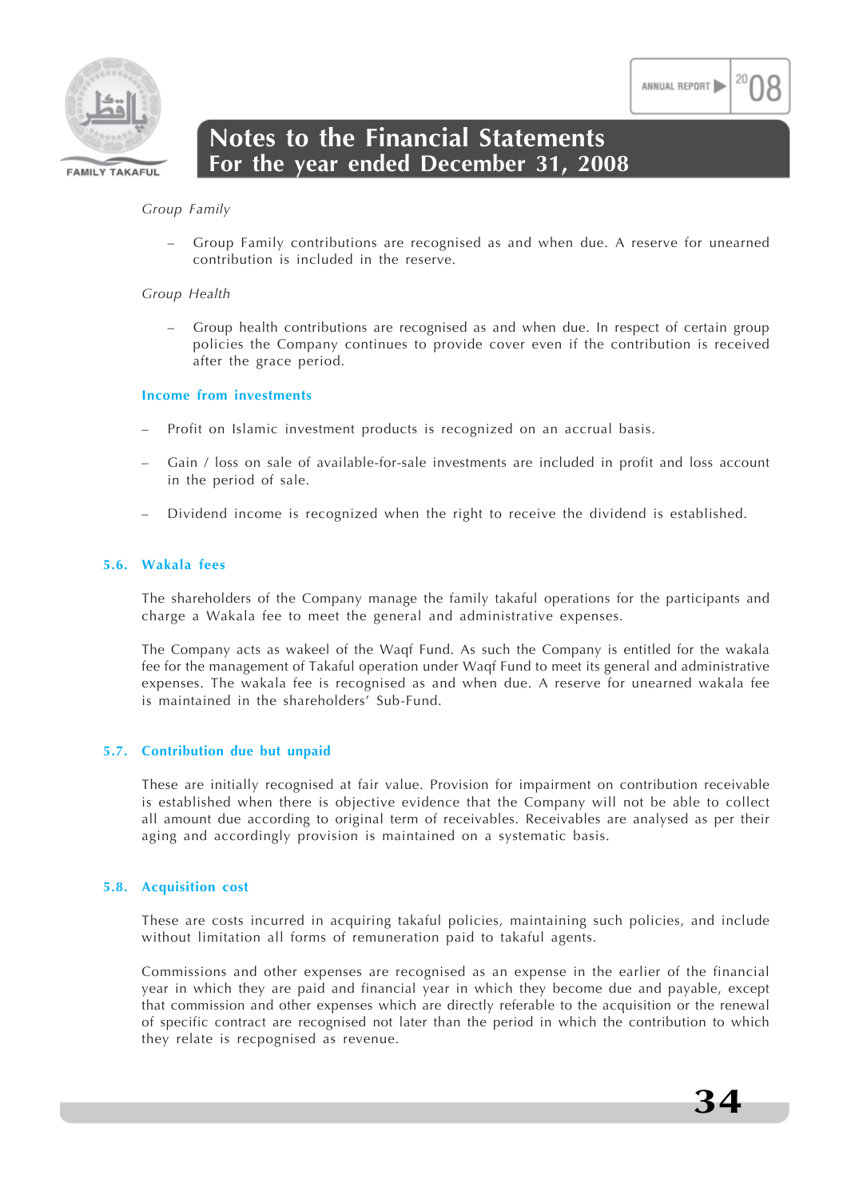*Group Family*

- Group Family contributions are recognised as and when due. A reserve for unearned contribution is included in the reserve.

*Group Health*

- Group health contributions are recognised as and when due. In respect of certain group policies the Company continues to provide cover even if the contribution is received after the grace period.

**Income from investments**

- Profit on Islamic investment products is recognized on an accrual basis.
- Gain / loss on sale of available-for-sale investments are included in profit and loss account in the period of sale.
- Dividend income is recognized when the right to receive the dividend is established.

### 5.6. Wakala fees

The shareholders of the Company manage the family takaful operations for the participants and charge a Wakala fee to meet the general and administrative expenses.

The Company acts as wakeel of the Waqf Fund. As such the Company is entitled for the wakala fee for the management of Takaful operation under Waqf Fund to meet its general and administrative expenses. The wakala fee is recognised as and when due. A reserve for unearned wakala fee is maintained in the shareholders' Sub-Fund.

### 5.7. Contribution due but unpaid

These are initially recognised at fair value. Provision for impairment on contribution receivable is established when there is objective evidence that the Company will not be able to collect all amount due according to original term of receivables. Receivables are analysed as per their aging and accordingly provision is maintained on a systematic basis.

### 5.8. Acquisition cost

These are costs incurred in acquiring takaful policies, maintaining such policies, and include without limitation all forms of remuneration paid to takaful agents.

Commissions and other expenses are recognised as an expense in the earlier of the financial year in which they are paid and financial year in which they become due and payable, except that commission and other expenses which are directly referable to the acquisition or the renewal of specific contract are recognised not later than the period in which the contribution to which they relate is recpognised as revenue.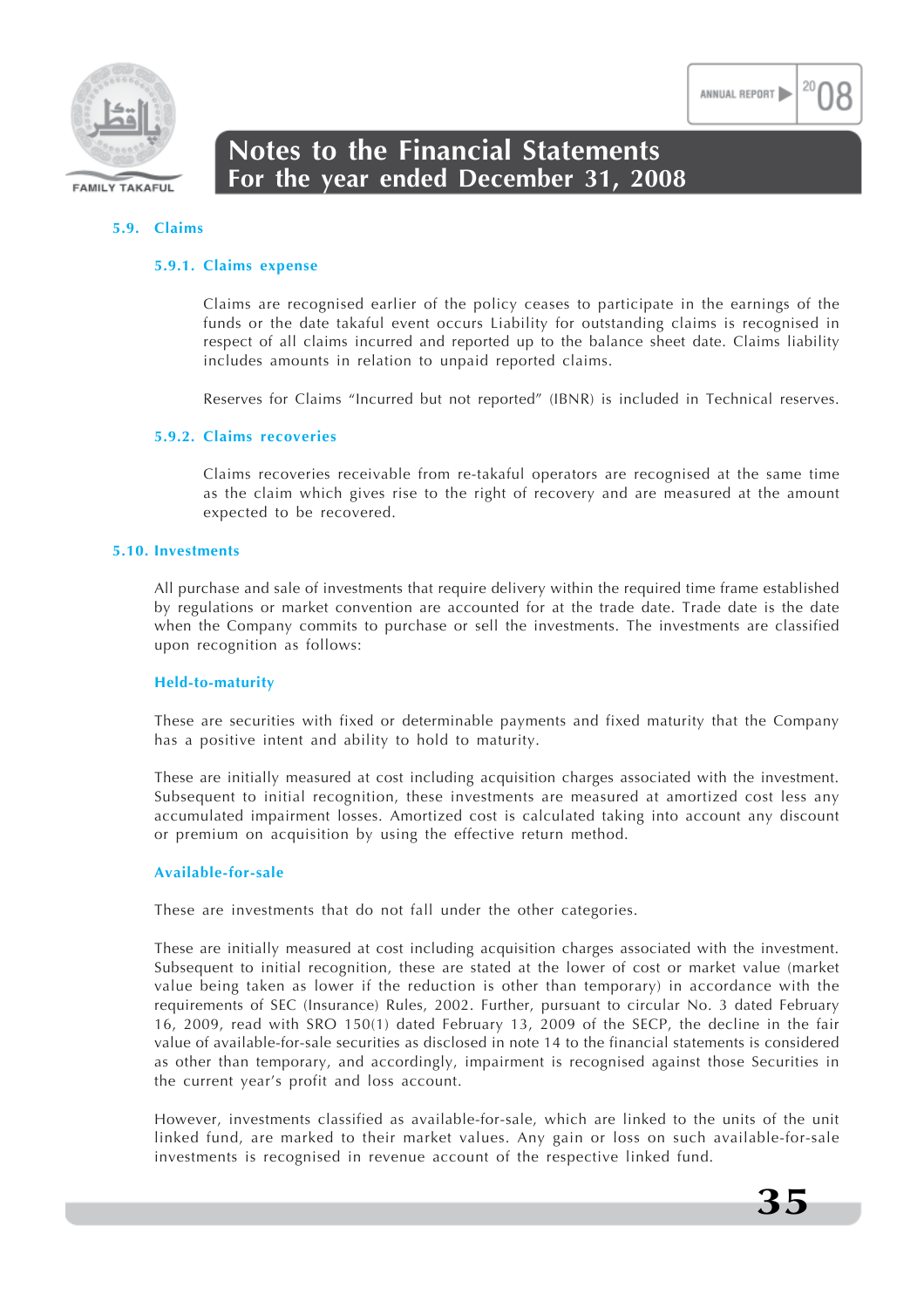### 5.9. Claims

#### 5.9.1. Claims expense

Claims are recognised earlier of the policy ceases to participate in the earnings of the funds or the date takaful event occurs Liability for outstanding claims is recognised in respect of all claims incurred and reported up to the balance sheet date. Claims liability includes amounts in relation to unpaid reported claims.

Reserves for Claims "Incurred but not reported" (IBNR) is included in Technical reserves.

#### 5.9.2. Claims recoveries

Claims recoveries receivable from re-takaful operators are recognised at the same time as the claim which gives rise to the right of recovery and are measured at the amount expected to be recovered.

### 5.10. Investments

All purchase and sale of investments that require delivery within the required time frame established by regulations or market convention are accounted for at the trade date. Trade date is the date when the Company commits to purchase or sell the investments. The investments are classified upon recognition as follows:

#### Held-to-maturity

These are securities with fixed or determinable payments and fixed maturity that the Company has a positive intent and ability to hold to maturity.

These are initially measured at cost including acquisition charges associated with the investment. Subsequent to initial recognition, these investments are measured at amortized cost less any accumulated impairment losses. Amortized cost is calculated taking into account any discount or premium on acquisition by using the effective return method.

#### Available-for-sale

These are investments that do not fall under the other categories.

These are initially measured at cost including acquisition charges associated with the investment. Subsequent to initial recognition, these are stated at the lower of cost or market value (market value being taken as lower if the reduction is other than temporary) in accordance with the requirements of SEC (Insurance) Rules, 2002. Further, pursuant to circular No. 3 dated February 16, 2009, read with SRO 150(1) dated February 13, 2009 of the SECP, the decline in the fair value of available-for-sale securities as disclosed in note 14 to the financial statements is considered as other than temporary, and accordingly, impairment is recognised against those Securities in the current year's profit and loss account.

However, investments classified as available-for-sale, which are linked to the units of the unit linked fund, are marked to their market values. Any gain or loss on such available-for-sale investments is recognised in revenue account of the respective linked fund.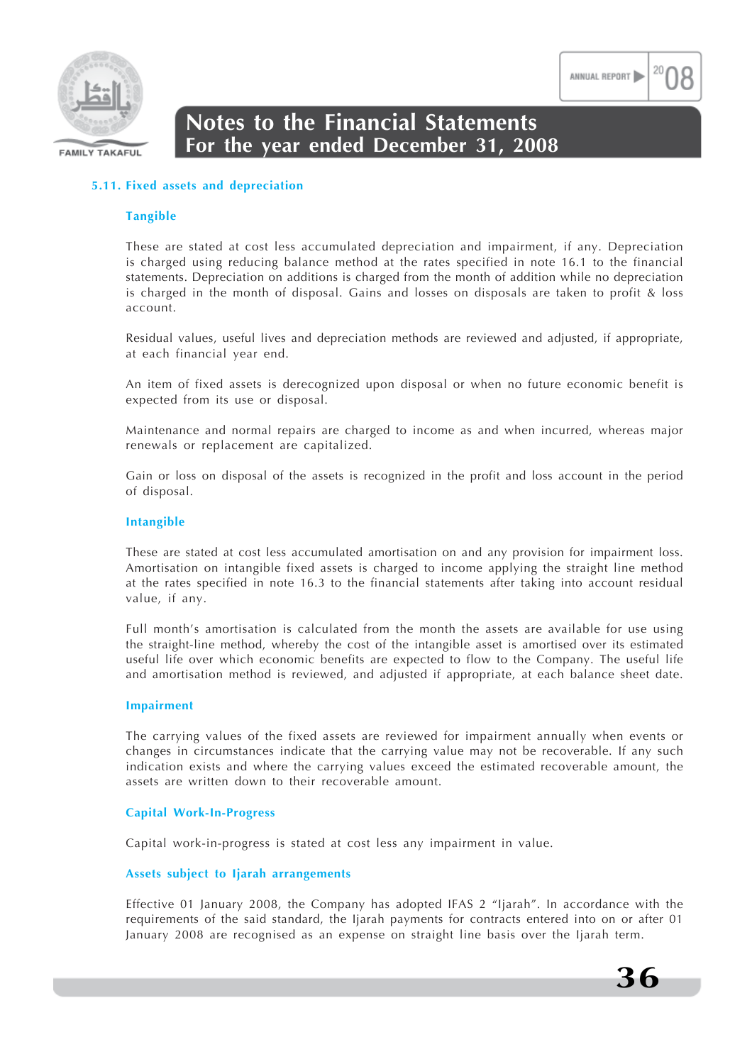### 5.11. Fixed assets and depreciation

#### Tangible

These are stated at cost less accumulated depreciation and impairment, if any. Depreciation is charged using reducing balance method at the rates specified in note 16.1 to the financial statements. Depreciation on additions is charged from the month of addition while no depreciation is charged in the month of disposal. Gains and losses on disposals are taken to profit & loss account.

Residual values, useful lives and depreciation methods are reviewed and adjusted, if appropriate, at each financial year end.

An item of fixed assets is derecognized upon disposal or when no future economic benefit is expected from its use or disposal.

Maintenance and normal repairs are charged to income as and when incurred, whereas major renewals or replacement are capitalized.

Gain or loss on disposal of the assets is recognized in the profit and loss account in the period of disposal.

#### Intangible

These are stated at cost less accumulated amortisation on and any provision for impairment loss. Amortisation on intangible fixed assets is charged to income applying the straight line method at the rates specified in note 16.3 to the financial statements after taking into account residual value, if any.

Full month's amortisation is calculated from the month the assets are available for use using the straight-line method, whereby the cost of the intangible asset is amortised over its estimated useful life over which economic benefits are expected to flow to the Company. The useful life and amortisation method is reviewed, and adjusted if appropriate, at each balance sheet date.

#### Impairment

The carrying values of the fixed assets are reviewed for impairment annually when events or changes in circumstances indicate that the carrying value may not be recoverable. If any such indication exists and where the carrying values exceed the estimated recoverable amount, the assets are written down to their recoverable amount.

#### Capital Work-In-Progress

Capital work-in-progress is stated at cost less any impairment in value.

#### Assets subject to Ijarah arrangements

Effective 01 January 2008, the Company has adopted IFAS 2 "Ijarah". In accordance with the requirements of the said standard, the Ijarah payments for contracts entered into on or after 01 January 2008 are recognised as an expense on straight line basis over the Ijarah term.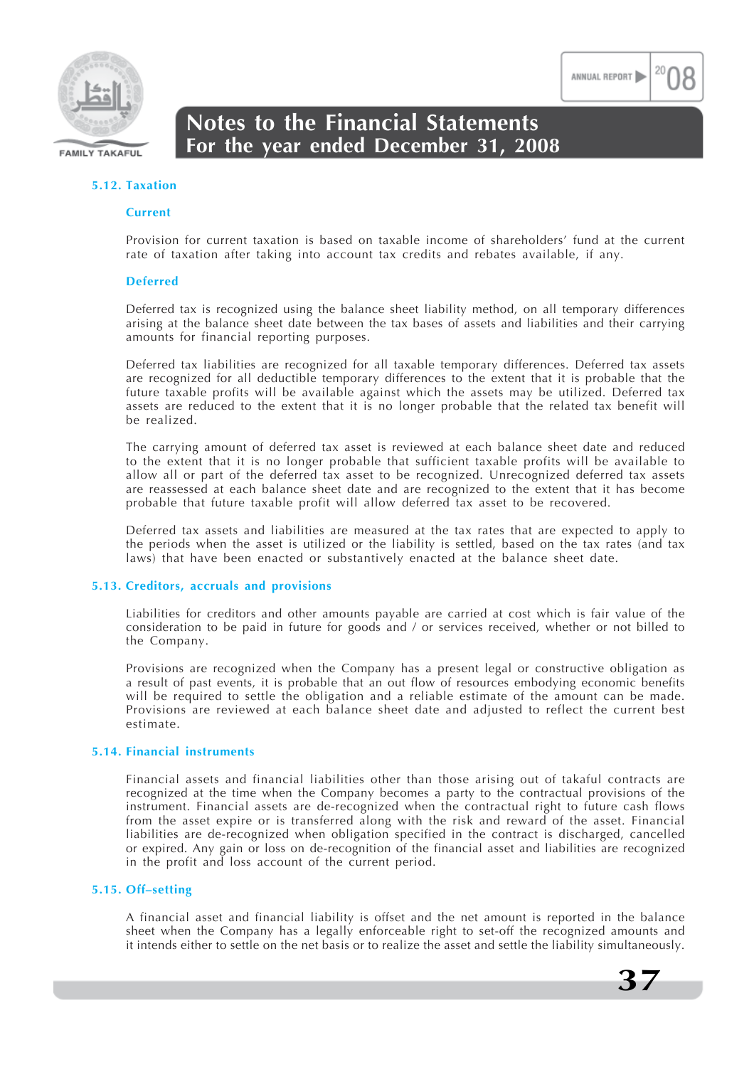### 5.12. Taxation

#### Current

Provision for current taxation is based on taxable income of shareholders' fund at the current rate of taxation after taking into account tax credits and rebates available, if any.

#### Deferred

Deferred tax is recognized using the balance sheet liability method, on all temporary differences arising at the balance sheet date between the tax bases of assets and liabilities and their carrying amounts for financial reporting purposes.

Deferred tax liabilities are recognized for all taxable temporary differences. Deferred tax assets are recognized for all deductible temporary differences to the extent that it is probable that the future taxable profits will be available against which the assets may be utilized. Deferred tax assets are reduced to the extent that it is no longer probable that the related tax benefit will be realized.

The carrying amount of deferred tax asset is reviewed at each balance sheet date and reduced to the extent that it is no longer probable that sufficient taxable profits will be available to allow all or part of the deferred tax asset to be recognized. Unrecognized deferred tax assets are reassessed at each balance sheet date and are recognized to the extent that it has become probable that future taxable profit will allow deferred tax asset to be recovered.

Deferred tax assets and liabilities are measured at the tax rates that are expected to apply to the periods when the asset is utilized or the liability is settled, based on the tax rates (and tax laws) that have been enacted or substantively enacted at the balance sheet date.

### 5.13. Creditors, accruals and provisions

Liabilities for creditors and other amounts payable are carried at cost which is fair value of the consideration to be paid in future for goods and / or services received, whether or not billed to the Company.

Provisions are recognized when the Company has a present legal or constructive obligation as a result of past events, it is probable that an out flow of resources embodying economic benefits will be required to settle the obligation and a reliable estimate of the amount can be made. Provisions are reviewed at each balance sheet date and adjusted to reflect the current best estimate.

### 5.14. Financial instruments

Financial assets and financial liabilities other than those arising out of takaful contracts are recognized at the time when the Company becomes a party to the contractual provisions of the instrument. Financial assets are de-recognized when the contractual right to future cash flows from the asset expire or is transferred along with the risk and reward of the asset. Financial liabilities are de-recognized when obligation specified in the contract is discharged, cancelled or expired. Any gain or loss on de-recognition of the financial asset and liabilities are recognized in the profit and loss account of the current period.

### 5.15. Off-setting

A financial asset and financial liability is offset and the net amount is reported in the balance sheet when the Company has a legally enforceable right to set-off the recognized amounts and it intends either to settle on the net basis or to realize the asset and settle the liability simultaneously.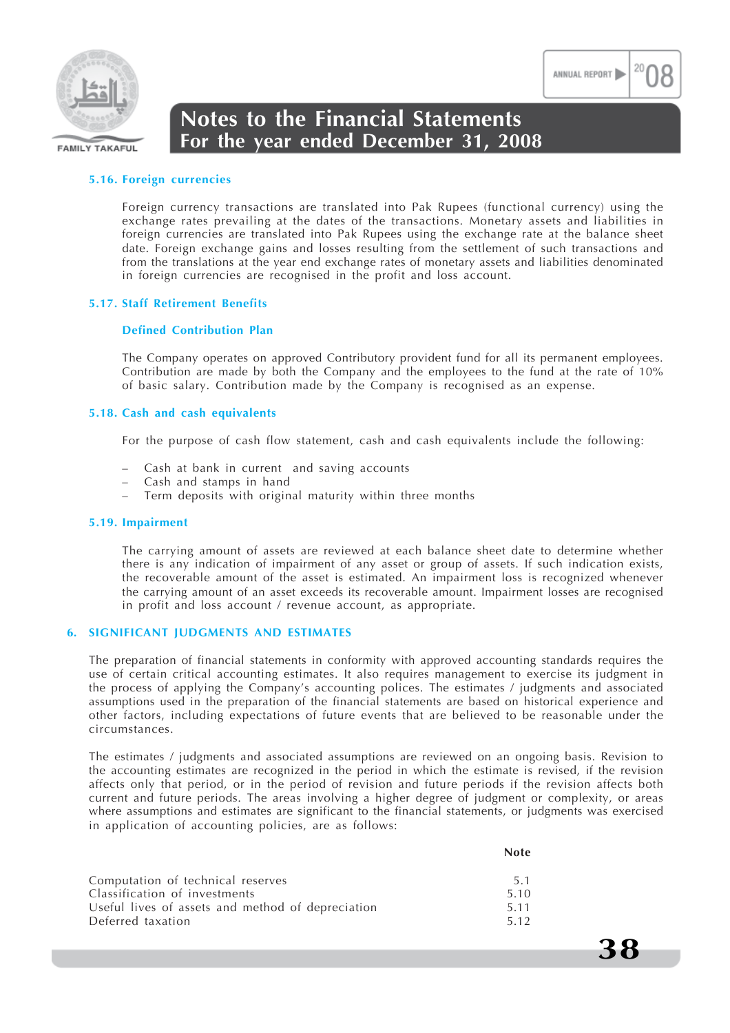#### 5.16. Foreign currencies

Foreign currency transactions are translated into Pak Rupees (functional currency) using the exchange rates prevailing at the dates of the transactions. Monetary assets and liabilities in foreign currencies are translated into Pak Rupees using the exchange rate at the balance sheet date. Foreign exchange gains and losses resulting from the settlement of such transactions and from the translations at the year end exchange rates of monetary assets and liabilities denominated in foreign currencies are recognised in the profit and loss account.

#### 5.17. Staff Retirement Benefits

**Defined Contribution Plan**

The Company operates on approved Contributory provident fund for all its permanent employees. Contribution are made by both the Company and the employees to the fund at the rate of 10% of basic salary. Contribution made by the Company is recognised as an expense.

#### 5.18. Cash and cash equivalents

For the purpose of cash flow statement, cash and cash equivalents include the following:

- Cash at bank in current and saving accounts
- Cash and stamps in hand
- Term deposits with original maturity within three months

#### 5.19. Impairment

The carrying amount of assets are reviewed at each balance sheet date to determine whether there is any indication of impairment of any asset or group of assets. If such indication exists, the recoverable amount of the asset is estimated. An impairment loss is recognized whenever the carrying amount of an asset exceeds its recoverable amount. Impairment losses are recognised in profit and loss account / revenue account, as appropriate.

## 6. SIGNIFICANT JUDGMENTS AND ESTIMATES

The preparation of financial statements in conformity with approved accounting standards requires the use of certain critical accounting estimates. It also requires management to exercise its judgment in the process of applying the Company's accounting polices. The estimates / judgments and associated assumptions used in the preparation of the financial statements are based on historical experience and other factors, including expectations of future events that are believed to be reasonable under the circumstances.

The estimates / judgments and associated assumptions are reviewed on an ongoing basis. Revision to the accounting estimates are recognized in the period in which the estimate is revised, if the revision affects only that period, or in the period of revision and future periods if the revision affects both current and future periods. The areas involving a higher degree of judgment or complexity, or areas where assumptions and estimates are significant to the financial statements, or judgments was exercised in application of accounting policies, are as follows:

| | Note |
|---|---|
| Computation of technical reserves | 5.1 |
| Classification of investments | 5.10 |
| Useful lives of assets and method of depreciation | 5.11 |
| Deferred taxation | 5.12 |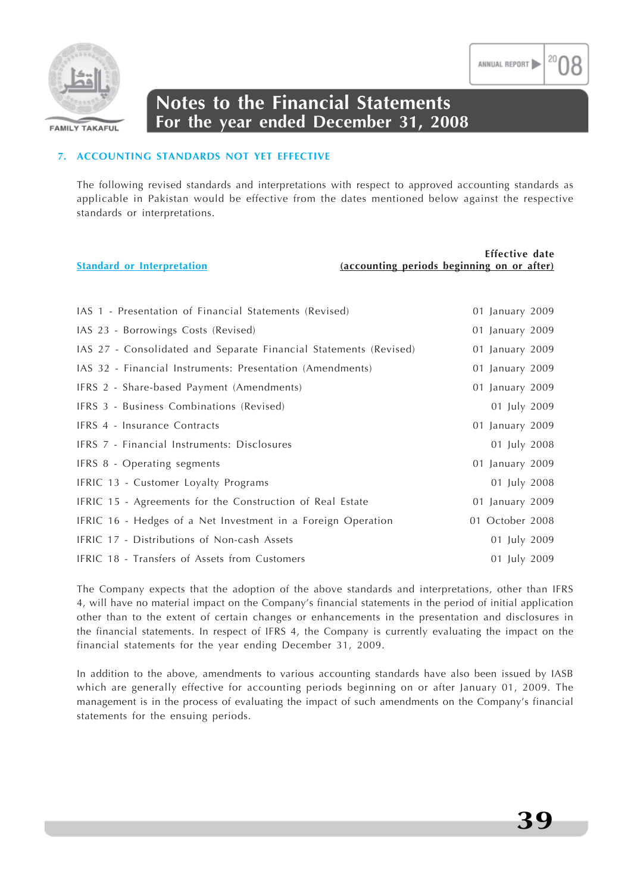## 7. ACCOUNTING STANDARDS NOT YET EFFECTIVE

The following revised standards and interpretations with respect to approved accounting standards as applicable in Pakistan would be effective from the dates mentioned below against the respective standards or interpretations.

| Standard or Interpretation | Effective date (accounting periods beginning on or after) |
|---|---|
| IAS 1 - Presentation of Financial Statements (Revised) | 01 January 2009 |
| IAS 23 - Borrowings Costs (Revised) | 01 January 2009 |
| IAS 27 - Consolidated and Separate Financial Statements (Revised) | 01 January 2009 |
| IAS 32 - Financial Instruments: Presentation (Amendments) | 01 January 2009 |
| IFRS 2 - Share-based Payment (Amendments) | 01 January 2009 |
| IFRS 3 - Business Combinations (Revised) | 01 July 2009 |
| IFRS 4 - Insurance Contracts | 01 January 2009 |
| IFRS 7 - Financial Instruments: Disclosures | 01 July 2008 |
| IFRS 8 - Operating segments | 01 January 2009 |
| IFRIC 13 - Customer Loyalty Programs | 01 July 2008 |
| IFRIC 15 - Agreements for the Construction of Real Estate | 01 January 2009 |
| IFRIC 16 - Hedges of a Net Investment in a Foreign Operation | 01 October 2008 |
| IFRIC 17 - Distributions of Non-cash Assets | 01 July 2009 |
| IFRIC 18 - Transfers of Assets from Customers | 01 July 2009 |

The Company expects that the adoption of the above standards and interpretations, other than IFRS 4, will have no material impact on the Company's financial statements in the period of initial application other than to the extent of certain changes or enhancements in the presentation and disclosures in the financial statements. In respect of IFRS 4, the Company is currently evaluating the impact on the financial statements for the year ending December 31, 2009.

In addition to the above, amendments to various accounting standards have also been issued by IASB which are generally effective for accounting periods beginning on or after January 01, 2009. The management is in the process of evaluating the impact of such amendments on the Company's financial statements for the ensuing periods.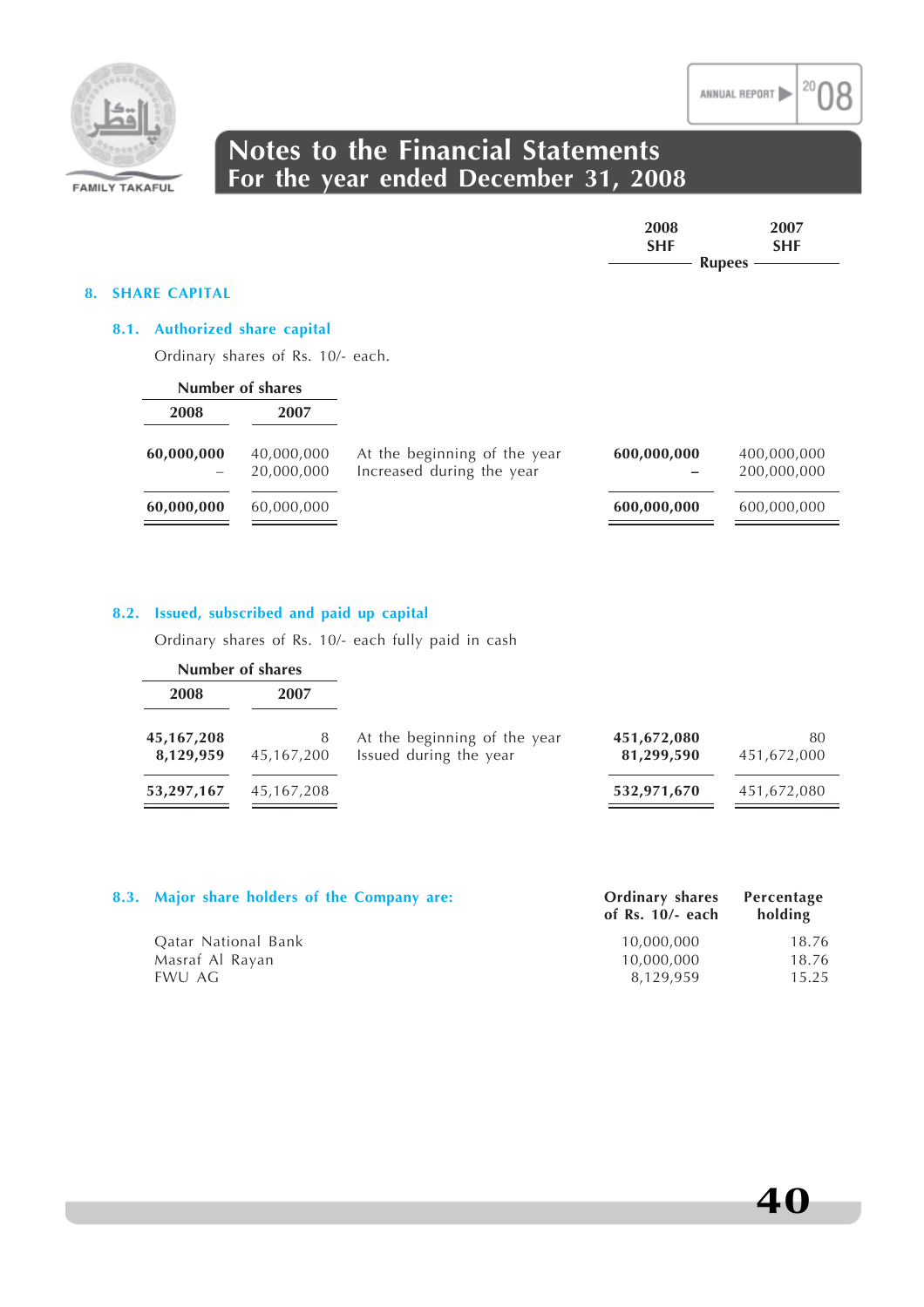# 8. SHARE CAPITAL

## 8.1. Authorized share capital

Ordinary shares of Rs. 10/- each.

| Number of shares 2008 | Number of shares 2007 | | 2008 SHF Rupees | 2007 SHF Rupees |
|---|---|---|---|---|
| **60,000,000** | 40,000,000 | At the beginning of the year | **600,000,000** | 400,000,000 |
| – | 20,000,000 | Increased during the year | – | 200,000,000 |
| **60,000,000** | 60,000,000 | | **600,000,000** | 600,000,000 |

## 8.2. Issued, subscribed and paid up capital

Ordinary shares of Rs. 10/- each fully paid in cash

| Number of shares 2008 | Number of shares 2007 | | 2008 SHF Rupees | 2007 SHF Rupees |
|---|---|---|---|---|
| **45,167,208** | 8 | At the beginning of the year | **451,672,080** | 80 |
| **8,129,959** | 45,167,200 | Issued during the year | **81,299,590** | 451,672,000 |
| **53,297,167** | 45,167,208 | | **532,971,670** | 451,672,080 |

## 8.3. Major share holders of the Company are:

| | Ordinary shares of Rs. 10/- each | Percentage holding |
|---|---|---|
| Qatar National Bank | 10,000,000 | 18.76 |
| Masraf Al Rayan | 10,000,000 | 18.76 |
| FWU AG | 8,129,959 | 15.25 |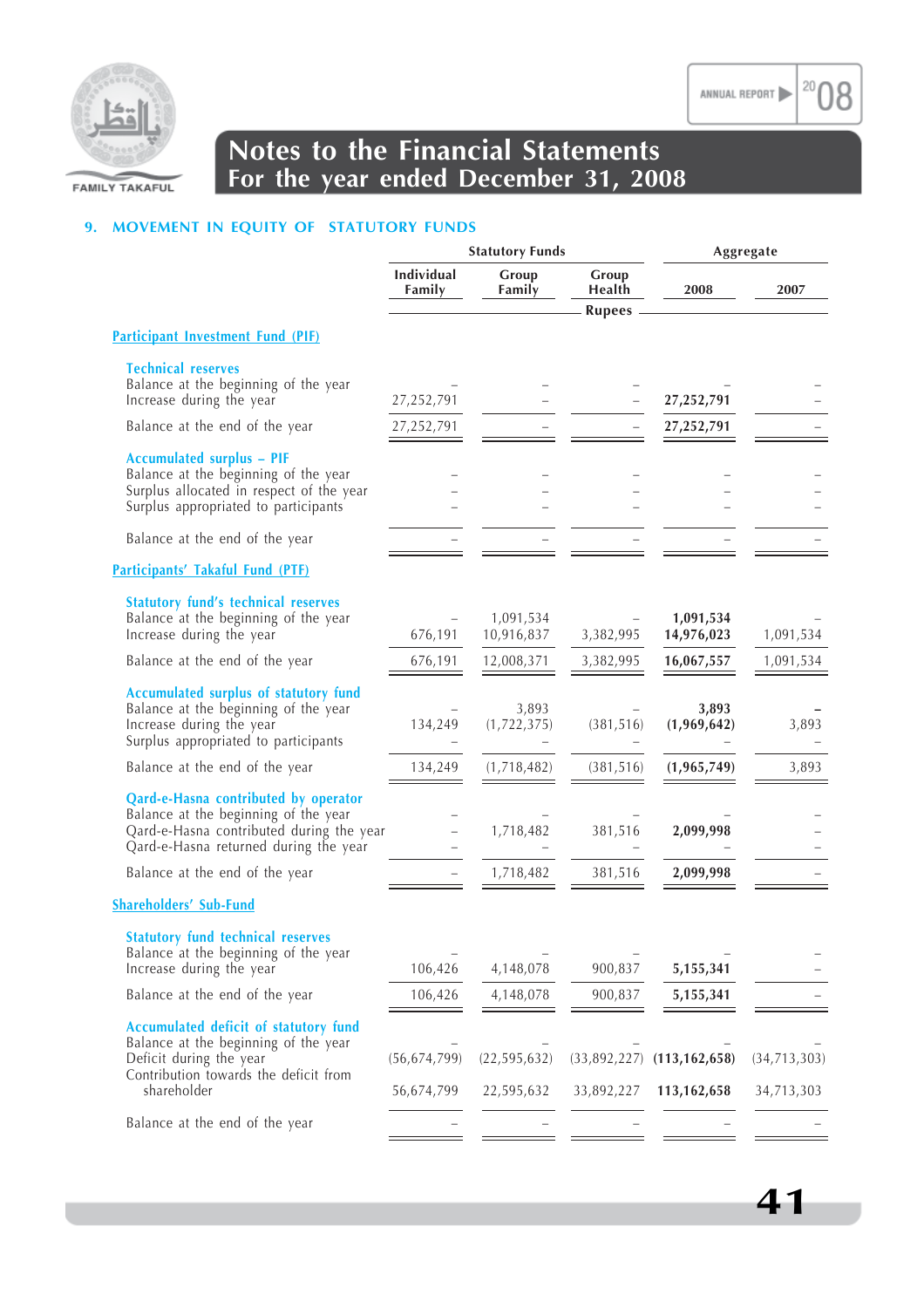## 9. MOVEMENT IN EQUITY OF STATUTORY FUNDS

| | Statutory Funds | | | Aggregate | |
|---|---|---|---|---|---|
| | Individual Family | Group Family | Group Health | 2008 | 2007 |
| | | | Rupees | | |
| **Participant Investment Fund (PIF)** | | | | | |
| **Technical reserves** | | | | | |
| Balance at the beginning of the year | – | – | – | – | – |
| Increase during the year | 27,252,791 | – | – | **27,252,791** | – |
| Balance at the end of the year | 27,252,791 | – | – | **27,252,791** | – |
| **Accumulated surplus – PIF** | | | | | |
| Balance at the beginning of the year | – | – | – | – | – |
| Surplus allocated in respect of the year | – | – | – | – | – |
| Surplus appropriated to participants | – | – | – | – | – |
| Balance at the end of the year | – | – | – | – | – |
| **Participants' Takaful Fund (PTF)** | | | | | |
| **Statutory fund's technical reserves** | | | | | |
| Balance at the beginning of the year | – | 1,091,534 | – | **1,091,534** | – |
| Increase during the year | 676,191 | 10,916,837 | 3,382,995 | **14,976,023** | 1,091,534 |
| Balance at the end of the year | 676,191 | 12,008,371 | 3,382,995 | **16,067,557** | 1,091,534 |
| **Accumulated surplus of statutory fund** | | | | | |
| Balance at the beginning of the year | – | 3,893 | – | **3,893** | – |
| Increase during the year | 134,249 | (1,722,375) | (381,516) | **(1,969,642)** | 3,893 |
| Surplus appropriated to participants | – | – | – | – | – |
| Balance at the end of the year | 134,249 | (1,718,482) | (381,516) | **(1,965,749)** | 3,893 |
| **Qard-e-Hasna contributed by operator** | | | | | |
| Balance at the beginning of the year | – | – | – | – | – |
| Qard-e-Hasna contributed during the year | – | 1,718,482 | 381,516 | **2,099,998** | – |
| Qard-e-Hasna returned during the year | – | – | – | – | – |
| Balance at the end of the year | – | 1,718,482 | 381,516 | **2,099,998** | – |
| **Shareholders' Sub-Fund** | | | | | |
| **Statutory fund technical reserves** | | | | | |
| Balance at the beginning of the year | – | – | – | – | – |
| Increase during the year | 106,426 | 4,148,078 | 900,837 | **5,155,341** | – |
| Balance at the end of the year | 106,426 | 4,148,078 | 900,837 | **5,155,341** | – |
| **Accumulated deficit of statutory fund** | | | | | |
| Balance at the beginning of the year | – | – | – | – | – |
| Deficit during the year | (56,674,799) | (22,595,632) | (33,892,227) | **(113,162,658)** | (34,713,303) |
| Contribution towards the deficit from shareholder | 56,674,799 | 22,595,632 | 33,892,227 | **113,162,658** | 34,713,303 |
| Balance at the end of the year | – | – | – | – | – |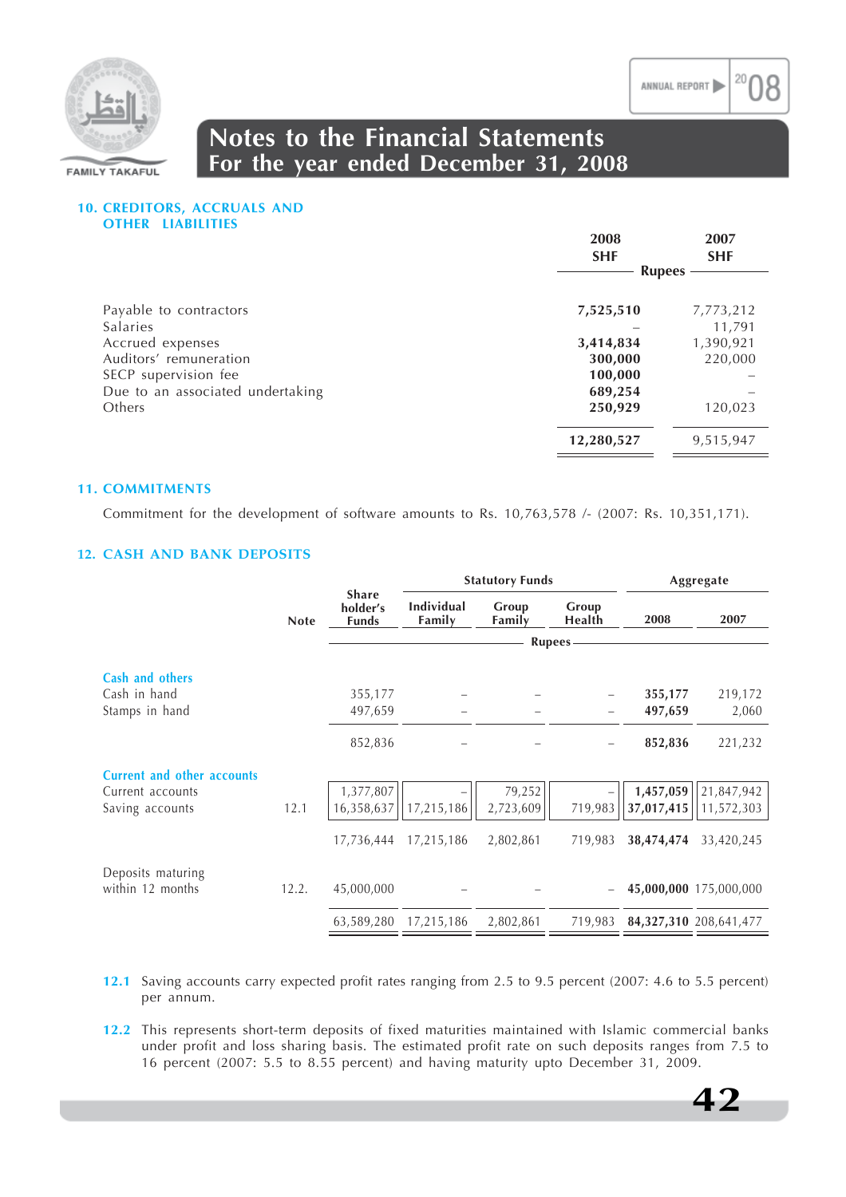# Notes to the Financial Statements
## For the year ended December 31, 2008

### 10. CREDITORS, ACCRUALS AND OTHER LIABILITIES

| | 2008 SHF | 2007 SHF |
|---|---|---|
| | Rupees | |
| Payable to contractors | **7,525,510** | 7,773,212 |
| Salaries | – | 11,791 |
| Accrued expenses | **3,414,834** | 1,390,921 |
| Auditors' remuneration | **300,000** | 220,000 |
| SECP supervision fee | **100,000** | – |
| Due to an associated undertaking | **689,254** | – |
| Others | **250,929** | 120,023 |
| | **12,280,527** | 9,515,947 |

### 11. COMMITMENTS

Commitment for the development of software amounts to Rs. 10,763,578 /- (2007: Rs. 10,351,171).

### 12. CASH AND BANK DEPOSITS

| | Note | Share holder's Funds | Statutory Funds | | | Aggregate | |
|---|---|---|---|---|---|---|---|
| | | | Individual Family | Group Family | Group Health | 2008 | 2007 |
| | | Rupees | | | | | |
| **Cash and others** | | | | | | | |
| Cash in hand | | 355,177 | – | – | – | **355,177** | 219,172 |
| Stamps in hand | | 497,659 | – | – | – | **497,659** | 2,060 |
| | | 852,836 | – | – | – | **852,836** | 221,232 |
| **Current and other accounts** | | | | | | | |
| Current accounts | | 1,377,807 | – | 79,252 | – | **1,457,059** | 21,847,942 |
| Saving accounts | 12.1 | 16,358,637 | 17,215,186 | 2,723,609 | 719,983 | **37,017,415** | 11,572,303 |
| | | 17,736,444 | 17,215,186 | 2,802,861 | 719,983 | **38,474,474** | 33,420,245 |
| Deposits maturing within 12 months | 12.2. | 45,000,000 | – | – | – | **45,000,000** | 175,000,000 |
| | | 63,589,280 | 17,215,186 | 2,802,861 | 719,983 | **84,327,310** | 208,641,477 |

**12.1** Saving accounts carry expected profit rates ranging from 2.5 to 9.5 percent (2007: 4.6 to 5.5 percent) per annum.

**12.2** This represents short-term deposits of fixed maturities maintained with Islamic commercial banks under profit and loss sharing basis. The estimated profit rate on such deposits ranges from 7.5 to 16 percent (2007: 5.5 to 8.55 percent) and having maturity upto December 31, 2009.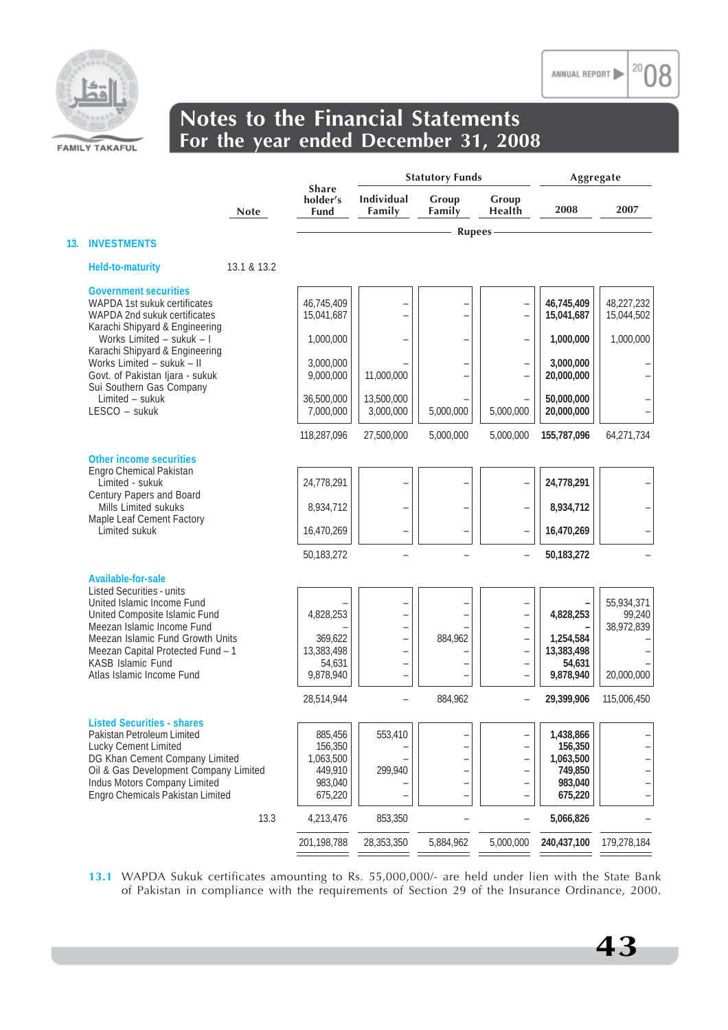# Notes to the Financial Statements
## For the year ended December 31, 2008

| | Note | Share holder's Fund | Statutory Funds | | | Aggregate | |
|---|---|---|---|---|---|---|---|
| | | | Individual Family | Group Family | Group Health | 2008 | 2007 |
| | | Rupees | | | | | |
| **13. INVESTMENTS** | | | | | | | |
| **Held-to-maturity** | 13.1 & 13.2 | | | | | | |
| **Government securities** | | | | | | | |
| WAPDA 1st sukuk certificates | | 46,745,409 | – | – | – | **46,745,409** | 48,227,232 |
| WAPDA 2nd sukuk certificates | | 15,041,687 | – | – | – | **15,041,687** | 15,044,502 |
| Karachi Shipyard & Engineering Works Limited – sukuk – I | | 1,000,000 | – | – | – | **1,000,000** | 1,000,000 |
| Karachi Shipyard & Engineering Works Limited – sukuk – II | | 3,000,000 | – | – | – | **3,000,000** | – |
| Govt. of Pakistan Ijara - sukuk | | 9,000,000 | 11,000,000 | – | – | **20,000,000** | – |
| Sui Southern Gas Company Limited – sukuk | | 36,500,000 | 13,500,000 | – | – | **50,000,000** | – |
| LESCO – sukuk | | 7,000,000 | 3,000,000 | 5,000,000 | 5,000,000 | **20,000,000** | – |
| | | 118,287,096 | 27,500,000 | 5,000,000 | 5,000,000 | **155,787,096** | 64,271,734 |
| **Other income securities** | | | | | | | |
| Engro Chemical Pakistan Limited - sukuk | | 24,778,291 | – | – | – | **24,778,291** | – |
| Century Papers and Board Mills Limited sukuks | | 8,934,712 | – | – | – | **8,934,712** | – |
| Maple Leaf Cement Factory Limited sukuk | | 16,470,269 | – | – | – | **16,470,269** | – |
| | | 50,183,272 | – | – | – | **50,183,272** | – |
| **Available-for-sale** | | | | | | | |
| Listed Securities - units | | | | | | | |
| United Islamic Income Fund | | – | – | – | – | **–** | 55,934,371 |
| United Composite Islamic Fund | | 4,828,253 | – | – | – | **4,828,253** | 99,240 |
| Meezan Islamic Income Fund | | – | – | – | – | **–** | 38,972,839 |
| Meezan Islamic Fund Growth Units | | 369,622 | – | 884,962 | – | **1,254,584** | – |
| Meezan Capital Protected Fund – 1 | | 13,383,498 | – | – | – | **13,383,498** | – |
| KASB Islamic Fund | | 54,631 | – | – | – | **54,631** | – |
| Atlas Islamic Income Fund | | 9,878,940 | – | – | – | **9,878,940** | 20,000,000 |
| | | 28,514,944 | – | 884,962 | – | **29,399,906** | 115,006,450 |
| **Listed Securities - shares** | | | | | | | |
| Pakistan Petroleum Limited | | 885,456 | 553,410 | – | – | **1,438,866** | – |
| Lucky Cement Limited | | 156,350 | – | – | – | **156,350** | – |
| DG Khan Cement Company Limited | | 1,063,500 | – | – | – | **1,063,500** | – |
| Oil & Gas Development Company Limited | | 449,910 | 299,940 | – | – | **749,850** | – |
| Indus Motors Company Limited | | 983,040 | – | – | – | **983,040** | – |
| Engro Chemicals Pakistan Limited | | 675,220 | – | – | – | **675,220** | – |
| | 13.3 | 4,213,476 | 853,350 | – | – | **5,066,826** | – |
| | | 201,198,788 | 28,353,350 | 5,884,962 | 5,000,000 | **240,437,100** | 179,278,184 |

**13.1** WAPDA Sukuk certificates amounting to Rs. 55,000,000/- are held under lien with the State Bank of Pakistan in compliance with the requirements of Section 29 of the Insurance Ordinance, 2000.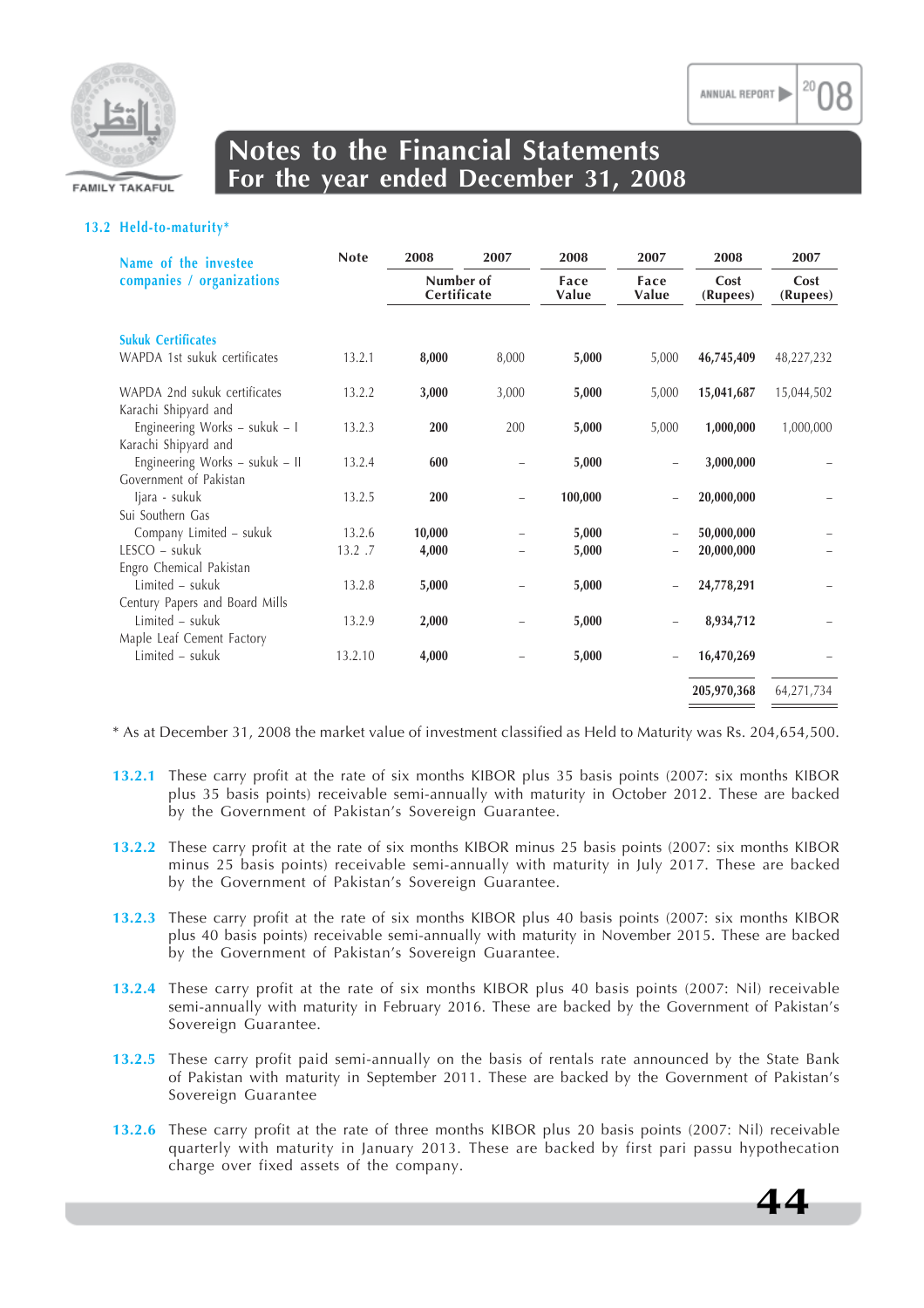### 13.2 Held-to-maturity*

| Name of the investee companies / organizations | Note | 2008 | 2007 | 2008 | 2007 | 2008 | 2007 |
|---|---|---|---|---|---|---|---|
| | | Number of Certificate | | Face Value | Face Value | Cost (Rupees) | Cost (Rupees) |
| **Sukuk Certificates** | | | | | | | |
| WAPDA 1st sukuk certificates | 13.2.1 | **8,000** | 8,000 | **5,000** | 5,000 | **46,745,409** | 48,227,232 |
| WAPDA 2nd sukuk certificates | 13.2.2 | **3,000** | 3,000 | **5,000** | 5,000 | **15,041,687** | 15,044,502 |
| Karachi Shipyard and Engineering Works – sukuk – I | 13.2.3 | **200** | 200 | **5,000** | 5,000 | **1,000,000** | 1,000,000 |
| Karachi Shipyard and Engineering Works – sukuk – II | 13.2.4 | **600** | – | **5,000** | – | **3,000,000** | – |
| Government of Pakistan Ijara - sukuk | 13.2.5 | **200** | – | **100,000** | – | **20,000,000** | – |
| Sui Southern Gas Company Limited – sukuk | 13.2.6 | **10,000** | – | **5,000** | – | **50,000,000** | – |
| LESCO – sukuk | 13.2 .7 | **4,000** | – | **5,000** | – | **20,000,000** | – |
| Engro Chemical Pakistan Limited – sukuk | 13.2.8 | **5,000** | – | **5,000** | – | **24,778,291** | – |
| Century Papers and Board Mills Limited – sukuk | 13.2.9 | **2,000** | – | **5,000** | – | **8,934,712** | – |
| Maple Leaf Cement Factory Limited – sukuk | 13.2.10 | **4,000** | – | **5,000** | – | **16,470,269** | – |
| | | | | | | **205,970,368** | 64,271,734 |

* As at December 31, 2008 the market value of investment classified as Held to Maturity was Rs. 204,654,500.

**13.2.1** These carry profit at the rate of six months KIBOR plus 35 basis points (2007: six months KIBOR plus 35 basis points) receivable semi-annually with maturity in October 2012. These are backed by the Government of Pakistan's Sovereign Guarantee.

**13.2.2** These carry profit at the rate of six months KIBOR minus 25 basis points (2007: six months KIBOR minus 25 basis points) receivable semi-annually with maturity in July 2017. These are backed by the Government of Pakistan's Sovereign Guarantee.

**13.2.3** These carry profit at the rate of six months KIBOR plus 40 basis points (2007: six months KIBOR plus 40 basis points) receivable semi-annually with maturity in November 2015. These are backed by the Government of Pakistan's Sovereign Guarantee.

**13.2.4** These carry profit at the rate of six months KIBOR plus 40 basis points (2007: Nil) receivable semi-annually with maturity in February 2016. These are backed by the Government of Pakistan's Sovereign Guarantee.

**13.2.5** These carry profit paid semi-annually on the basis of rentals rate announced by the State Bank of Pakistan with maturity in September 2011. These are backed by the Government of Pakistan's Sovereign Guarantee

**13.2.6** These carry profit at the rate of three months KIBOR plus 20 basis points (2007: Nil) receivable quarterly with maturity in January 2013. These are backed by first pari passu hypothecation charge over fixed assets of the company.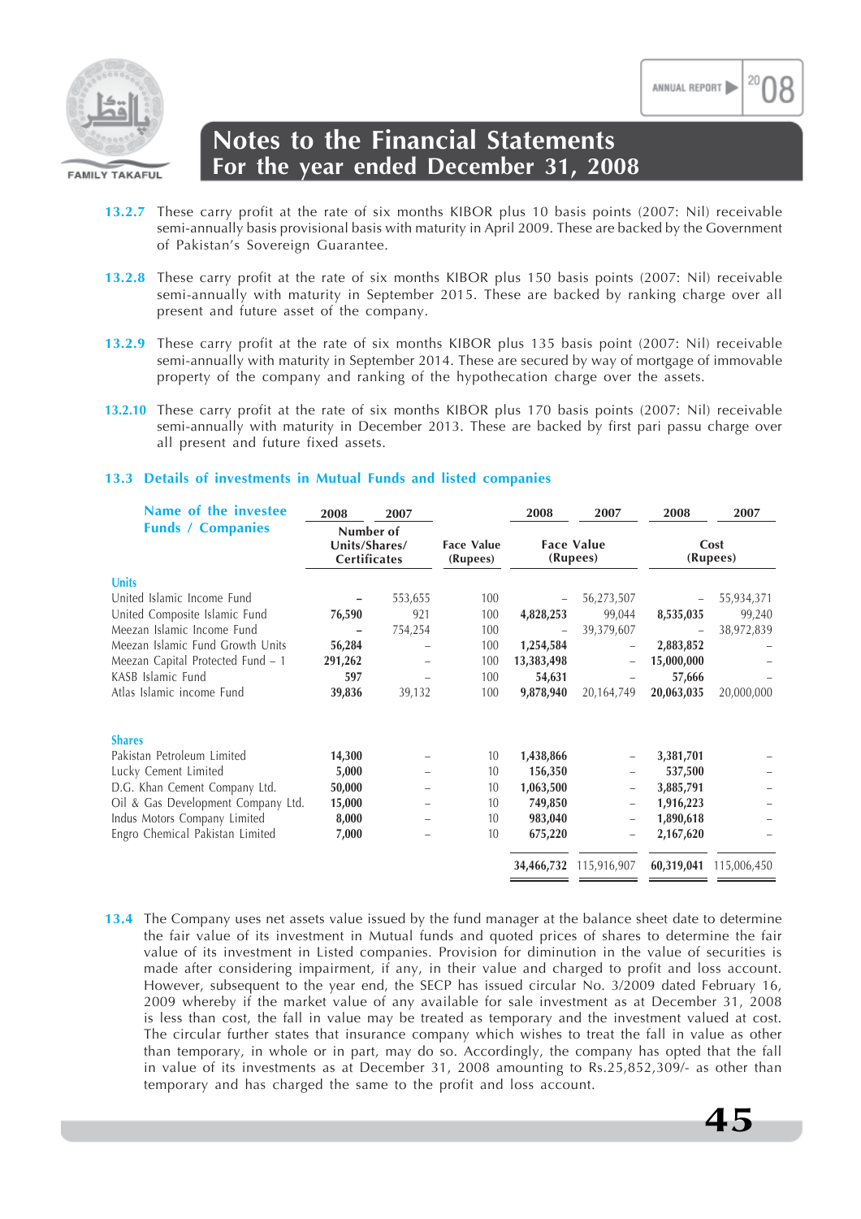**13.2.7** These carry profit at the rate of six months KIBOR plus 10 basis points (2007: Nil) receivable semi-annually basis provisional basis with maturity in April 2009. These are backed by the Government of Pakistan's Sovereign Guarantee.

**13.2.8** These carry profit at the rate of six months KIBOR plus 150 basis points (2007: Nil) receivable semi-annually with maturity in September 2015. These are backed by ranking charge over all present and future asset of the company.

**13.2.9** These carry profit at the rate of six months KIBOR plus 135 basis point (2007: Nil) receivable semi-annually with maturity in September 2014. These are secured by way of mortgage of immovable property of the company and ranking of the hypothecation charge over the assets.

**13.2.10** These carry profit at the rate of six months KIBOR plus 170 basis points (2007: Nil) receivable semi-annually with maturity in December 2013. These are backed by first pari passu charge over all present and future fixed assets.

### 13.3 Details of investments in Mutual Funds and listed companies

| Name of the investee Funds / Companies | 2008 | 2007 | Face Value (Rupees) | 2008 | 2007 | 2008 | 2007 |
|---|---|---|---|---|---|---|---|
| | Number of Units/Shares/ Certificates | | | Face Value (Rupees) | | Cost (Rupees) | |
| **Units** | | | | | | | |
| United Islamic Income Fund | – | 553,655 | 100 | – | 56,273,507 | – | 55,934,371 |
| United Composite Islamic Fund | **76,590** | 921 | 100 | **4,828,253** | 99,044 | **8,535,035** | 99,240 |
| Meezan Islamic Income Fund | – | 754,254 | 100 | – | 39,379,607 | – | 38,972,839 |
| Meezan Islamic Fund Growth Units | **56,284** | – | 100 | **1,254,584** | – | **2,883,852** | – |
| Meezan Capital Protected Fund – 1 | **291,262** | – | 100 | **13,383,498** | – | **15,000,000** | – |
| KASB Islamic Fund | **597** | – | 100 | **54,631** | – | **57,666** | – |
| Atlas Islamic income Fund | **39,836** | 39,132 | 100 | **9,878,940** | 20,164,749 | **20,063,035** | 20,000,000 |
| **Shares** | | | | | | | |
| Pakistan Petroleum Limited | **14,300** | – | 10 | **1,438,866** | – | **3,381,701** | – |
| Lucky Cement Limited | **5,000** | – | 10 | **156,350** | – | **537,500** | – |
| D.G. Khan Cement Company Ltd. | **50,000** | – | 10 | **1,063,500** | – | **3,885,791** | – |
| Oil & Gas Development Company Ltd. | **15,000** | – | 10 | **749,850** | – | **1,916,223** | – |
| Indus Motors Company Limited | **8,000** | – | 10 | **983,040** | – | **1,890,618** | – |
| Engro Chemical Pakistan Limited | **7,000** | – | 10 | **675,220** | – | **2,167,620** | – |
| | | | | **34,466,732** | 115,916,907 | **60,319,041** | 115,006,450 |

**13.4** The Company uses net assets value issued by the fund manager at the balance sheet date to determine the fair value of its investment in Mutual funds and quoted prices of shares to determine the fair value of its investment in Listed companies. Provision for diminution in the value of securities is made after considering impairment, if any, in their value and charged to profit and loss account. However, subsequent to the year end, the SECP has issued circular No. 3/2009 dated February 16, 2009 whereby if the market value of any available for sale investment as at December 31, 2008 is less than cost, the fall in value may be treated as temporary and the investment valued at cost. The circular further states that insurance company which wishes to treat the fall in value as other than temporary, in whole or in part, may do so. Accordingly, the company has opted that the fall in value of its investments as at December 31, 2008 amounting to Rs.25,852,309/- as other than temporary and has charged the same to the profit and loss account.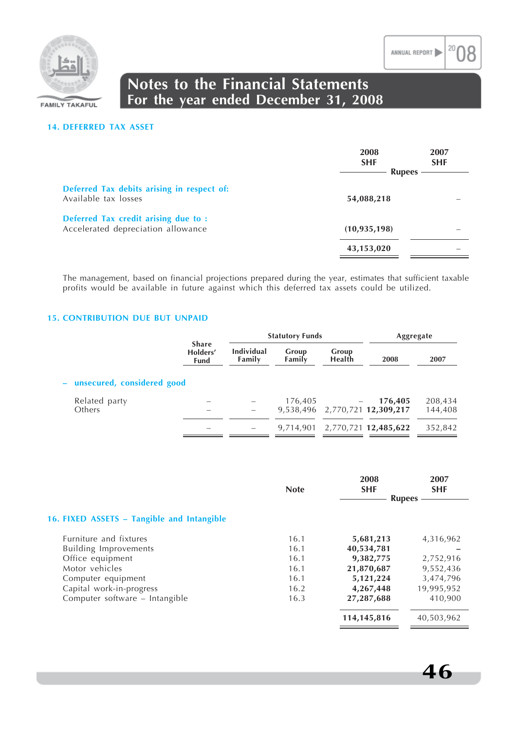## 14. DEFERRED TAX ASSET

| | 2008 SHF | 2007 SHF |
|---|---|---|
| | Rupees | |
| **Deferred Tax debits arising in respect of:** | | |
| Available tax losses | **54,088,218** | – |
| **Deferred Tax credit arising due to :** | | |
| Accelerated depreciation allowance | **(10,935,198)** | – |
| | **43,153,020** | – |

The management, based on financial projections prepared during the year, estimates that sufficient taxable profits would be available in future against which this deferred tax assets could be utilized.

## 15. CONTRIBUTION DUE BUT UNPAID

| | Share Holders' Fund | Statutory Funds | | | Aggregate | |
|---|---|---|---|---|---|---|
| | | Individual Family | Group Family | Group Health | 2008 | 2007 |
| **– unsecured, considered good** | | | | | | |
| Related party | – | – | 176,405 | – | **176,405** | 208,434 |
| Others | – | – | 9,538,496 | 2,770,721 | **12,309,217** | 144,408 |
| | – | – | 9,714,901 | 2,770,721 | **12,485,622** | 352,842 |

## 16. FIXED ASSETS – Tangible and Intangible

| | Note | 2008 SHF | 2007 SHF |
|---|---|---|---|
| | | Rupees | |
| Furniture and fixtures | 16.1 | **5,681,213** | 4,316,962 |
| Building Improvements | 16.1 | **40,534,781** | – |
| Office equipment | 16.1 | **9,382,775** | 2,752,916 |
| Motor vehicles | 16.1 | **21,870,687** | 9,552,436 |
| Computer equipment | 16.1 | **5,121,224** | 3,474,796 |
| Capital work-in-progress | 16.2 | **4,267,448** | 19,995,952 |
| Computer software – Intangible | 16.3 | **27,287,688** | 410,900 |
| | | **114,145,816** | 40,503,962 |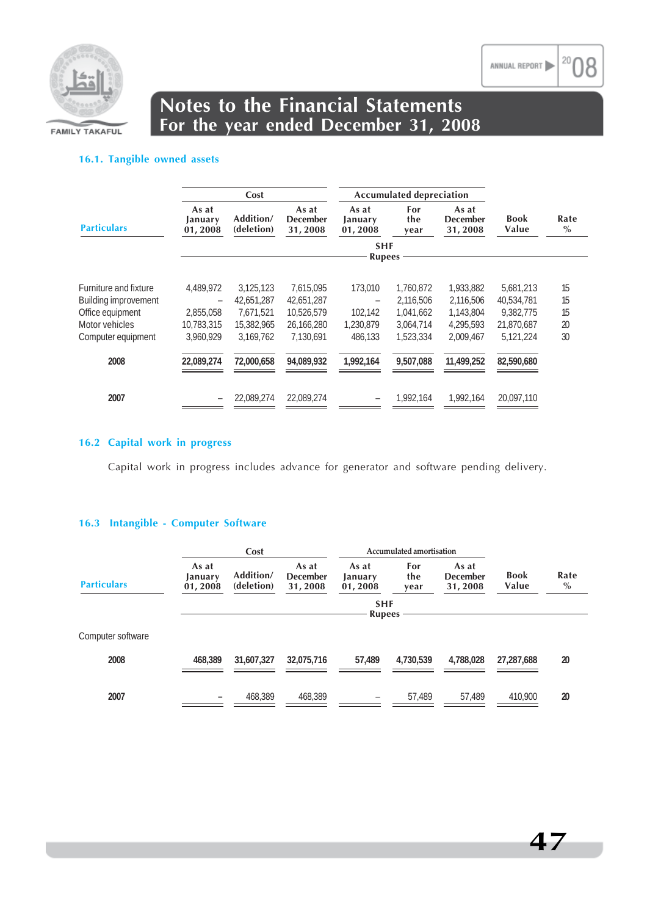# Notes to the Financial Statements
## For the year ended December 31, 2008

### 16.1. Tangible owned assets

| Particulars | Cost | | | Accumulated depreciation | | | Book Value | Rate % |
|---|---|---|---|---|---|---|---|---|
| | As at January 01, 2008 | Addition/ (deletion) | As at December 31, 2008 | As at January 01, 2008 | For the year | As at December 31, 2008 | | |
| | SHF Rupees | | | | | | | |
| Furniture and fixture | 4,489,972 | 3,125,123 | 7,615,095 | 173,010 | 1,760,872 | 1,933,882 | 5,681,213 | 15 |
| Building improvement | – | 42,651,287 | 42,651,287 | – | 2,116,506 | 2,116,506 | 40,534,781 | 15 |
| Office equipment | 2,855,058 | 7,671,521 | 10,526,579 | 102,142 | 1,041,662 | 1,143,804 | 9,382,775 | 15 |
| Motor vehicles | 10,783,315 | 15,382,965 | 26,166,280 | 1,230,879 | 3,064,714 | 4,295,593 | 21,870,687 | 20 |
| Computer equipment | 3,960,929 | 3,169,762 | 7,130,691 | 486,133 | 1,523,334 | 2,009,467 | 5,121,224 | 30 |
| **2008** | **22,089,274** | **72,000,658** | **94,089,932** | **1,992,164** | **9,507,088** | **11,499,252** | **82,590,680** | |
| **2007** | – | 22,089,274 | 22,089,274 | – | 1,992,164 | 1,992,164 | 20,097,110 | |

### 16.2 Capital work in progress

Capital work in progress includes advance for generator and software pending delivery.

### 16.3 Intangible - Computer Software

| Particulars | Cost | | | Accumulated amortisation | | | Book Value | Rate % |
|---|---|---|---|---|---|---|---|---|
| | As at January 01, 2008 | Addition/ (deletion) | As at December 31, 2008 | As at January 01, 2008 | For the year | As at December 31, 2008 | | |
| | SHF Rupees | | | | | | | |
| Computer software | | | | | | | | |
| **2008** | **468,389** | **31,607,327** | **32,075,716** | **57,489** | **4,730,539** | **4,788,028** | **27,287,688** | **20** |
| **2007** | **–** | 468,389 | 468,389 | – | 57,489 | 57,489 | 410,900 | **20** |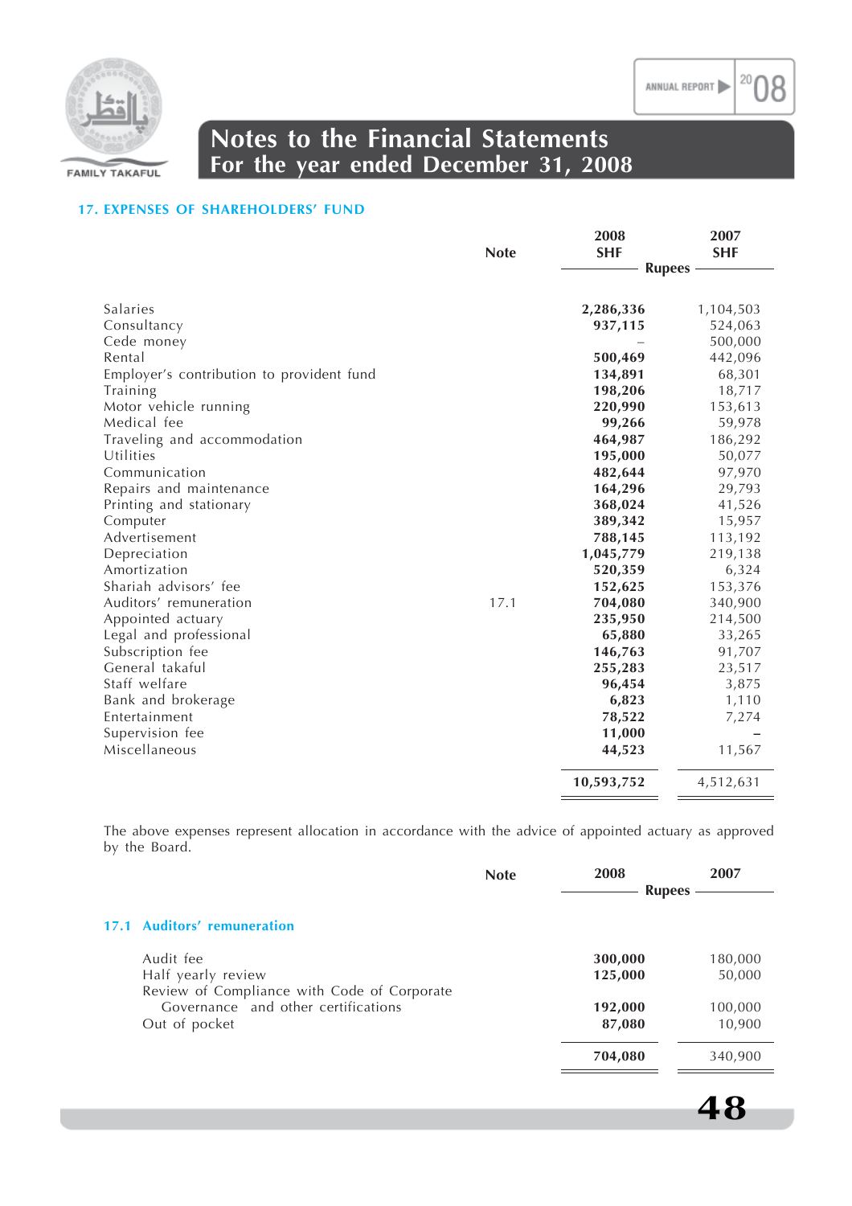# Notes to the Financial Statements
## For the year ended December 31, 2008

### 17. EXPENSES OF SHAREHOLDERS' FUND

| | Note | 2008 SHF | 2007 SHF |
|---|---|---|---|
| | | Rupees | |
| Salaries | | **2,286,336** | 1,104,503 |
| Consultancy | | **937,115** | 524,063 |
| Cede money | | – | 500,000 |
| Rental | | **500,469** | 442,096 |
| Employer's contribution to provident fund | | **134,891** | 68,301 |
| Training | | **198,206** | 18,717 |
| Motor vehicle running | | **220,990** | 153,613 |
| Medical fee | | **99,266** | 59,978 |
| Traveling and accommodation | | **464,987** | 186,292 |
| Utilities | | **195,000** | 50,077 |
| Communication | | **482,644** | 97,970 |
| Repairs and maintenance | | **164,296** | 29,793 |
| Printing and stationary | | **368,024** | 41,526 |
| Computer | | **389,342** | 15,957 |
| Advertisement | | **788,145** | 113,192 |
| Depreciation | | **1,045,779** | 219,138 |
| Amortization | | **520,359** | 6,324 |
| Shariah advisors' fee | | **152,625** | 153,376 |
| Auditors' remuneration | 17.1 | **704,080** | 340,900 |
| Appointed actuary | | **235,950** | 214,500 |
| Legal and professional | | **65,880** | 33,265 |
| Subscription fee | | **146,763** | 91,707 |
| General takaful | | **255,283** | 23,517 |
| Staff welfare | | **96,454** | 3,875 |
| Bank and brokerage | | **6,823** | 1,110 |
| Entertainment | | **78,522** | 7,274 |
| Supervision fee | | **11,000** | – |
| Miscellaneous | | **44,523** | 11,567 |
| | | **10,593,752** | 4,512,631 |

The above expenses represent allocation in accordance with the advice of appointed actuary as approved by the Board.

#### 17.1 Auditors' remuneration

| | Note | 2008 | 2007 |
|---|---|---|---|
| | | Rupees | |
| Audit fee | | **300,000** | 180,000 |
| Half yearly review | | **125,000** | 50,000 |
| Review of Compliance with Code of Corporate Governance and other certifications | | **192,000** | 100,000 |
| Out of pocket | | **87,080** | 10,900 |
| | | **704,080** | 340,900 |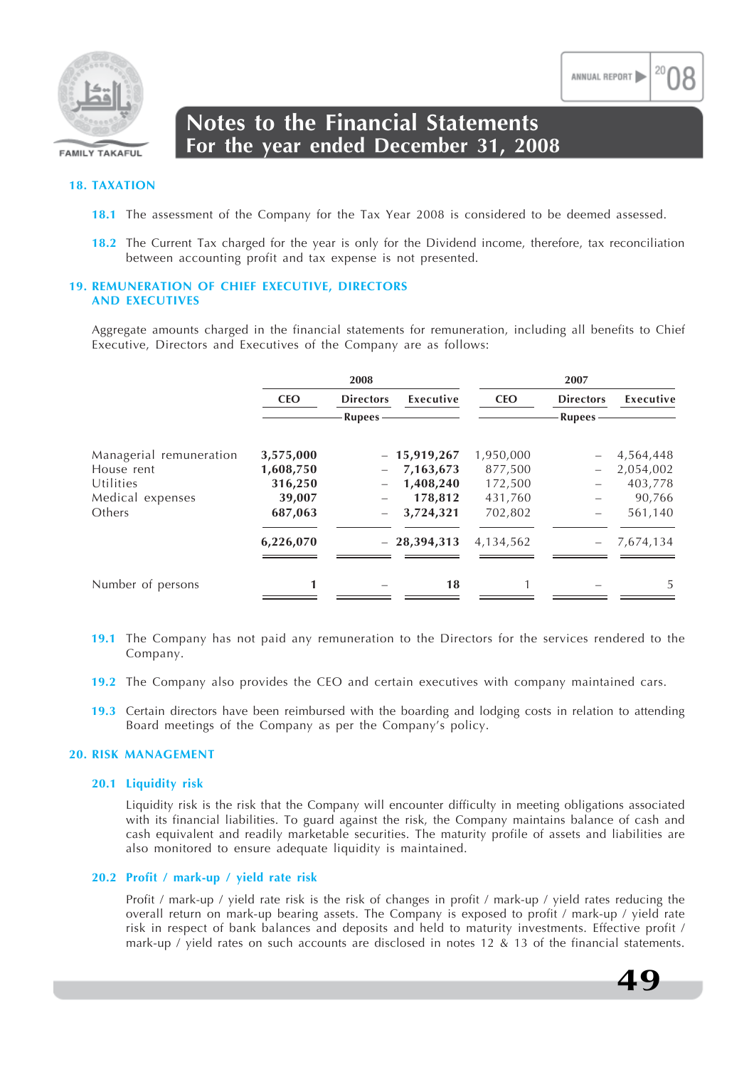## 18. TAXATION

**18.1** The assessment of the Company for the Tax Year 2008 is considered to be deemed assessed.

**18.2** The Current Tax charged for the year is only for the Dividend income, therefore, tax reconciliation between accounting profit and tax expense is not presented.

## 19. REMUNERATION OF CHIEF EXECUTIVE, DIRECTORS AND EXECUTIVES

Aggregate amounts charged in the financial statements for remuneration, including all benefits to Chief Executive, Directors and Executives of the Company are as follows:

| | 2008 | | | 2007 | | |
|---|---|---|---|---|---|---|
| | CEO | Directors | Executive | CEO | Directors | Executive |
| | | Rupees | | | Rupees | |
| Managerial remuneration | **3,575,000** | **–** | **15,919,267** | 1,950,000 | – | 4,564,448 |
| House rent | **1,608,750** | **–** | **7,163,673** | 877,500 | – | 2,054,002 |
| Utilities | **316,250** | **–** | **1,408,240** | 172,500 | – | 403,778 |
| Medical expenses | **39,007** | **–** | **178,812** | 431,760 | – | 90,766 |
| Others | **687,063** | **–** | **3,724,321** | 702,802 | – | 561,140 |
| | **6,226,070** | **–** | **28,394,313** | 4,134,562 | – | 7,674,134 |
| Number of persons | **1** | **–** | **18** | 1 | – | 5 |

**19.1** The Company has not paid any remuneration to the Directors for the services rendered to the Company.

**19.2** The Company also provides the CEO and certain executives with company maintained cars.

**19.3** Certain directors have been reimbursed with the boarding and lodging costs in relation to attending Board meetings of the Company as per the Company's policy.

## 20. RISK MANAGEMENT

### 20.1 Liquidity risk

Liquidity risk is the risk that the Company will encounter difficulty in meeting obligations associated with its financial liabilities. To guard against the risk, the Company maintains balance of cash and cash equivalent and readily marketable securities. The maturity profile of assets and liabilities are also monitored to ensure adequate liquidity is maintained.

### 20.2 Profit / mark-up / yield rate risk

Profit / mark-up / yield rate risk is the risk of changes in profit / mark-up / yield rates reducing the overall return on mark-up bearing assets. The Company is exposed to profit / mark-up / yield rate risk in respect of bank balances and deposits and held to maturity investments. Effective profit / mark-up / yield rates on such accounts are disclosed in notes 12 & 13 of the financial statements.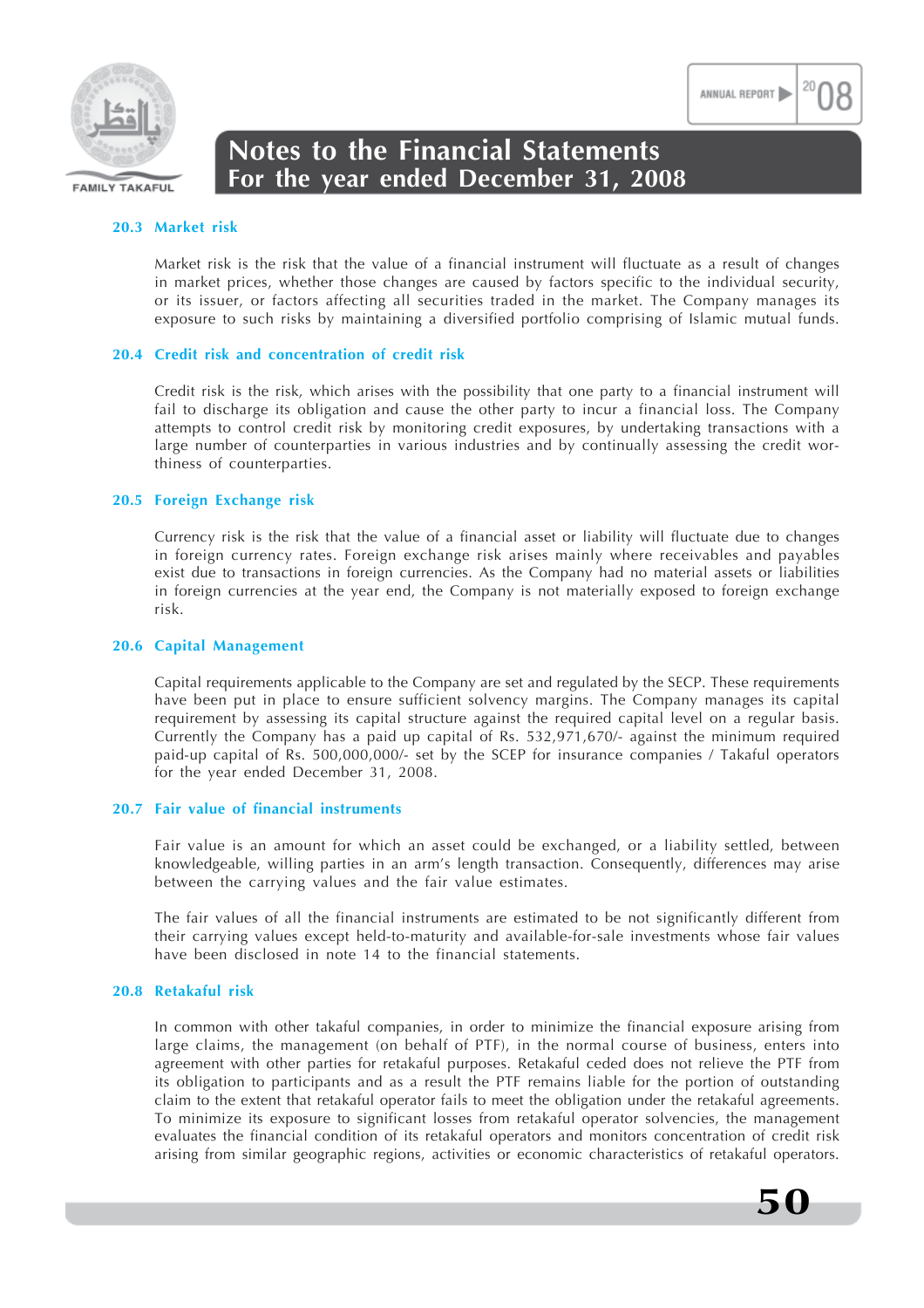### 20.3 Market risk

Market risk is the risk that the value of a financial instrument will fluctuate as a result of changes in market prices, whether those changes are caused by factors specific to the individual security, or its issuer, or factors affecting all securities traded in the market. The Company manages its exposure to such risks by maintaining a diversified portfolio comprising of Islamic mutual funds.

### 20.4 Credit risk and concentration of credit risk

Credit risk is the risk, which arises with the possibility that one party to a financial instrument will fail to discharge its obligation and cause the other party to incur a financial loss. The Company attempts to control credit risk by monitoring credit exposures, by undertaking transactions with a large number of counterparties in various industries and by continually assessing the credit worthiness of counterparties.

### 20.5 Foreign Exchange risk

Currency risk is the risk that the value of a financial asset or liability will fluctuate due to changes in foreign currency rates. Foreign exchange risk arises mainly where receivables and payables exist due to transactions in foreign currencies. As the Company had no material assets or liabilities in foreign currencies at the year end, the Company is not materially exposed to foreign exchange risk.

### 20.6 Capital Management

Capital requirements applicable to the Company are set and regulated by the SECP. These requirements have been put in place to ensure sufficient solvency margins. The Company manages its capital requirement by assessing its capital structure against the required capital level on a regular basis. Currently the Company has a paid up capital of Rs. 532,971,670/- against the minimum required paid-up capital of Rs. 500,000,000/- set by the SCEP for insurance companies / Takaful operators for the year ended December 31, 2008.

### 20.7 Fair value of financial instruments

Fair value is an amount for which an asset could be exchanged, or a liability settled, between knowledgeable, willing parties in an arm's length transaction. Consequently, differences may arise between the carrying values and the fair value estimates.

The fair values of all the financial instruments are estimated to be not significantly different from their carrying values except held-to-maturity and available-for-sale investments whose fair values have been disclosed in note 14 to the financial statements.

### 20.8 Retakaful risk

In common with other takaful companies, in order to minimize the financial exposure arising from large claims, the management (on behalf of PTF), in the normal course of business, enters into agreement with other parties for retakaful purposes. Retakaful ceded does not relieve the PTF from its obligation to participants and as a result the PTF remains liable for the portion of outstanding claim to the extent that retakaful operator fails to meet the obligation under the retakaful agreements. To minimize its exposure to significant losses from retakaful operator solvencies, the management evaluates the financial condition of its retakaful operators and monitors concentration of credit risk arising from similar geographic regions, activities or economic characteristics of retakaful operators.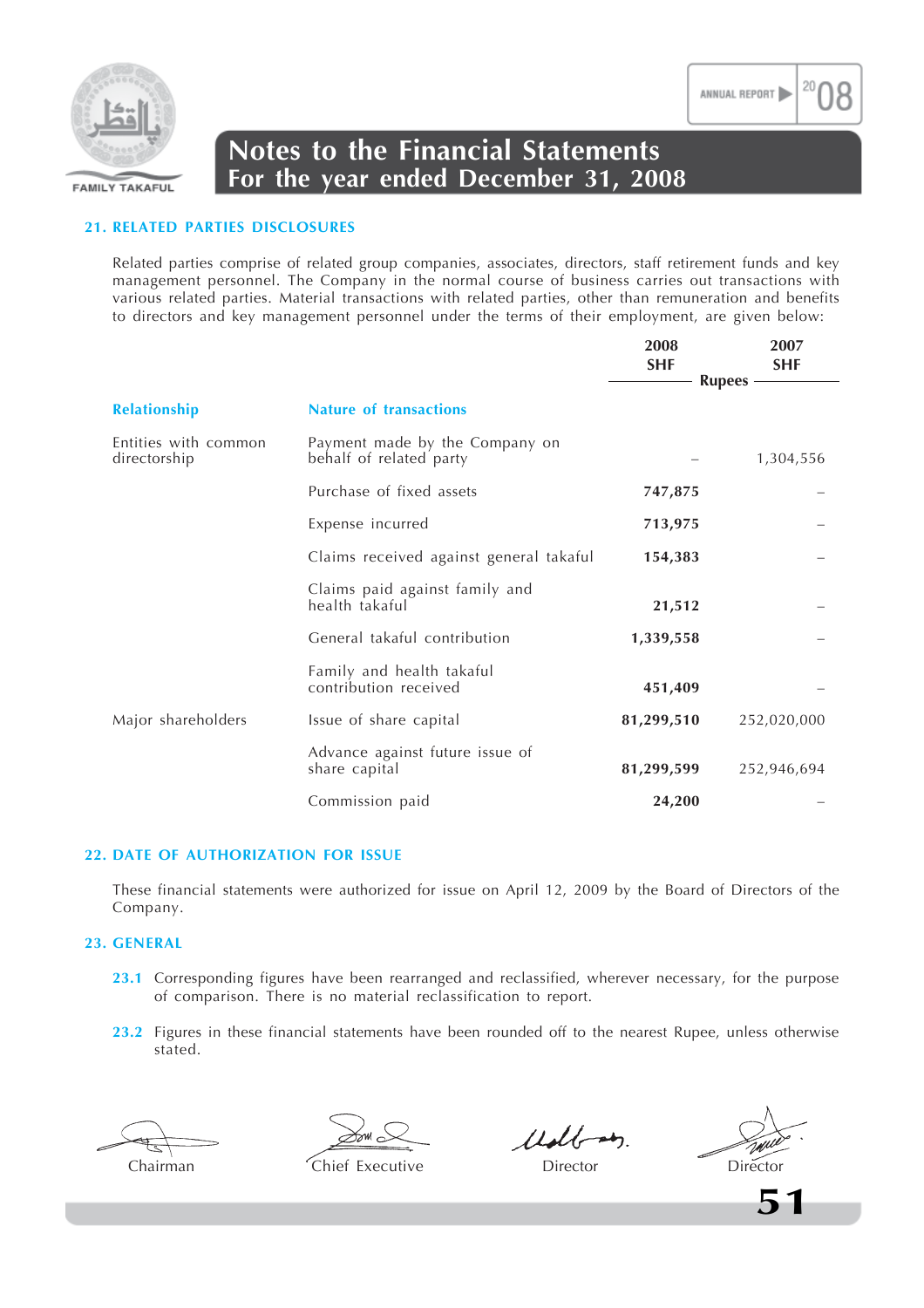## 21. RELATED PARTIES DISCLOSURES

Related parties comprise of related group companies, associates, directors, staff retirement funds and key management personnel. The Company in the normal course of business carries out transactions with various related parties. Material transactions with related parties, other than remuneration and benefits to directors and key management personnel under the terms of their employment, are given below:

| Relationship | Nature of transactions | 2008 SHF | 2007 SHF |
|---|---|---|---|
| | | Rupees | |
| Entities with common directorship | Payment made by the Company on behalf of related party | – | 1,304,556 |
| | Purchase of fixed assets | **747,875** | – |
| | Expense incurred | **713,975** | – |
| | Claims received against general takaful | **154,383** | – |
| | Claims paid against family and health takaful | **21,512** | – |
| | General takaful contribution | **1,339,558** | – |
| | Family and health takaful contribution received | **451,409** | – |
| Major shareholders | Issue of share capital | **81,299,510** | 252,020,000 |
| | Advance against future issue of share capital | **81,299,599** | 252,946,694 |
| | Commission paid | **24,200** | – |

## 22. DATE OF AUTHORIZATION FOR ISSUE

These financial statements were authorized for issue on April 12, 2009 by the Board of Directors of the Company.

## 23. GENERAL

23.1 Corresponding figures have been rearranged and reclassified, wherever necessary, for the purpose of comparison. There is no material reclassification to report.

23.2 Figures in these financial statements have been rounded off to the nearest Rupee, unless otherwise stated.

Chairman | Chief Executive | Director | Director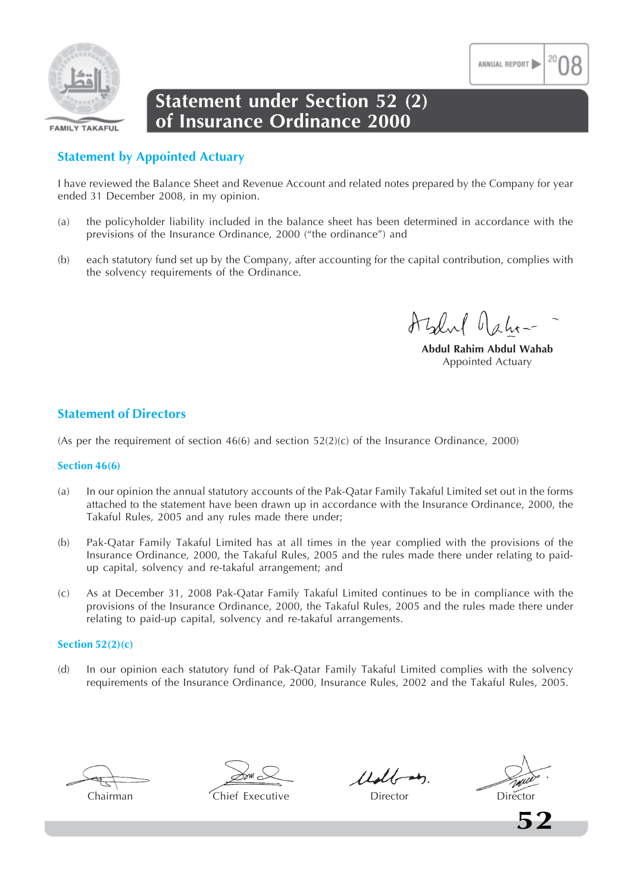# Statement under Section 52 (2) of Insurance Ordinance 2000

## Statement by Appointed Actuary

I have reviewed the Balance Sheet and Revenue Account and related notes prepared by the Company for year ended 31 December 2008, in my opinion.

(a) the policyholder liability included in the balance sheet has been determined in accordance with the previsions of the Insurance Ordinance, 2000 ("the ordinance") and

(b) each statutory fund set up by the Company, after accounting for the capital contribution, complies with the solvency requirements of the Ordinance.

**Abdul Rahim Abdul Wahab**
Appointed Actuary

## Statement of Directors

(As per the requirement of section 46(6) and section 52(2)(c) of the Insurance Ordinance, 2000)

### Section 46(6)

(a) In our opinion the annual statutory accounts of the Pak-Qatar Family Takaful Limited set out in the forms attached to the statement have been drawn up in accordance with the Insurance Ordinance, 2000, the Takaful Rules, 2005 and any rules made there under;

(b) Pak-Qatar Family Takaful Limited has at all times in the year complied with the provisions of the Insurance Ordinance, 2000, the Takaful Rules, 2005 and the rules made there under relating to paid-up capital, solvency and re-takaful arrangement; and

(c) As at December 31, 2008 Pak-Qatar Family Takaful Limited continues to be in compliance with the provisions of the Insurance Ordinance, 2000, the Takaful Rules, 2005 and the rules made there under relating to paid-up capital, solvency and re-takaful arrangements.

### Section 52(2)(c)

(d) In our opinion each statutory fund of Pak-Qatar Family Takaful Limited complies with the solvency requirements of the Insurance Ordinance, 2000, Insurance Rules, 2002 and the Takaful Rules, 2005.

| Chairman | Chief Executive | Director | Director |
|---|---|---|---|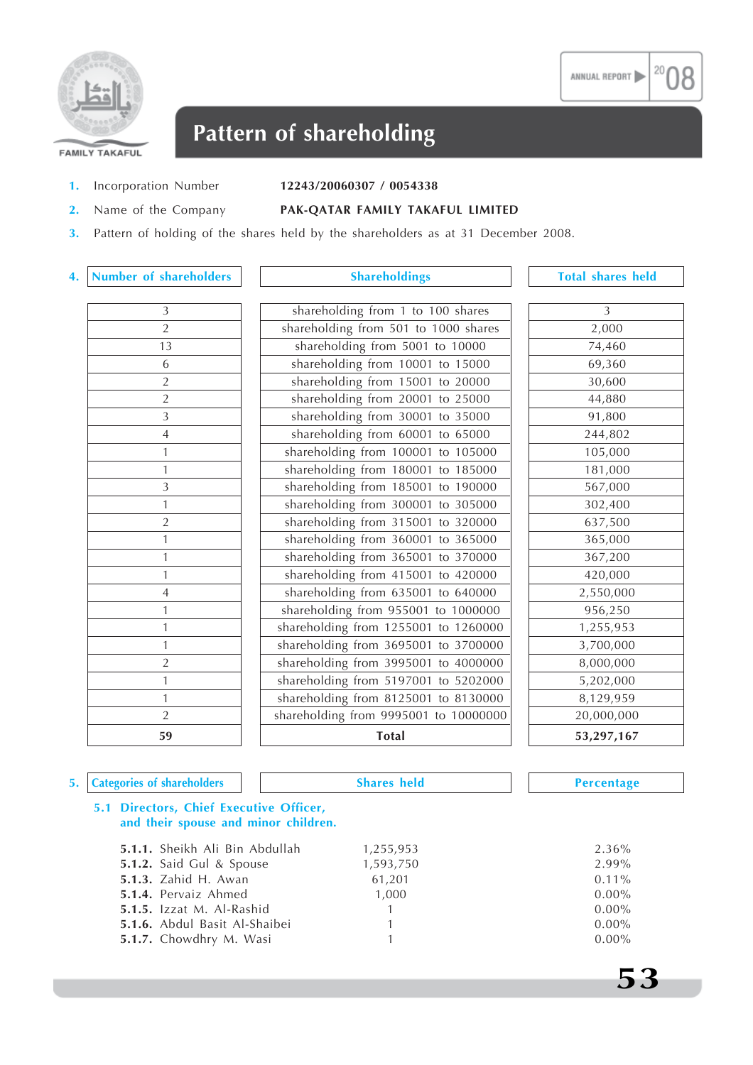# Pattern of shareholding

1. Incorporation Number **12243/20060307 / 0054338**
2. Name of the Company **PAK-QATAR FAMILY TAKAFUL LIMITED**
3. Pattern of holding of the shares held by the shareholders as at 31 December 2008.

4.

| Number of shareholders | Shareholdings | Total shares held |
|---|---|---|
| 3 | shareholding from 1 to 100 shares | 3 |
| 2 | shareholding from 501 to 1000 shares | 2,000 |
| 13 | shareholding from 5001 to 10000 | 74,460 |
| 6 | shareholding from 10001 to 15000 | 69,360 |
| 2 | shareholding from 15001 to 20000 | 30,600 |
| 2 | shareholding from 20001 to 25000 | 44,880 |
| 3 | shareholding from 30001 to 35000 | 91,800 |
| 4 | shareholding from 60001 to 65000 | 244,802 |
| 1 | shareholding from 100001 to 105000 | 105,000 |
| 1 | shareholding from 180001 to 185000 | 181,000 |
| 3 | shareholding from 185001 to 190000 | 567,000 |
| 1 | shareholding from 300001 to 305000 | 302,400 |
| 2 | shareholding from 315001 to 320000 | 637,500 |
| 1 | shareholding from 360001 to 365000 | 365,000 |
| 1 | shareholding from 365001 to 370000 | 367,200 |
| 1 | shareholding from 415001 to 420000 | 420,000 |
| 4 | shareholding from 635001 to 640000 | 2,550,000 |
| 1 | shareholding from 955001 to 1000000 | 956,250 |
| 1 | shareholding from 1255001 to 1260000 | 1,255,953 |
| 1 | shareholding from 3695001 to 3700000 | 3,700,000 |
| 2 | shareholding from 3995001 to 4000000 | 8,000,000 |
| 1 | shareholding from 5197001 to 5202000 | 5,202,000 |
| 1 | shareholding from 8125001 to 8130000 | 8,129,959 |
| 2 | shareholding from 9995001 to 10000000 | 20,000,000 |
| **59** | **Total** | **53,297,167** |

5.

| Categories of shareholders | Shares held | Percentage |
|---|---|---|
| **5.1 Directors, Chief Executive Officer, and their spouse and minor children.** | | |
| **5.1.1.** Sheikh Ali Bin Abdullah | 1,255,953 | 2.36% |
| **5.1.2.** Said Gul & Spouse | 1,593,750 | 2.99% |
| **5.1.3.** Zahid H. Awan | 61,201 | 0.11% |
| **5.1.4.** Pervaiz Ahmed | 1,000 | 0.00% |
| **5.1.5.** Izzat M. Al-Rashid | 1 | 0.00% |
| **5.1.6.** Abdul Basit Al-Shaibei | 1 | 0.00% |
| **5.1.7.** Chowdhry M. Wasi | 1 | 0.00% |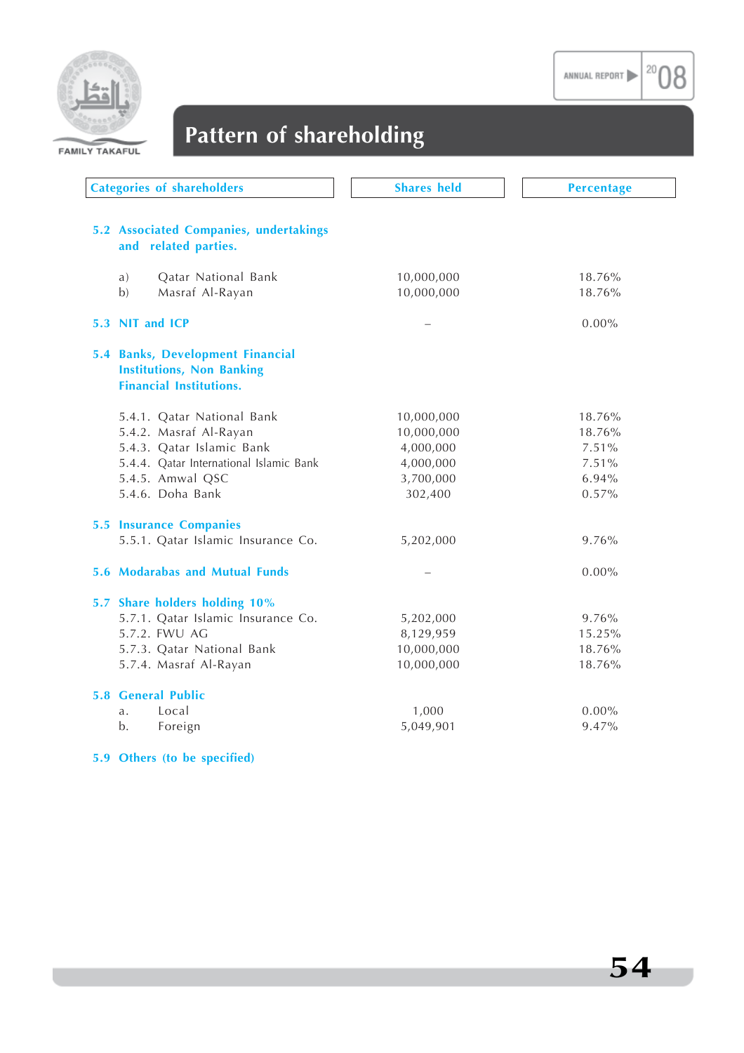# Pattern of shareholding

| Categories of shareholders | Shares held | Percentage |
|---|---|---|
| **5.2 Associated Companies, undertakings and related parties.** | | |
| a) Qatar National Bank | 10,000,000 | 18.76% |
| b) Masraf Al-Rayan | 10,000,000 | 18.76% |
| **5.3 NIT and ICP** | – | 0.00% |
| **5.4 Banks, Development Financial Institutions, Non Banking Financial Institutions.** | | |
| 5.4.1. Qatar National Bank | 10,000,000 | 18.76% |
| 5.4.2. Masraf Al-Rayan | 10,000,000 | 18.76% |
| 5.4.3. Qatar Islamic Bank | 4,000,000 | 7.51% |
| 5.4.4. Qatar International Islamic Bank | 4,000,000 | 7.51% |
| 5.4.5. Amwal QSC | 3,700,000 | 6.94% |
| 5.4.6. Doha Bank | 302,400 | 0.57% |
| **5.5 Insurance Companies** | | |
| 5.5.1. Qatar Islamic Insurance Co. | 5,202,000 | 9.76% |
| **5.6 Modarabas and Mutual Funds** | – | 0.00% |
| **5.7 Share holders holding 10%** | | |
| 5.7.1. Qatar Islamic Insurance Co. | 5,202,000 | 9.76% |
| 5.7.2. FWU AG | 8,129,959 | 15.25% |
| 5.7.3. Qatar National Bank | 10,000,000 | 18.76% |
| 5.7.4. Masraf Al-Rayan | 10,000,000 | 18.76% |
| **5.8 General Public** | | |
| a. Local | 1,000 | 0.00% |
| b. Foreign | 5,049,901 | 9.47% |
| **5.9 Others (to be specified)** | | |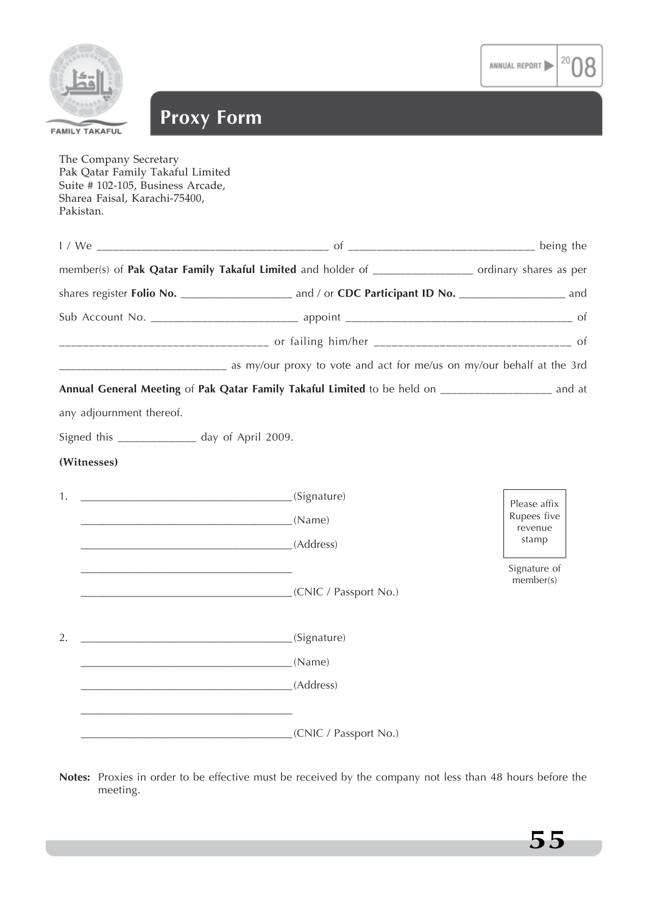# Proxy Form

The Company Secretary
Pak Qatar Family Takaful Limited
Suite # 102-105, Business Arcade,
Sharea Faisal, Karachi-75400,
Pakistan.

I / We ______________________________________ of ______________________________ being the member(s) of **Pak Qatar Family Takaful Limited** and holder of ________________ ordinary shares as per shares register **Folio No.** __________________ and / or **CDC Participant ID No.** _________________ and Sub Account No. _______________________ appoint _____________________________________ of _________________________________ or failing him/her ________________________________ of ___________________________ as my/our proxy to vote and act for me/us on my/our behalf at the 3rd **Annual General Meeting** of **Pak Qatar Family Takaful Limited** to be held on __________________ and at any adjournment thereof.

Signed this _____________ day of April 2009.

**(Witnesses)**

1. ___________________________________(Signature)

   ___________________________________(Name)

   ___________________________________(Address)

   ___________________________________

   ___________________________________(CNIC / Passport No.)

Please affix Rupees five revenue stamp

Signature of member(s)

2. ___________________________________(Signature)

   ___________________________________(Name)

   ___________________________________(Address)

   ___________________________________

   ___________________________________(CNIC / Passport No.)

**Notes:** Proxies in order to be effective must be received by the company not less than 48 hours before the meeting.